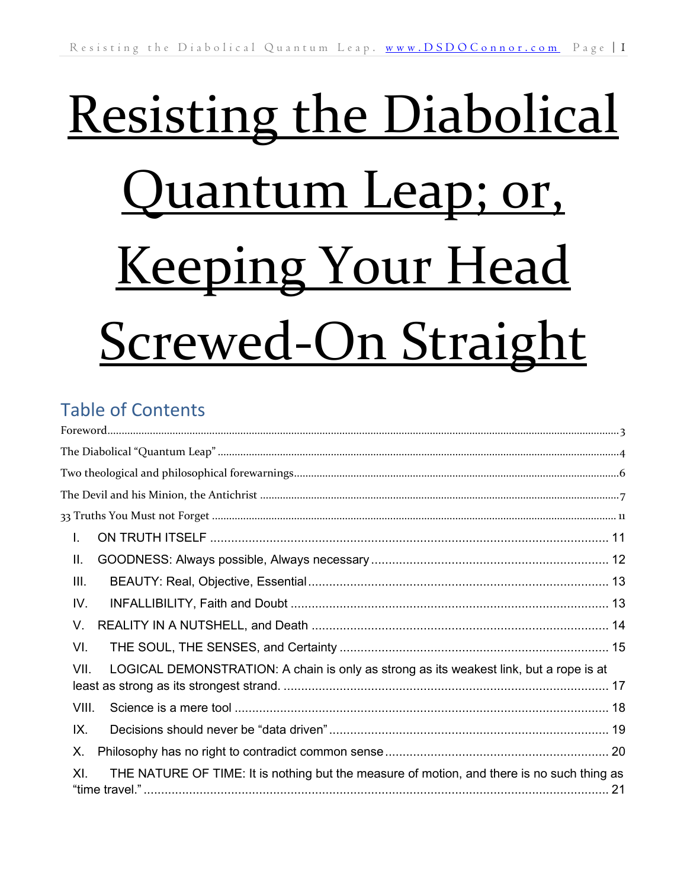# Resisting the Diabolical Quantum Leap; or, Keeping Your Head Screwed-On Straight

## Table of Contents

Foreword........................................................................................................................3

The Diabolical "Quantum Leap"..................................................................................4

Two theological and philosophical forewarnings.........................................................6

The Devil and his Minion, the Antichrist.....................................................................7

33 Truths You Must not Forget.....................................................................................11

I. ON TRUTH ITSELF.................................................................................................11

II. GOODNESS: Always possible, Always necessary..................................................12

III. BEAUTY: Real, Objective, Essential.....................................................................13

IV. INFALLIBILITY, Faith and Doubt.........................................................................13

V. REALITY IN A NUTSHELL, and Death..................................................................14

VI. THE SOUL, THE SENSES, and Certainty..............................................................15

VII. LOGICAL DEMONSTRATION: A chain is only as strong as its weakest link, but a rope is at least as strong as its strongest strand.............................................................................17

VIII. Science is a mere tool...........................................................................................18

IX. Decisions should never be "data driven"...............................................................19

X. Philosophy has no right to contradict common sense..............................................20

XI. THE NATURE OF TIME: It is nothing but the measure of motion, and there is no such thing as "time travel."...........................................................................................................21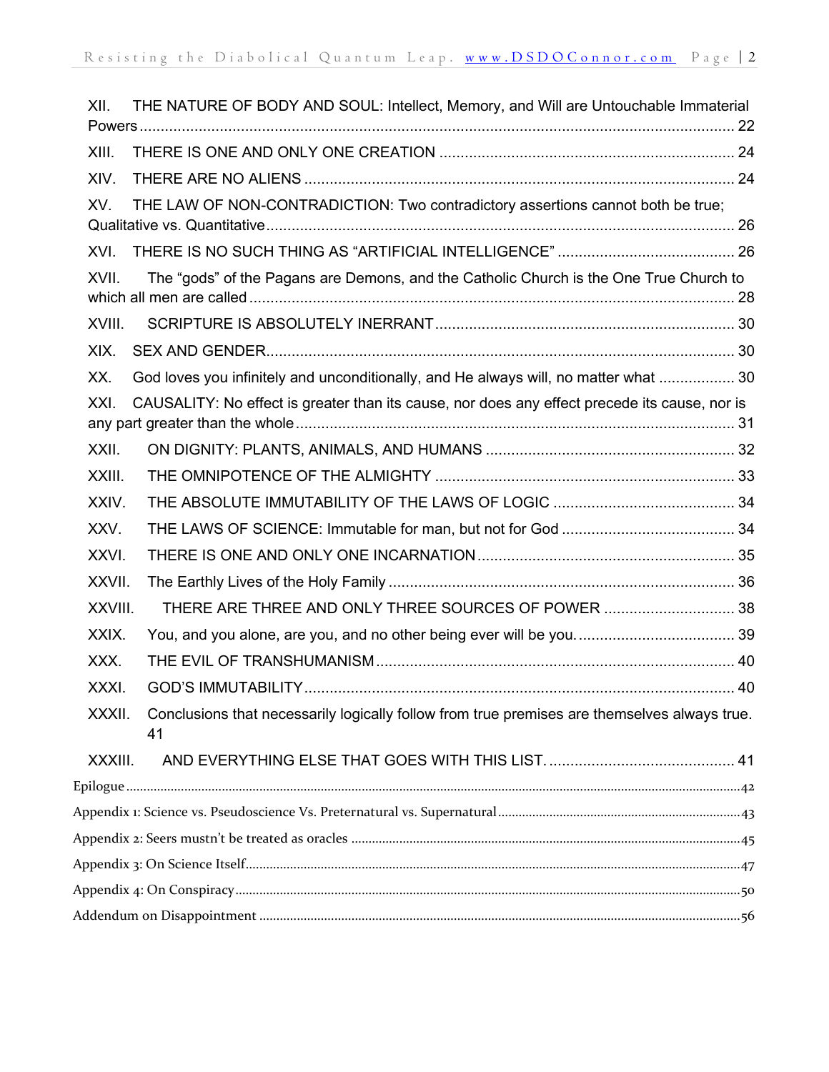XII. THE NATURE OF BODY AND SOUL: Intellect, Memory, and Will are Untouchable Immaterial Powers ..... 22

XIII. THERE IS ONE AND ONLY ONE CREATION ..... 24

XIV. THERE ARE NO ALIENS ..... 24

XV. THE LAW OF NON-CONTRADICTION: Two contradictory assertions cannot both be true; Qualitative vs. Quantitative ..... 26

XVI. THERE IS NO SUCH THING AS "ARTIFICIAL INTELLIGENCE" ..... 26

XVII. The "gods" of the Pagans are Demons, and the Catholic Church is the One True Church to which all men are called ..... 28

XVIII. SCRIPTURE IS ABSOLUTELY INERRANT ..... 30

XIX. SEX AND GENDER ..... 30

XX. God loves you infinitely and unconditionally, and He always will, no matter what ..... 30

XXI. CAUSALITY: No effect is greater than its cause, nor does any effect precede its cause, nor is any part greater than the whole ..... 31

XXII. ON DIGNITY: PLANTS, ANIMALS, AND HUMANS ..... 32

XXIII. THE OMNIPOTENCE OF THE ALMIGHTY ..... 33

XXIV. THE ABSOLUTE IMMUTABILITY OF THE LAWS OF LOGIC ..... 34

XXV. THE LAWS OF SCIENCE: Immutable for man, but not for God ..... 34

XXVI. THERE IS ONE AND ONLY ONE INCARNATION ..... 35

XXVII. The Earthly Lives of the Holy Family ..... 36

XXVIII. THERE ARE THREE AND ONLY THREE SOURCES OF POWER ..... 38

XXIX. You, and you alone, are you, and no other being ever will be you. ..... 39

XXX. THE EVIL OF TRANSHUMANISM ..... 40

XXXI. GOD'S IMMUTABILITY ..... 40

XXXII. Conclusions that necessarily logically follow from true premises are themselves always true. 41

XXXIII. AND EVERYTHING ELSE THAT GOES WITH THIS LIST. ..... 41

Epilogue ..... 42

Appendix 1: Science vs. Pseudoscience Vs. Preternatural vs. Supernatural ..... 43

Appendix 2: Seers mustn't be treated as oracles ..... 45

Appendix 3: On Science Itself ..... 47

Appendix 4: On Conspiracy ..... 50

Addendum on Disappointment ..... 56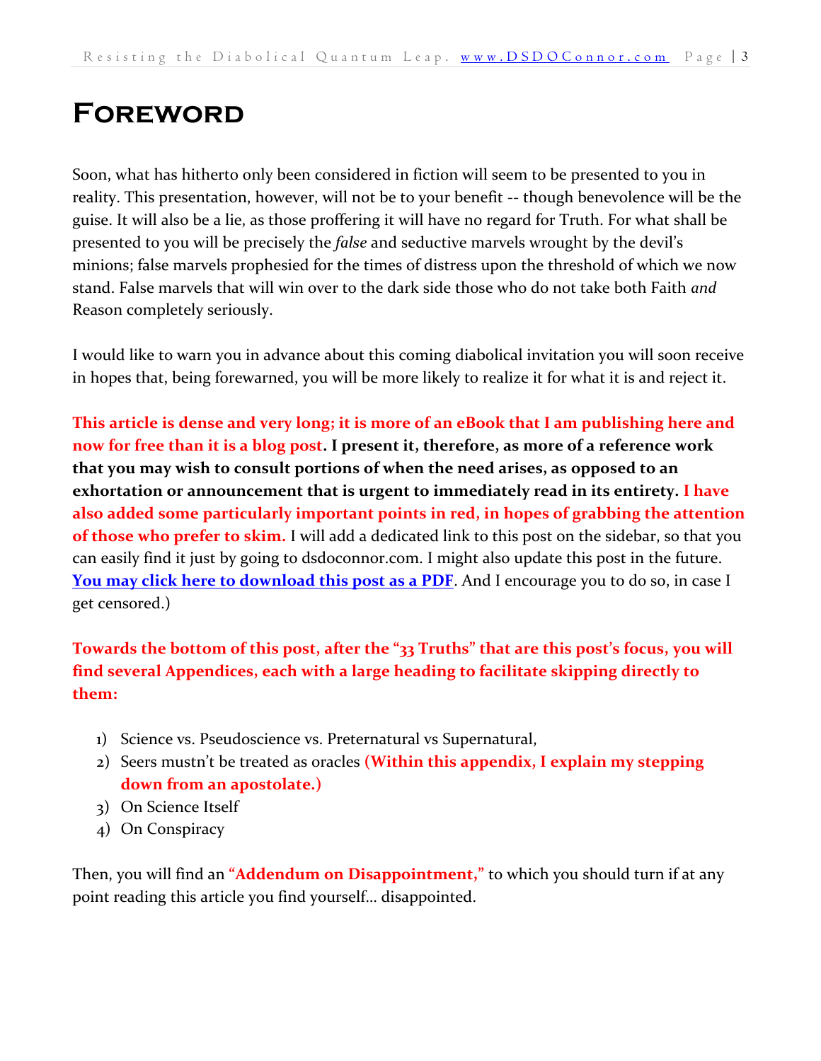# Foreword

Soon, what has hitherto only been considered in fiction will seem to be presented to you in reality. This presentation, however, will not be to your benefit -- though benevolence will be the guise. It will also be a lie, as those proffering it will have no regard for Truth. For what shall be presented to you will be precisely the *false* and seductive marvels wrought by the devil's minions; false marvels prophesied for the times of distress upon the threshold of which we now stand. False marvels that will win over to the dark side those who do not take both Faith *and* Reason completely seriously.

I would like to warn you in advance about this coming diabolical invitation you will soon receive in hopes that, being forewarned, you will be more likely to realize it for what it is and reject it.

**This article is dense and very long; it is more of an eBook that I am publishing here and now for free than it is a blog post. I present it, therefore, as more of a reference work that you may wish to consult portions of when the need arises, as opposed to an exhortation or announcement that is urgent to immediately read in its entirety. I have also added some particularly important points in red, in hopes of grabbing the attention of those who prefer to skim.** I will add a dedicated link to this post on the sidebar, so that you can easily find it just by going to dsdoconnor.com. I might also update this post in the future. **You may click here to download this post as a PDF**. And I encourage you to do so, in case I get censored.)

**Towards the bottom of this post, after the "33 Truths" that are this post's focus, you will find several Appendices, each with a large heading to facilitate skipping directly to them:**

1) Science vs. Pseudoscience vs. Preternatural vs Supernatural,
2) Seers mustn't be treated as oracles **(Within this appendix, I explain my stepping down from an apostolate.)**
3) On Science Itself
4) On Conspiracy

Then, you will find an **"Addendum on Disappointment,"** to which you should turn if at any point reading this article you find yourself… disappointed.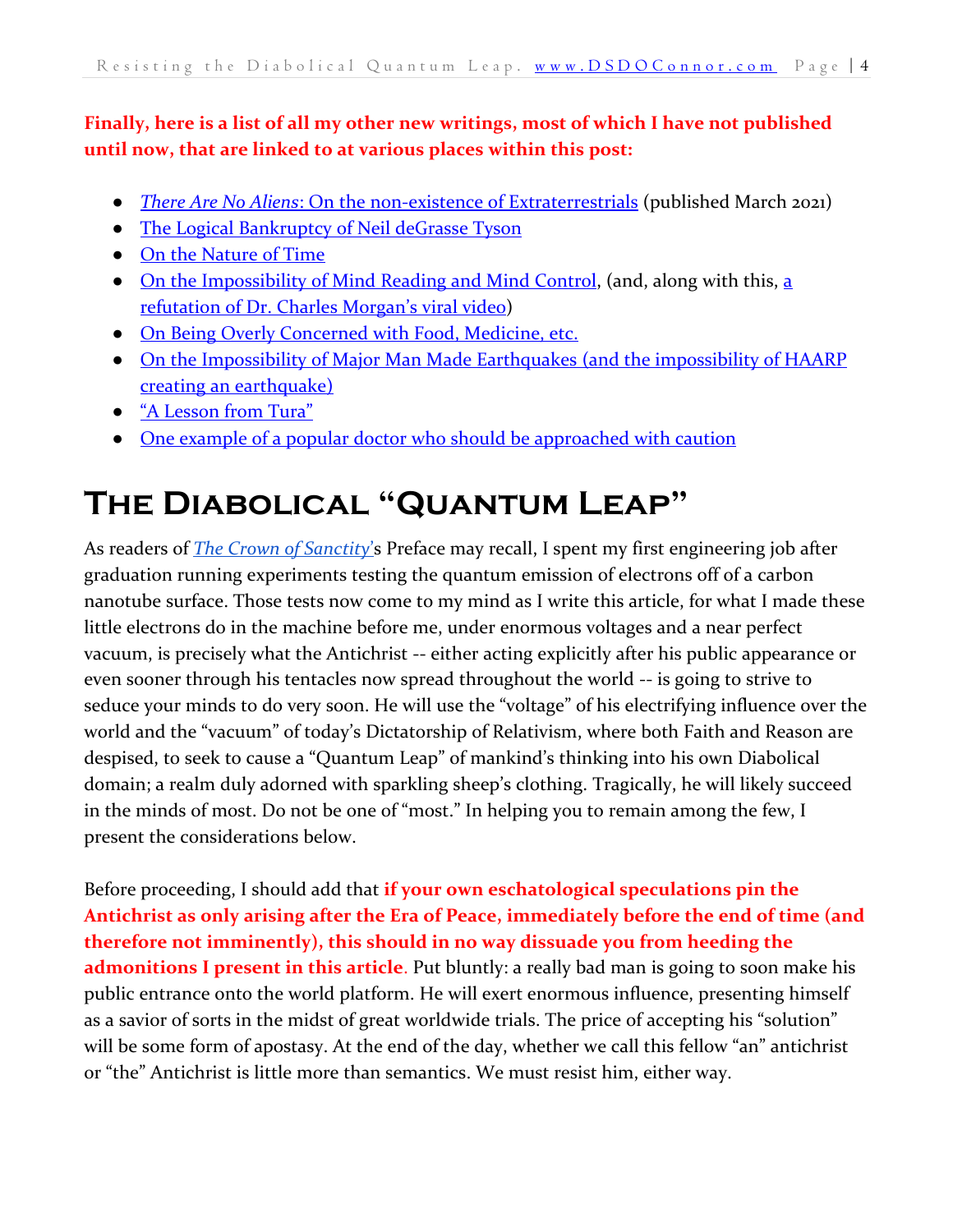**Finally, here is a list of all my other new writings, most of which I have not published until now, that are linked to at various places within this post:**

- *There Are No Aliens*: On the non-existence of Extraterrestrials (published March 2021)
- The Logical Bankruptcy of Neil deGrasse Tyson
- On the Nature of Time
- On the Impossibility of Mind Reading and Mind Control, (and, along with this, a refutation of Dr. Charles Morgan's viral video)
- On Being Overly Concerned with Food, Medicine, etc.
- On the Impossibility of Major Man Made Earthquakes (and the impossibility of HAARP creating an earthquake)
- "A Lesson from Tura"
- One example of a popular doctor who should be approached with caution

# The Diabolical "Quantum Leap"

As readers of *The Crown of Sanctity*'s Preface may recall, I spent my first engineering job after graduation running experiments testing the quantum emission of electrons off of a carbon nanotube surface. Those tests now come to my mind as I write this article, for what I made these little electrons do in the machine before me, under enormous voltages and a near perfect vacuum, is precisely what the Antichrist -- either acting explicitly after his public appearance or even sooner through his tentacles now spread throughout the world -- is going to strive to seduce your minds to do very soon. He will use the "voltage" of his electrifying influence over the world and the "vacuum" of today's Dictatorship of Relativism, where both Faith and Reason are despised, to seek to cause a "Quantum Leap" of mankind's thinking into his own Diabolical domain; a realm duly adorned with sparkling sheep's clothing. Tragically, he will likely succeed in the minds of most. Do not be one of "most." In helping you to remain among the few, I present the considerations below.

Before proceeding, I should add that **if your own eschatological speculations pin the Antichrist as only arising after the Era of Peace, immediately before the end of time (and therefore not imminently), this should in no way dissuade you from heeding the admonitions I present in this article**. Put bluntly: a really bad man is going to soon make his public entrance onto the world platform. He will exert enormous influence, presenting himself as a savior of sorts in the midst of great worldwide trials. The price of accepting his "solution" will be some form of apostasy. At the end of the day, whether we call this fellow "an" antichrist or "the" Antichrist is little more than semantics. We must resist him, either way.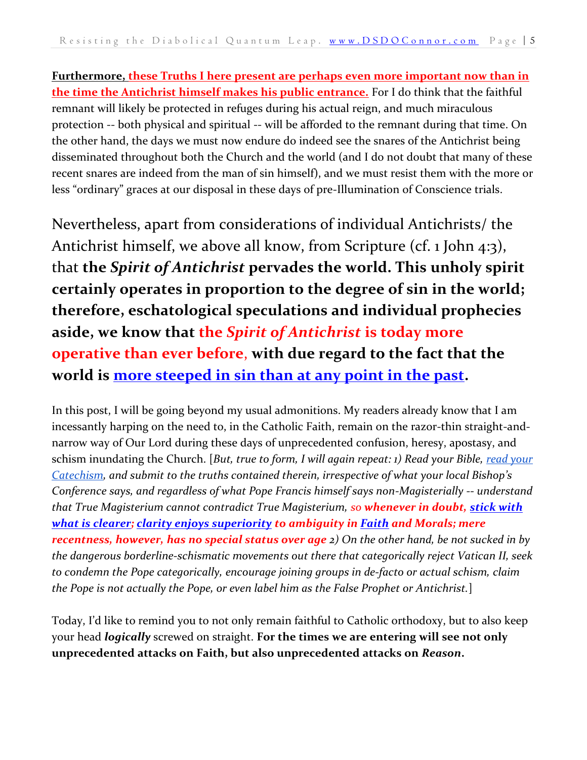**Furthermore, these Truths I here present are perhaps even more important now than in the time the Antichrist himself makes his public entrance.** For I do think that the faithful remnant will likely be protected in refuges during his actual reign, and much miraculous protection -- both physical and spiritual -- will be afforded to the remnant during that time. On the other hand, the days we must now endure do indeed see the snares of the Antichrist being disseminated throughout both the Church and the world (and I do not doubt that many of these recent snares are indeed from the man of sin himself), and we must resist them with the more or less "ordinary" graces at our disposal in these days of pre-Illumination of Conscience trials.

Nevertheless, apart from considerations of individual Antichrists/ the Antichrist himself, we above all know, from Scripture (cf. 1 John 4:3), that **the *Spirit of Antichrist* pervades the world. This unholy spirit certainly operates in proportion to the degree of sin in the world; therefore, eschatological speculations and individual prophecies aside, we know that the *Spirit of Antichrist* is today more operative than ever before, with due regard to the fact that the world is more steeped in sin than at any point in the past.**

In this post, I will be going beyond my usual admonitions. My readers already know that I am incessantly harping on the need to, in the Catholic Faith, remain on the razor-thin straight-and-narrow way of Our Lord during these days of unprecedented confusion, heresy, apostasy, and schism inundating the Church. [*But, true to form, I will again repeat: 1) Read your Bible, read your Catechism, and submit to the truths contained therein, irrespective of what your local Bishop's Conference says, and regardless of what Pope Francis himself says non-Magisterially -- understand that True Magisterium cannot contradict True Magisterium, so* ***whenever in doubt, stick with what is clearer; clarity enjoys superiority to ambiguity in Faith and Morals; mere recentness, however, has no special status over age*** *2) On the other hand, be not sucked in by the dangerous borderline-schismatic movements out there that categorically reject Vatican II, seek to condemn the Pope categorically, encourage joining groups in de-facto or actual schism, claim the Pope is not actually the Pope, or even label him as the False Prophet or Antichrist.*]

Today, I'd like to remind you to not only remain faithful to Catholic orthodoxy, but to also keep your head ***logically*** screwed on straight. **For the times we are entering will see not only unprecedented attacks on Faith, but also unprecedented attacks on *Reason*.**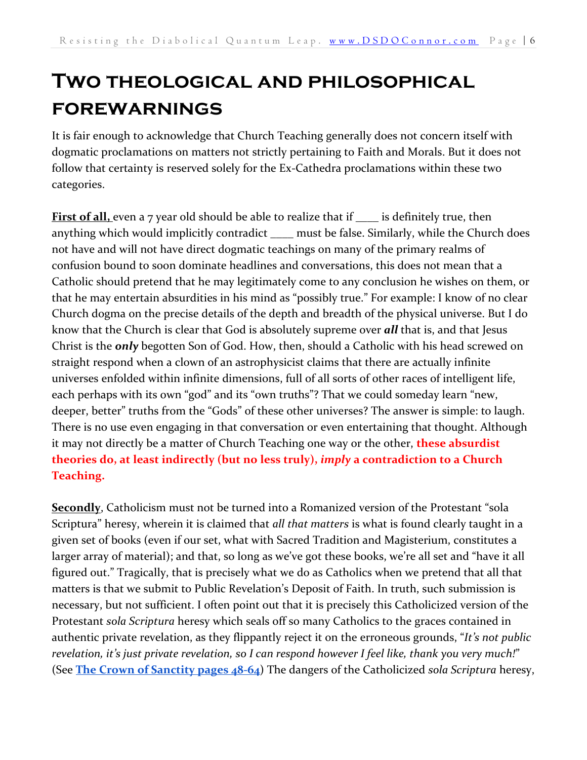# Two theological and philosophical forewarnings

It is fair enough to acknowledge that Church Teaching generally does not concern itself with dogmatic proclamations on matters not strictly pertaining to Faith and Morals. But it does not follow that certainty is reserved solely for the Ex-Cathedra proclamations within these two categories.

**First of all,** even a 7 year old should be able to realize that if ____ is definitely true, then anything which would implicitly contradict ____ must be false. Similarly, while the Church does not have and will not have direct dogmatic teachings on many of the primary realms of confusion bound to soon dominate headlines and conversations, this does not mean that a Catholic should pretend that he may legitimately come to any conclusion he wishes on them, or that he may entertain absurdities in his mind as "possibly true." For example: I know of no clear Church dogma on the precise details of the depth and breadth of the physical universe. But I do know that the Church is clear that God is absolutely supreme over ***all*** that is, and that Jesus Christ is the ***only*** begotten Son of God. How, then, should a Catholic with his head screwed on straight respond when a clown of an astrophysicist claims that there are actually infinite universes enfolded within infinite dimensions, full of all sorts of other races of intelligent life, each perhaps with its own "god" and its "own truths"? That we could someday learn "new, deeper, better" truths from the "Gods" of these other universes? The answer is simple: to laugh. There is no use even engaging in that conversation or even entertaining that thought. Although it may not directly be a matter of Church Teaching one way or the other, **these absurdist theories do, at least indirectly (but no less truly), *imply* a contradiction to a Church Teaching.**

**Secondly**, Catholicism must not be turned into a Romanized version of the Protestant "sola Scriptura" heresy, wherein it is claimed that *all that matters* is what is found clearly taught in a given set of books (even if our set, what with Sacred Tradition and Magisterium, constitutes a larger array of material); and that, so long as we've got these books, we're all set and "have it all figured out." Tragically, that is precisely what we do as Catholics when we pretend that all that matters is that we submit to Public Revelation's Deposit of Faith. In truth, such submission is necessary, but not sufficient. I often point out that it is precisely this Catholicized version of the Protestant *sola Scriptura* heresy which seals off so many Catholics to the graces contained in authentic private revelation, as they flippantly reject it on the erroneous grounds, "*It's not public revelation, it's just private revelation, so I can respond however I feel like, thank you very much!*" (See **The Crown of Sanctity pages 48-64**) The dangers of the Catholicized *sola Scriptura* heresy,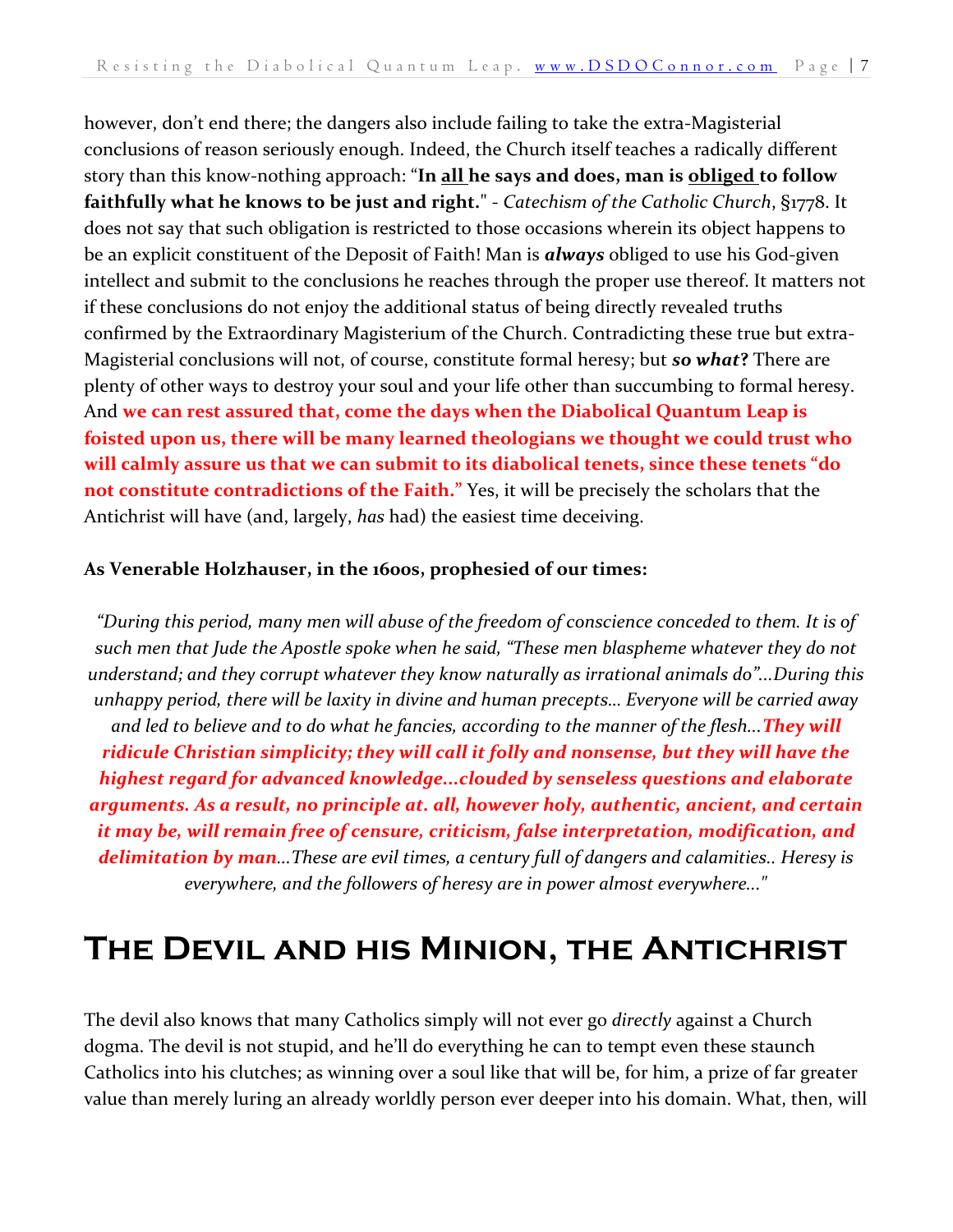however, don't end there; the dangers also include failing to take the extra-Magisterial conclusions of reason seriously enough. Indeed, the Church itself teaches a radically different story than this know-nothing approach: "**In <u>all</u> he says and does, man is <u>obliged</u> to follow faithfully what he knows to be just and right.**" - *Catechism of the Catholic Church*, §1778. It does not say that such obligation is restricted to those occasions wherein its object happens to be an explicit constituent of the Deposit of Faith! Man is ***always*** obliged to use his God-given intellect and submit to the conclusions he reaches through the proper use thereof. It matters not if these conclusions do not enjoy the additional status of being directly revealed truths confirmed by the Extraordinary Magisterium of the Church. Contradicting these true but extra-Magisterial conclusions will not, of course, constitute formal heresy; but ***so what*?** There are plenty of other ways to destroy your soul and your life other than succumbing to formal heresy. And **we can rest assured that, come the days when the Diabolical Quantum Leap is foisted upon us, there will be many learned theologians we thought we could trust who will calmly assure us that we can submit to its diabolical tenets, since these tenets "do not constitute contradictions of the Faith."** Yes, it will be precisely the scholars that the Antichrist will have (and, largely, *has* had) the easiest time deceiving.

**As Venerable Holzhauser, in the 1600s, prophesied of our times:**

*"During this period, many men will abuse of the freedom of conscience conceded to them. It is of such men that Jude the Apostle spoke when he said, "These men blaspheme whatever they do not understand; and they corrupt whatever they know naturally as irrational animals do"…During this unhappy period, there will be laxity in divine and human precepts… Everyone will be carried away and led to believe and to do what he fancies, according to the manner of the flesh…**They will ridicule Christian simplicity; they will call it folly and nonsense, but they will have the highest regard for advanced knowledge…clouded by senseless questions and elaborate arguments. As a result, no principle at. all, however holy, authentic, ancient, and certain it may be, will remain free of censure, criticism, false interpretation, modification, and delimitation by man**…These are evil times, a century full of dangers and calamities.. Heresy is everywhere, and the followers of heresy are in power almost everywhere…"*

# The Devil and his Minion, the Antichrist

The devil also knows that many Catholics simply will not ever go *directly* against a Church dogma. The devil is not stupid, and he'll do everything he can to tempt even these staunch Catholics into his clutches; as winning over a soul like that will be, for him, a prize of far greater value than merely luring an already worldly person ever deeper into his domain. What, then, will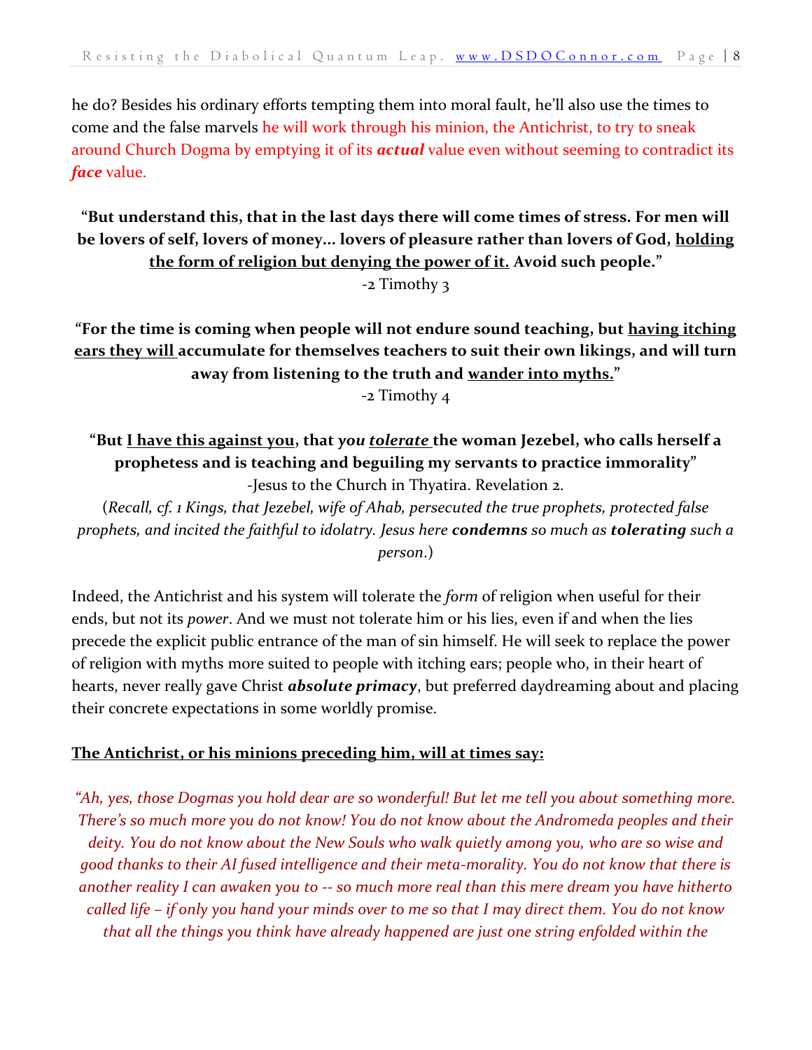he do? Besides his ordinary efforts tempting them into moral fault, he'll also use the times to come and the false marvels he will work through his minion, the Antichrist, to try to sneak around Church Dogma by emptying it of its ***actual*** value even without seeming to contradict its ***face*** value.

**"But understand this, that in the last days there will come times of stress. For men will be lovers of self, lovers of money… lovers of pleasure rather than lovers of God, <u>holding the form of religion but denying the power of it.</u> Avoid such people."**
-2 Timothy 3

**"For the time is coming when people will not endure sound teaching, but <u>having itching ears they will</u> accumulate for themselves teachers to suit their own likings, and will turn away from listening to the truth and <u>wander into myths.</u>"**
-2 Timothy 4

**"But <u>I have this against you</u>, that *you* <u>*tolerate*</u> the woman Jezebel, who calls herself a prophetess and is teaching and beguiling my servants to practice immorality"**
-Jesus to the Church in Thyatira. Revelation 2.
(*Recall, cf. 1 Kings, that Jezebel, wife of Ahab, persecuted the true prophets, protected false prophets, and incited the faithful to idolatry. Jesus here* ***condemns*** *so much as* ***tolerating*** *such a person*.)

Indeed, the Antichrist and his system will tolerate the *form* of religion when useful for their ends, but not its *power*. And we must not tolerate him or his lies, even if and when the lies precede the explicit public entrance of the man of sin himself. He will seek to replace the power of religion with myths more suited to people with itching ears; people who, in their heart of hearts, never really gave Christ ***absolute primacy***, but preferred daydreaming about and placing their concrete expectations in some worldly promise.

**<u>The Antichrist, or his minions preceding him, will at times say:</u>**

*"Ah, yes, those Dogmas you hold dear are so wonderful! But let me tell you about something more. There's so much more you do not know! You do not know about the Andromeda peoples and their deity. You do not know about the New Souls who walk quietly among you, who are so wise and good thanks to their AI fused intelligence and their meta-morality. You do not know that there is another reality I can awaken you to -- so much more real than this mere dream you have hitherto called life – if only you hand your minds over to me so that I may direct them. You do not know that all the things you think have already happened are just one string enfolded within the*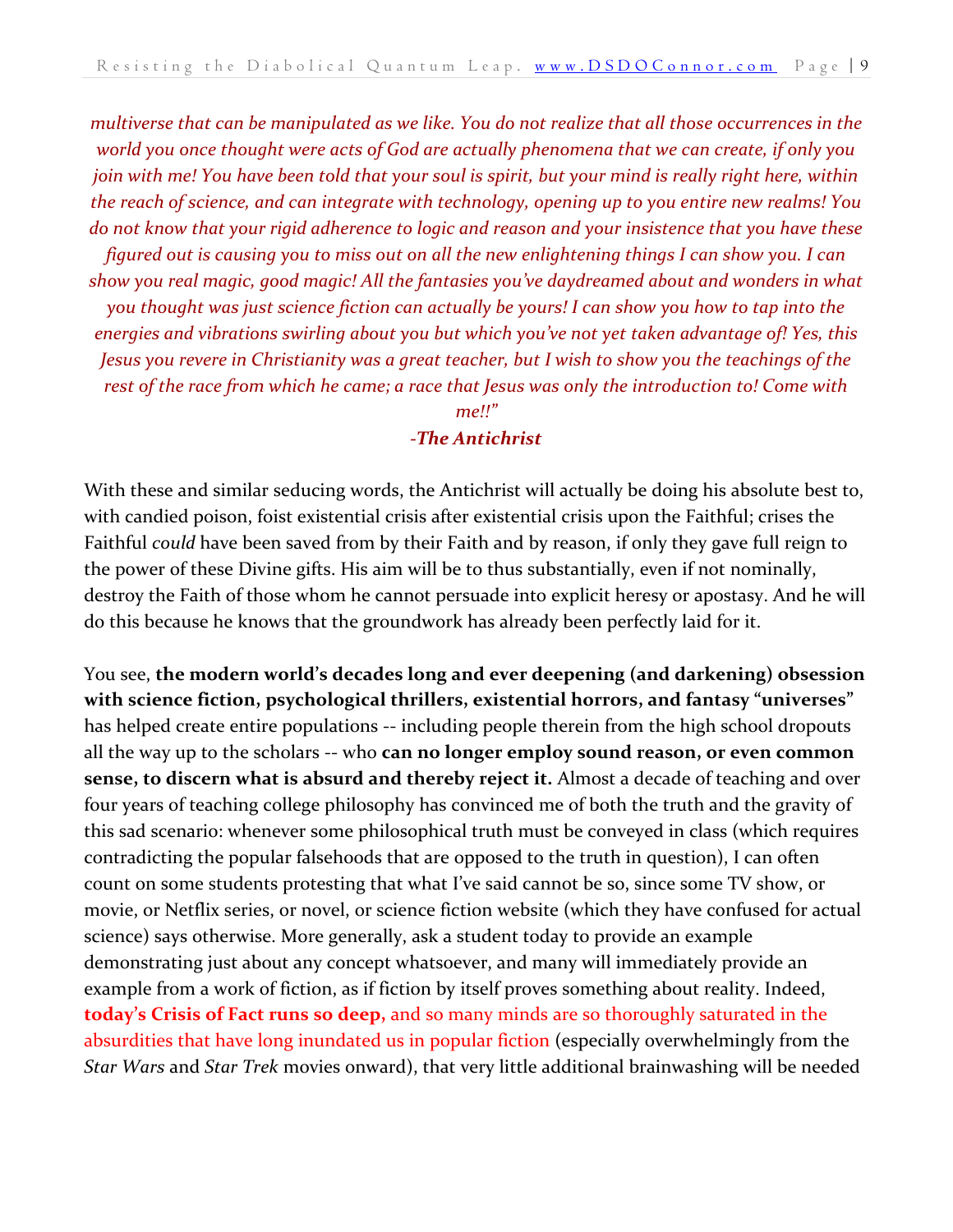*multiverse that can be manipulated as we like. You do not realize that all those occurrences in the world you once thought were acts of God are actually phenomena that we can create, if only you join with me! You have been told that your soul is spirit, but your mind is really right here, within the reach of science, and can integrate with technology, opening up to you entire new realms! You do not know that your rigid adherence to logic and reason and your insistence that you have these figured out is causing you to miss out on all the new enlightening things I can show you. I can show you real magic, good magic! All the fantasies you've daydreamed about and wonders in what you thought was just science fiction can actually be yours! I can show you how to tap into the energies and vibrations swirling about you but which you've not yet taken advantage of! Yes, this Jesus you revere in Christianity was a great teacher, but I wish to show you the teachings of the rest of the race from which he came; a race that Jesus was only the introduction to! Come with me!!"*

***-The Antichrist***

With these and similar seducing words, the Antichrist will actually be doing his absolute best to, with candied poison, foist existential crisis after existential crisis upon the Faithful; crises the Faithful *could* have been saved from by their Faith and by reason, if only they gave full reign to the power of these Divine gifts. His aim will be to thus substantially, even if not nominally, destroy the Faith of those whom he cannot persuade into explicit heresy or apostasy. And he will do this because he knows that the groundwork has already been perfectly laid for it.

You see, **the modern world's decades long and ever deepening (and darkening) obsession with science fiction, psychological thrillers, existential horrors, and fantasy "universes"** has helped create entire populations -- including people therein from the high school dropouts all the way up to the scholars -- who **can no longer employ sound reason, or even common sense, to discern what is absurd and thereby reject it.** Almost a decade of teaching and over four years of teaching college philosophy has convinced me of both the truth and the gravity of this sad scenario: whenever some philosophical truth must be conveyed in class (which requires contradicting the popular falsehoods that are opposed to the truth in question), I can often count on some students protesting that what I've said cannot be so, since some TV show, or movie, or Netflix series, or novel, or science fiction website (which they have confused for actual science) says otherwise. More generally, ask a student today to provide an example demonstrating just about any concept whatsoever, and many will immediately provide an example from a work of fiction, as if fiction by itself proves something about reality. Indeed, **today's Crisis of Fact runs so deep,** and so many minds are so thoroughly saturated in the absurdities that have long inundated us in popular fiction (especially overwhelmingly from the *Star Wars* and *Star Trek* movies onward), that very little additional brainwashing will be needed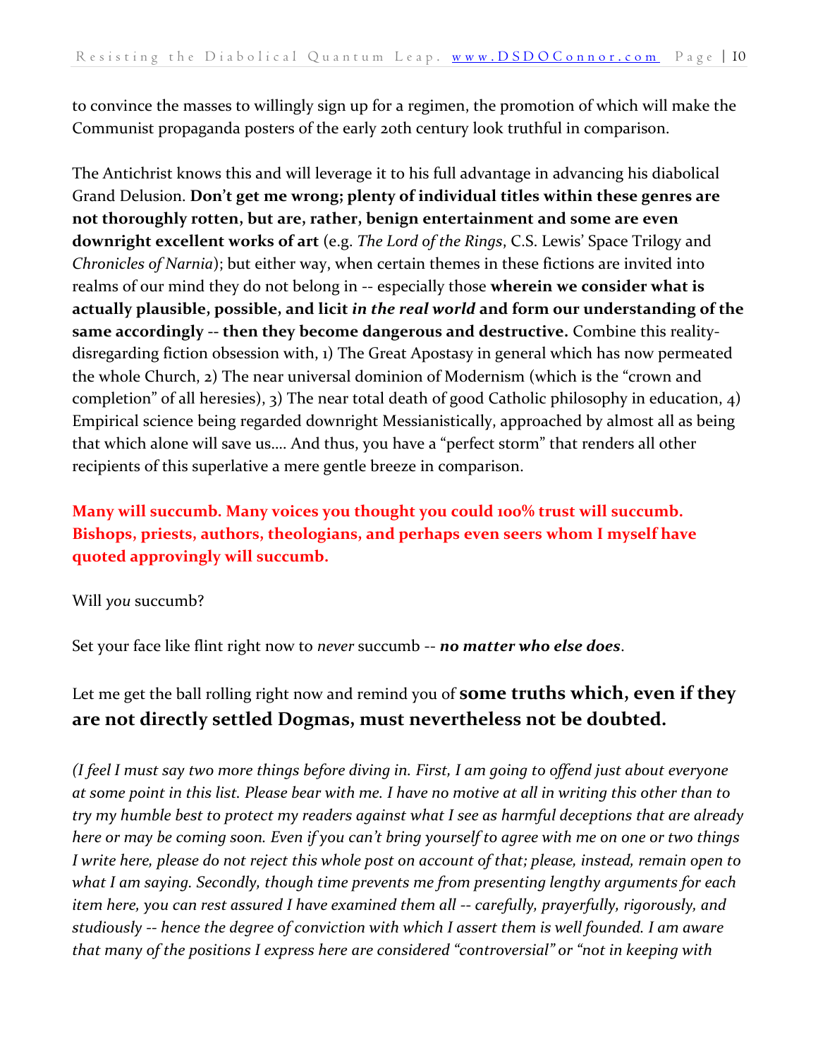to convince the masses to willingly sign up for a regimen, the promotion of which will make the Communist propaganda posters of the early 20th century look truthful in comparison.

The Antichrist knows this and will leverage it to his full advantage in advancing his diabolical Grand Delusion. **Don't get me wrong; plenty of individual titles within these genres are not thoroughly rotten, but are, rather, benign entertainment and some are even downright excellent works of art** (e.g. *The Lord of the Rings*, C.S. Lewis' Space Trilogy and *Chronicles of Narnia*); but either way, when certain themes in these fictions are invited into realms of our mind they do not belong in -- especially those **wherein we consider what is actually plausible, possible, and licit *in the real world* and form our understanding of the same accordingly -- then they become dangerous and destructive.** Combine this reality-disregarding fiction obsession with, 1) The Great Apostasy in general which has now permeated the whole Church, 2) The near universal dominion of Modernism (which is the "crown and completion" of all heresies), 3) The near total death of good Catholic philosophy in education, 4) Empirical science being regarded downright Messianistically, approached by almost all as being that which alone will save us…. And thus, you have a "perfect storm" that renders all other recipients of this superlative a mere gentle breeze in comparison.

**Many will succumb. Many voices you thought you could 100% trust will succumb. Bishops, priests, authors, theologians, and perhaps even seers whom I myself have quoted approvingly will succumb.**

Will *you* succumb?

Set your face like flint right now to *never* succumb -- ***no matter who else does***.

Let me get the ball rolling right now and remind you of **some truths which, even if they are not directly settled Dogmas, must nevertheless not be doubted.**

*(I feel I must say two more things before diving in. First, I am going to offend just about everyone at some point in this list. Please bear with me. I have no motive at all in writing this other than to try my humble best to protect my readers against what I see as harmful deceptions that are already here or may be coming soon. Even if you can't bring yourself to agree with me on one or two things I write here, please do not reject this whole post on account of that; please, instead, remain open to what I am saying. Secondly, though time prevents me from presenting lengthy arguments for each item here, you can rest assured I have examined them all -- carefully, prayerfully, rigorously, and studiously -- hence the degree of conviction with which I assert them is well founded. I am aware that many of the positions I express here are considered "controversial" or "not in keeping with*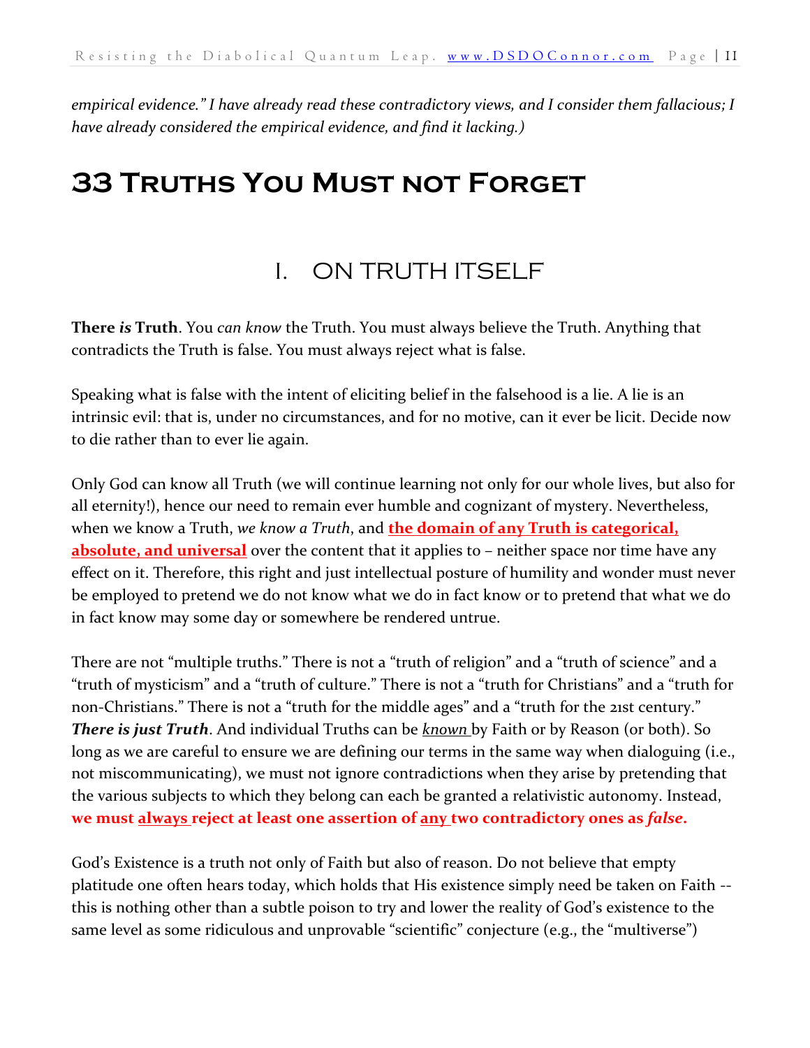*empirical evidence." I have already read these contradictory views, and I consider them fallacious; I have already considered the empirical evidence, and find it lacking.)*

# 33 Truths You Must not Forget

## I. ON TRUTH ITSELF

**There *is* Truth**. You *can know* the Truth. You must always believe the Truth. Anything that contradicts the Truth is false. You must always reject what is false.

Speaking what is false with the intent of eliciting belief in the falsehood is a lie. A lie is an intrinsic evil: that is, under no circumstances, and for no motive, can it ever be licit. Decide now to die rather than to ever lie again.

Only God can know all Truth (we will continue learning not only for our whole lives, but also for all eternity!), hence our need to remain ever humble and cognizant of mystery. Nevertheless, when we know a Truth, *we know a Truth*, and **the domain of any Truth is categorical, absolute, and universal** over the content that it applies to – neither space nor time have any effect on it. Therefore, this right and just intellectual posture of humility and wonder must never be employed to pretend we do not know what we do in fact know or to pretend that what we do in fact know may some day or somewhere be rendered untrue.

There are not "multiple truths." There is not a "truth of religion" and a "truth of science" and a "truth of mysticism" and a "truth of culture." There is not a "truth for Christians" and a "truth for non-Christians." There is not a "truth for the middle ages" and a "truth for the 21st century." ***There is just Truth***. And individual Truths can be *known* by Faith or by Reason (or both). So long as we are careful to ensure we are defining our terms in the same way when dialoguing (i.e., not miscommunicating), we must not ignore contradictions when they arise by pretending that the various subjects to which they belong can each be granted a relativistic autonomy. Instead, **we must always reject at least one assertion of any two contradictory ones as *false*.**

God's Existence is a truth not only of Faith but also of reason. Do not believe that empty platitude one often hears today, which holds that His existence simply need be taken on Faith -- this is nothing other than a subtle poison to try and lower the reality of God's existence to the same level as some ridiculous and unprovable "scientific" conjecture (e.g., the "multiverse")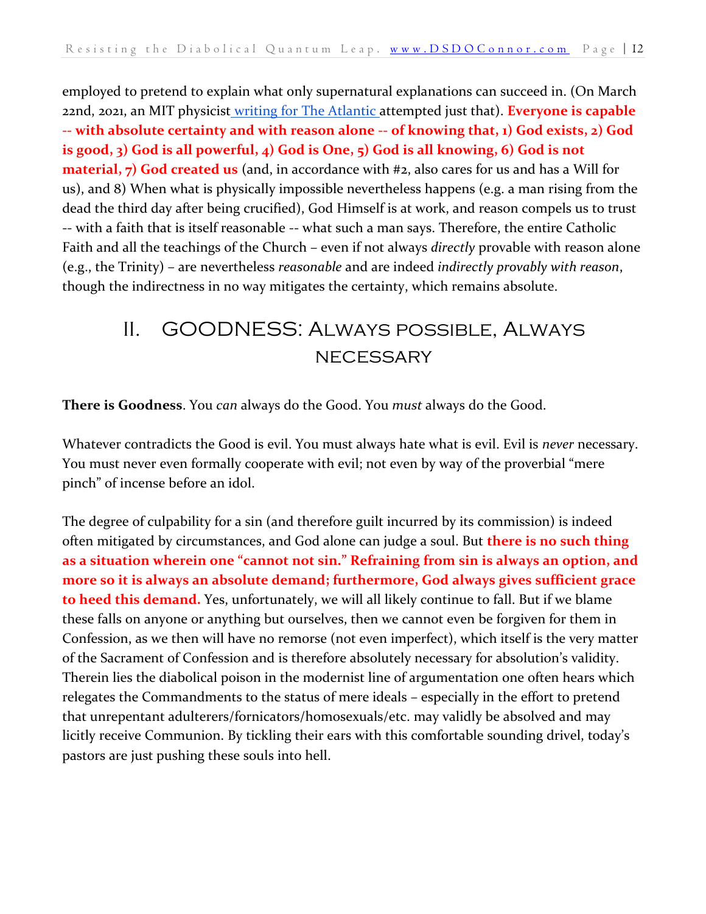employed to pretend to explain what only supernatural explanations can succeed in. (On March 22nd, 2021, an MIT physicist [writing for The Atlantic](#) attempted just that). **Everyone is capable -- with absolute certainty and with reason alone -- of knowing that, 1) God exists, 2) God is good, 3) God is all powerful, 4) God is One, 5) God is all knowing, 6) God is not material, 7) God created us** (and, in accordance with #2, also cares for us and has a Will for us), and 8) When what is physically impossible nevertheless happens (e.g. a man rising from the dead the third day after being crucified), God Himself is at work, and reason compels us to trust -- with a faith that is itself reasonable -- what such a man says. Therefore, the entire Catholic Faith and all the teachings of the Church – even if not always *directly* provable with reason alone (e.g., the Trinity) – are nevertheless *reasonable* and are indeed *indirectly provably with reason*, though the indirectness in no way mitigates the certainty, which remains absolute.

## II. GOODNESS: Always possible, Always necessary

**There is Goodness**. You *can* always do the Good. You *must* always do the Good.

Whatever contradicts the Good is evil. You must always hate what is evil. Evil is *never* necessary. You must never even formally cooperate with evil; not even by way of the proverbial "mere pinch" of incense before an idol.

The degree of culpability for a sin (and therefore guilt incurred by its commission) is indeed often mitigated by circumstances, and God alone can judge a soul. But **there is no such thing as a situation wherein one "cannot not sin." Refraining from sin is always an option, and more so it is always an absolute demand; furthermore, God always gives sufficient grace to heed this demand.** Yes, unfortunately, we will all likely continue to fall. But if we blame these falls on anyone or anything but ourselves, then we cannot even be forgiven for them in Confession, as we then will have no remorse (not even imperfect), which itself is the very matter of the Sacrament of Confession and is therefore absolutely necessary for absolution's validity. Therein lies the diabolical poison in the modernist line of argumentation one often hears which relegates the Commandments to the status of mere ideals – especially in the effort to pretend that unrepentant adulterers/fornicators/homosexuals/etc. may validly be absolved and may licitly receive Communion. By tickling their ears with this comfortable sounding drivel, today's pastors are just pushing these souls into hell.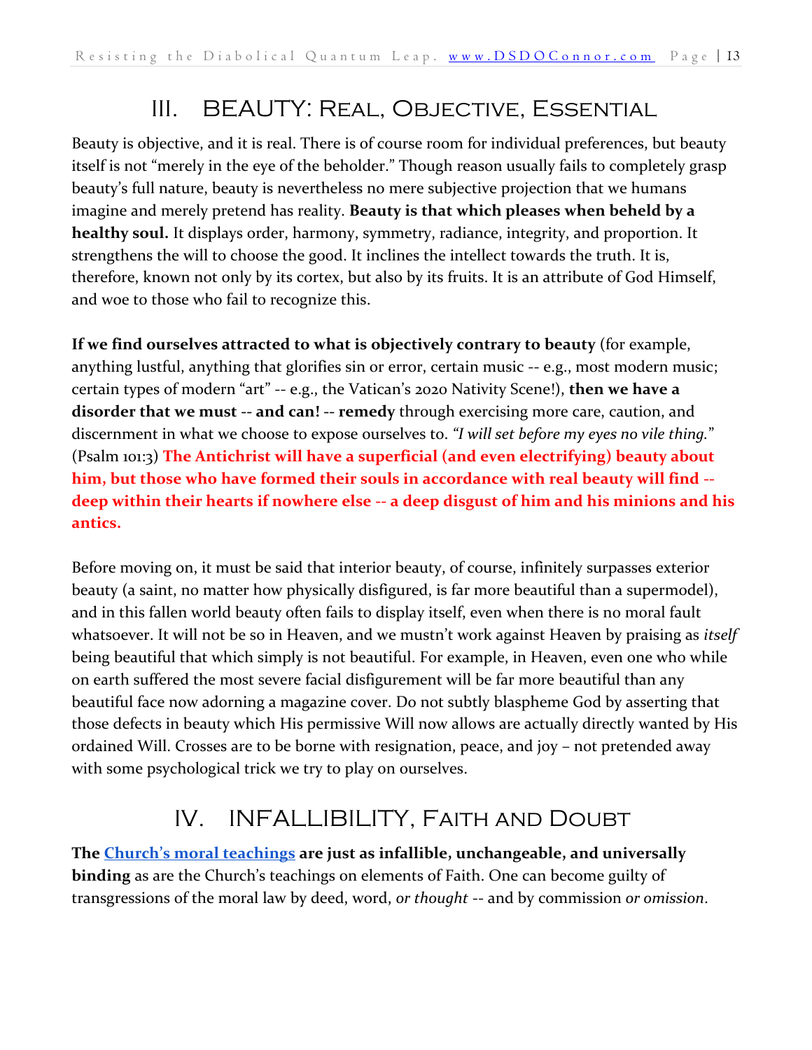## III. BEAUTY: Real, Objective, Essential

Beauty is objective, and it is real. There is of course room for individual preferences, but beauty itself is not "merely in the eye of the beholder." Though reason usually fails to completely grasp beauty's full nature, beauty is nevertheless no mere subjective projection that we humans imagine and merely pretend has reality. **Beauty is that which pleases when beheld by a healthy soul.** It displays order, harmony, symmetry, radiance, integrity, and proportion. It strengthens the will to choose the good. It inclines the intellect towards the truth. It is, therefore, known not only by its cortex, but also by its fruits. It is an attribute of God Himself, and woe to those who fail to recognize this.

**If we find ourselves attracted to what is objectively contrary to beauty** (for example, anything lustful, anything that glorifies sin or error, certain music -- e.g., most modern music; certain types of modern "art" -- e.g., the Vatican's 2020 Nativity Scene!), **then we have a disorder that we must -- and can! -- remedy** through exercising more care, caution, and discernment in what we choose to expose ourselves to. *"I will set before my eyes no vile thing."* (Psalm 101:3) **The Antichrist will have a superficial (and even electrifying) beauty about him, but those who have formed their souls in accordance with real beauty will find -- deep within their hearts if nowhere else -- a deep disgust of him and his minions and his antics.**

Before moving on, it must be said that interior beauty, of course, infinitely surpasses exterior beauty (a saint, no matter how physically disfigured, is far more beautiful than a supermodel), and in this fallen world beauty often fails to display itself, even when there is no moral fault whatsoever. It will not be so in Heaven, and we mustn't work against Heaven by praising as *itself* being beautiful that which simply is not beautiful. For example, in Heaven, even one who while on earth suffered the most severe facial disfigurement will be far more beautiful than any beautiful face now adorning a magazine cover. Do not subtly blaspheme God by asserting that those defects in beauty which His permissive Will now allows are actually directly wanted by His ordained Will. Crosses are to be borne with resignation, peace, and joy – not pretended away with some psychological trick we try to play on ourselves.

## IV. INFALLIBILITY, Faith and Doubt

**The Church's moral teachings are just as infallible, unchangeable, and universally binding** as are the Church's teachings on elements of Faith. One can become guilty of transgressions of the moral law by deed, word, *or thought* -- and by commission *or omission*.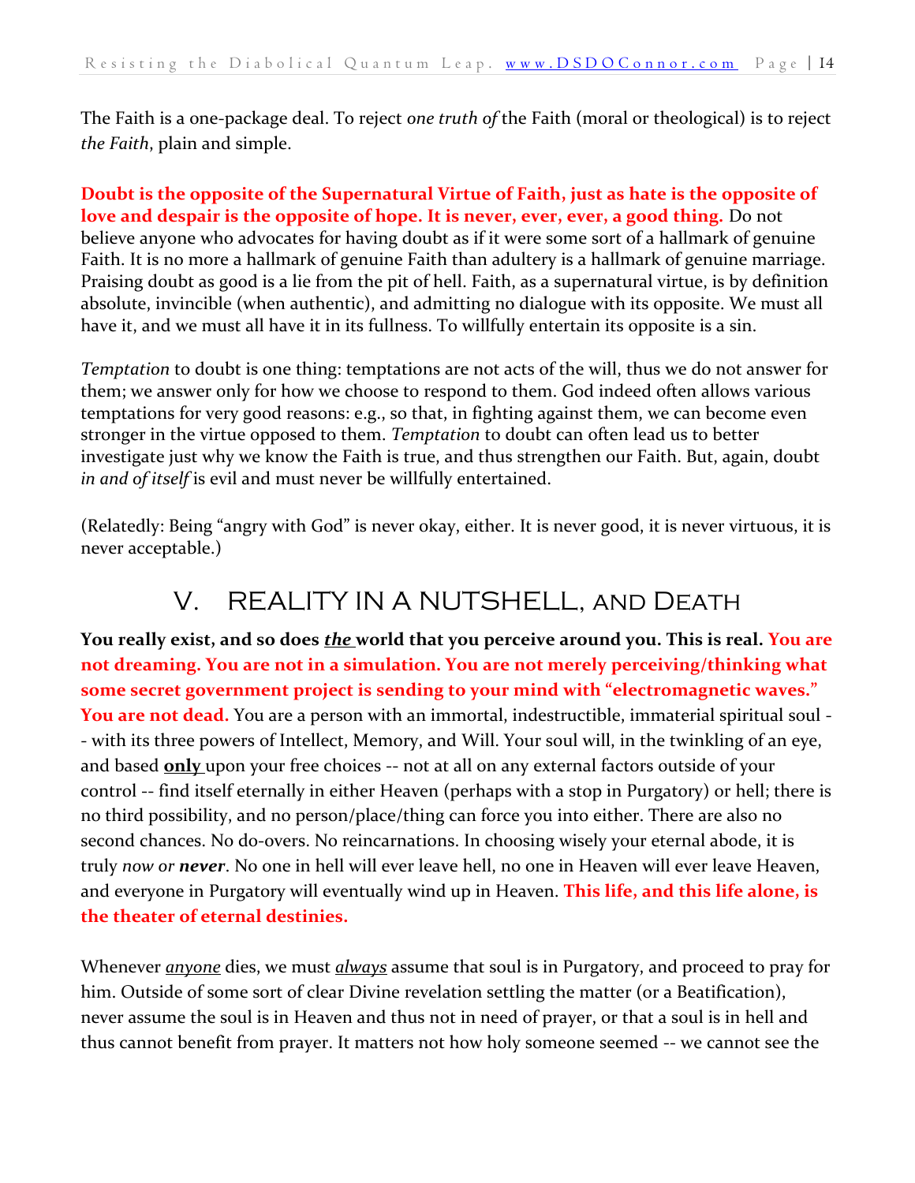The Faith is a one-package deal. To reject *one truth of* the Faith (moral or theological) is to reject *the Faith*, plain and simple.

**Doubt is the opposite of the Supernatural Virtue of Faith, just as hate is the opposite of love and despair is the opposite of hope. It is never, ever, ever, a good thing.** Do not believe anyone who advocates for having doubt as if it were some sort of a hallmark of genuine Faith. It is no more a hallmark of genuine Faith than adultery is a hallmark of genuine marriage. Praising doubt as good is a lie from the pit of hell. Faith, as a supernatural virtue, is by definition absolute, invincible (when authentic), and admitting no dialogue with its opposite. We must all have it, and we must all have it in its fullness. To willfully entertain its opposite is a sin.

*Temptation* to doubt is one thing: temptations are not acts of the will, thus we do not answer for them; we answer only for how we choose to respond to them. God indeed often allows various temptations for very good reasons: e.g., so that, in fighting against them, we can become even stronger in the virtue opposed to them. *Temptation* to doubt can often lead us to better investigate just why we know the Faith is true, and thus strengthen our Faith. But, again, doubt *in and of itself* is evil and must never be willfully entertained.

(Relatedly: Being "angry with God" is never okay, either. It is never good, it is never virtuous, it is never acceptable.)

## V. REALITY IN A NUTSHELL, and Death

**You really exist, and so does *__the__* world that you perceive around you. This is real. You are not dreaming. You are not in a simulation. You are not merely perceiving/thinking what some secret government project is sending to your mind with "electromagnetic waves." You are not dead.** You are a person with an immortal, indestructible, immaterial spiritual soul -- with its three powers of Intellect, Memory, and Will. Your soul will, in the twinkling of an eye, and based **__only__** upon your free choices -- not at all on any external factors outside of your control -- find itself eternally in either Heaven (perhaps with a stop in Purgatory) or hell; there is no third possibility, and no person/place/thing can force you into either. There are also no second chances. No do-overs. No reincarnations. In choosing wisely your eternal abode, it is truly *now or **never***. No one in hell will ever leave hell, no one in Heaven will ever leave Heaven, and everyone in Purgatory will eventually wind up in Heaven. **This life, and this life alone, is the theater of eternal destinies.**

Whenever *__anyone__* dies, we must *__always__* assume that soul is in Purgatory, and proceed to pray for him. Outside of some sort of clear Divine revelation settling the matter (or a Beatification), never assume the soul is in Heaven and thus not in need of prayer, or that a soul is in hell and thus cannot benefit from prayer. It matters not how holy someone seemed -- we cannot see the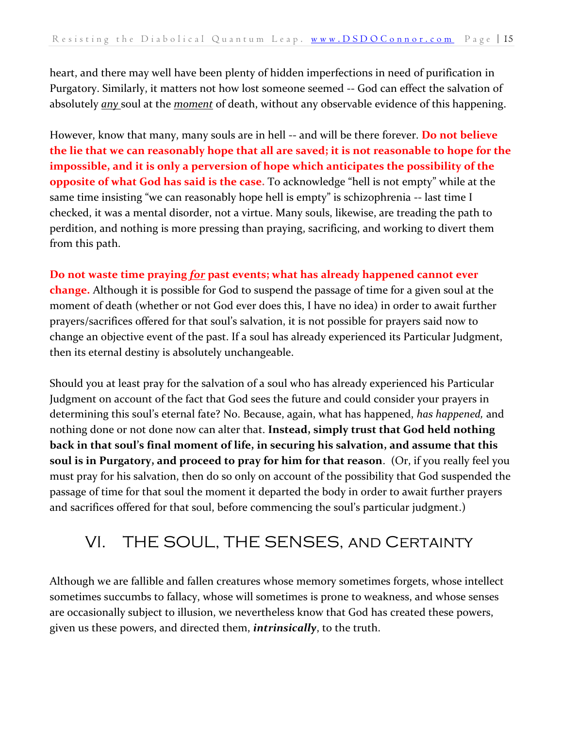heart, and there may well have been plenty of hidden imperfections in need of purification in Purgatory. Similarly, it matters not how lost someone seemed -- God can effect the salvation of absolutely ***any*** soul at the ***moment*** of death, without any observable evidence of this happening.

However, know that many, many souls are in hell -- and will be there forever. **Do not believe the lie that we can reasonably hope that all are saved; it is not reasonable to hope for the impossible, and it is only a perversion of hope which anticipates the possibility of the opposite of what God has said is the case.** To acknowledge "hell is not empty" while at the same time insisting "we can reasonably hope hell is empty" is schizophrenia -- last time I checked, it was a mental disorder, not a virtue. Many souls, likewise, are treading the path to perdition, and nothing is more pressing than praying, sacrificing, and working to divert them from this path.

**Do not waste time praying *for* past events; what has already happened cannot ever change.** Although it is possible for God to suspend the passage of time for a given soul at the moment of death (whether or not God ever does this, I have no idea) in order to await further prayers/sacrifices offered for that soul's salvation, it is not possible for prayers said now to change an objective event of the past. If a soul has already experienced its Particular Judgment, then its eternal destiny is absolutely unchangeable.

Should you at least pray for the salvation of a soul who has already experienced his Particular Judgment on account of the fact that God sees the future and could consider your prayers in determining this soul's eternal fate? No. Because, again, what has happened, *has happened,* and nothing done or not done now can alter that. **Instead, simply trust that God held nothing back in that soul's final moment of life, in securing his salvation, and assume that this soul is in Purgatory, and proceed to pray for him for that reason**. (Or, if you really feel you must pray for his salvation, then do so only on account of the possibility that God suspended the passage of time for that soul the moment it departed the body in order to await further prayers and sacrifices offered for that soul, before commencing the soul's particular judgment.)

## VI. The Soul, the Senses, and Certainty

Although we are fallible and fallen creatures whose memory sometimes forgets, whose intellect sometimes succumbs to fallacy, whose will sometimes is prone to weakness, and whose senses are occasionally subject to illusion, we nevertheless know that God has created these powers, given us these powers, and directed them, ***intrinsically***, to the truth.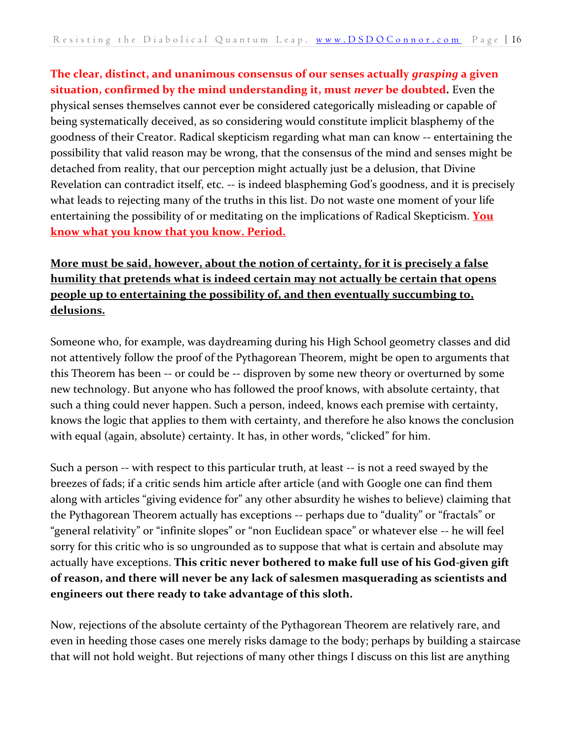**The clear, distinct, and unanimous consensus of our senses actually *grasping* a given situation, confirmed by the mind understanding it, must *never* be doubted.** Even the physical senses themselves cannot ever be considered categorically misleading or capable of being systematically deceived, as so considering would constitute implicit blasphemy of the goodness of their Creator. Radical skepticism regarding what man can know -- entertaining the possibility that valid reason may be wrong, that the consensus of the mind and senses might be detached from reality, that our perception might actually just be a delusion, that Divine Revelation can contradict itself, etc. -- is indeed blaspheming God's goodness, and it is precisely what leads to rejecting many of the truths in this list. Do not waste one moment of your life entertaining the possibility of or meditating on the implications of Radical Skepticism. **You know what you know that you know. Period.**

**More must be said, however, about the notion of certainty, for it is precisely a false humility that pretends what is indeed certain may not actually be certain that opens people up to entertaining the possibility of, and then eventually succumbing to, delusions.**

Someone who, for example, was daydreaming during his High School geometry classes and did not attentively follow the proof of the Pythagorean Theorem, might be open to arguments that this Theorem has been -- or could be -- disproven by some new theory or overturned by some new technology. But anyone who has followed the proof knows, with absolute certainty, that such a thing could never happen. Such a person, indeed, knows each premise with certainty, knows the logic that applies to them with certainty, and therefore he also knows the conclusion with equal (again, absolute) certainty. It has, in other words, "clicked" for him.

Such a person -- with respect to this particular truth, at least -- is not a reed swayed by the breezes of fads; if a critic sends him article after article (and with Google one can find them along with articles "giving evidence for" any other absurdity he wishes to believe) claiming that the Pythagorean Theorem actually has exceptions -- perhaps due to "duality" or "fractals" or "general relativity" or "infinite slopes" or "non Euclidean space" or whatever else -- he will feel sorry for this critic who is so ungrounded as to suppose that what is certain and absolute may actually have exceptions. **This critic never bothered to make full use of his God-given gift of reason, and there will never be any lack of salesmen masquerading as scientists and engineers out there ready to take advantage of this sloth.**

Now, rejections of the absolute certainty of the Pythagorean Theorem are relatively rare, and even in heeding those cases one merely risks damage to the body; perhaps by building a staircase that will not hold weight. But rejections of many other things I discuss on this list are anything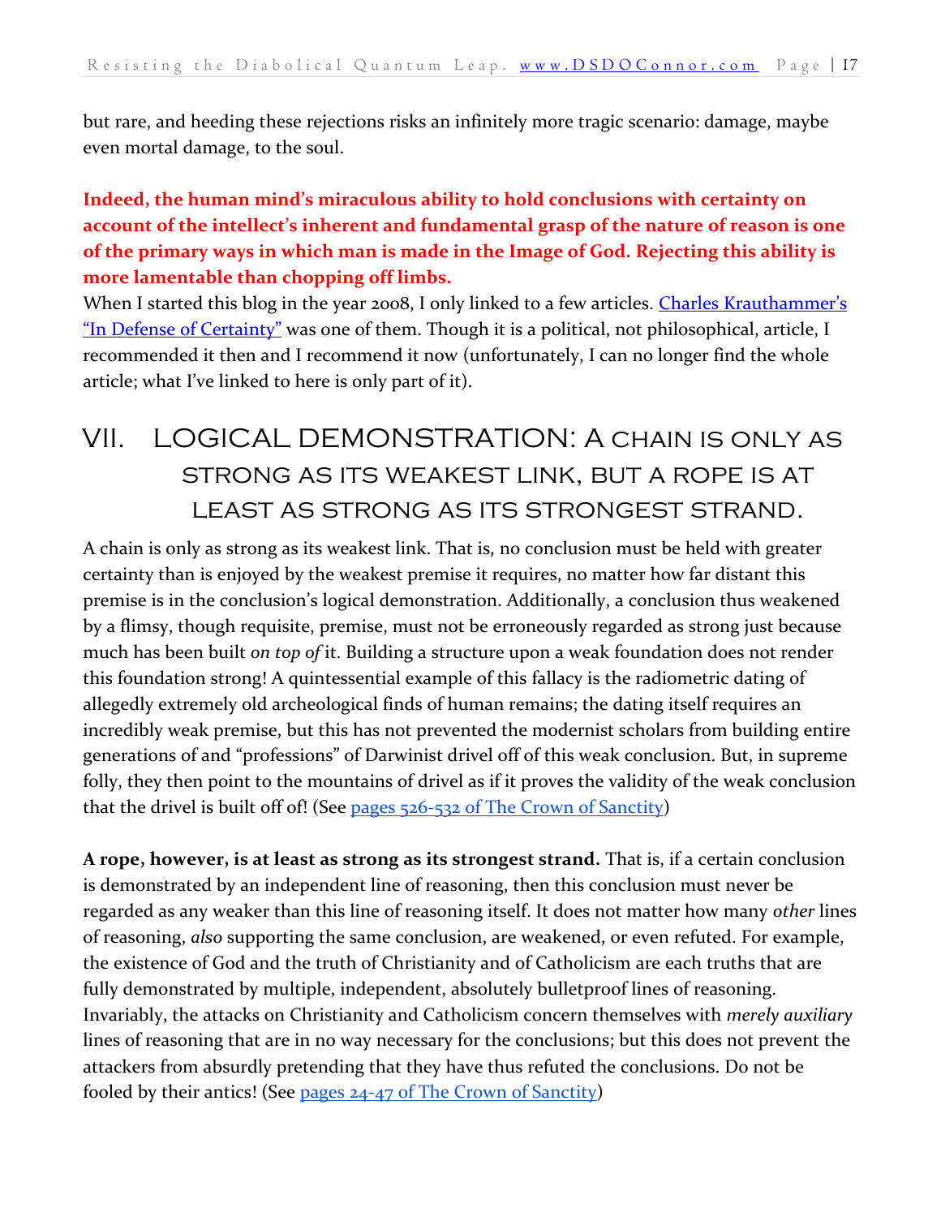but rare, and heeding these rejections risks an infinitely more tragic scenario: damage, maybe even mortal damage, to the soul.

**Indeed, the human mind's miraculous ability to hold conclusions with certainty on account of the intellect's inherent and fundamental grasp of the nature of reason is one of the primary ways in which man is made in the Image of God. Rejecting this ability is more lamentable than chopping off limbs.**

When I started this blog in the year 2008, I only linked to a few articles. Charles Krauthammer's "In Defense of Certainty" was one of them. Though it is a political, not philosophical, article, I recommended it then and I recommend it now (unfortunately, I can no longer find the whole article; what I've linked to here is only part of it).

# VII. LOGICAL DEMONSTRATION: A CHAIN IS ONLY AS STRONG AS ITS WEAKEST LINK, BUT A ROPE IS AT LEAST AS STRONG AS ITS STRONGEST STRAND.

A chain is only as strong as its weakest link. That is, no conclusion must be held with greater certainty than is enjoyed by the weakest premise it requires, no matter how far distant this premise is in the conclusion's logical demonstration. Additionally, a conclusion thus weakened by a flimsy, though requisite, premise, must not be erroneously regarded as strong just because much has been built *on top of* it. Building a structure upon a weak foundation does not render this foundation strong! A quintessential example of this fallacy is the radiometric dating of allegedly extremely old archeological finds of human remains; the dating itself requires an incredibly weak premise, but this has not prevented the modernist scholars from building entire generations of and "professions" of Darwinist drivel off of this weak conclusion. But, in supreme folly, they then point to the mountains of drivel as if it proves the validity of the weak conclusion that the drivel is built off of! (See pages 526-532 of The Crown of Sanctity)

**A rope, however, is at least as strong as its strongest strand.** That is, if a certain conclusion is demonstrated by an independent line of reasoning, then this conclusion must never be regarded as any weaker than this line of reasoning itself. It does not matter how many *other* lines of reasoning, *also* supporting the same conclusion, are weakened, or even refuted. For example, the existence of God and the truth of Christianity and of Catholicism are each truths that are fully demonstrated by multiple, independent, absolutely bulletproof lines of reasoning. Invariably, the attacks on Christianity and Catholicism concern themselves with *merely auxiliary* lines of reasoning that are in no way necessary for the conclusions; but this does not prevent the attackers from absurdly pretending that they have thus refuted the conclusions. Do not be fooled by their antics! (See pages 24-47 of The Crown of Sanctity)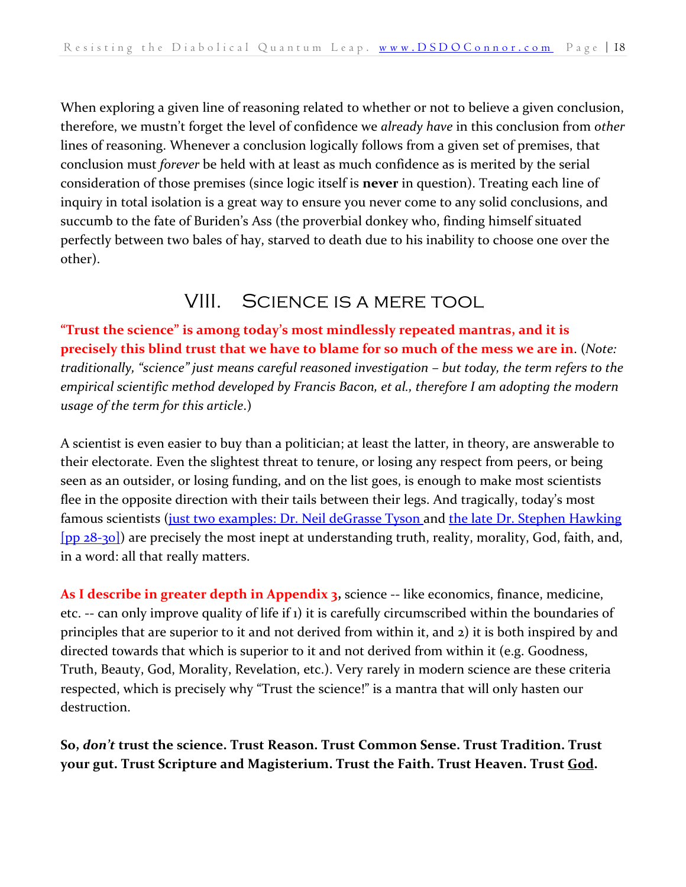When exploring a given line of reasoning related to whether or not to believe a given conclusion, therefore, we mustn't forget the level of confidence we *already have* in this conclusion from *other* lines of reasoning. Whenever a conclusion logically follows from a given set of premises, that conclusion must *forever* be held with at least as much confidence as is merited by the serial consideration of those premises (since logic itself is **never** in question). Treating each line of inquiry in total isolation is a great way to ensure you never come to any solid conclusions, and succumb to the fate of Buriden's Ass (the proverbial donkey who, finding himself situated perfectly between two bales of hay, starved to death due to his inability to choose one over the other).

## VIII. Science is a mere tool

**"Trust the science" is among today's most mindlessly repeated mantras, and it is precisely this blind trust that we have to blame for so much of the mess we are in**. (*Note: traditionally, "science" just means careful reasoned investigation – but today, the term refers to the empirical scientific method developed by Francis Bacon, et al., therefore I am adopting the modern usage of the term for this article*.)

A scientist is even easier to buy than a politician; at least the latter, in theory, are answerable to their electorate. Even the slightest threat to tenure, or losing any respect from peers, or being seen as an outsider, or losing funding, and on the list goes, is enough to make most scientists flee in the opposite direction with their tails between their legs. And tragically, today's most famous scientists (just two examples: Dr. Neil deGrasse Tyson and the late Dr. Stephen Hawking [pp 28-30]) are precisely the most inept at understanding truth, reality, morality, God, faith, and, in a word: all that really matters.

**As I describe in greater depth in Appendix 3,** science -- like economics, finance, medicine, etc. -- can only improve quality of life if 1) it is carefully circumscribed within the boundaries of principles that are superior to it and not derived from within it, and 2) it is both inspired by and directed towards that which is superior to it and not derived from within it (e.g. Goodness, Truth, Beauty, God, Morality, Revelation, etc.). Very rarely in modern science are these criteria respected, which is precisely why "Trust the science!" is a mantra that will only hasten our destruction.

**So, *don't* trust the science. Trust Reason. Trust Common Sense. Trust Tradition. Trust your gut. Trust Scripture and Magisterium. Trust the Faith. Trust Heaven. Trust God.**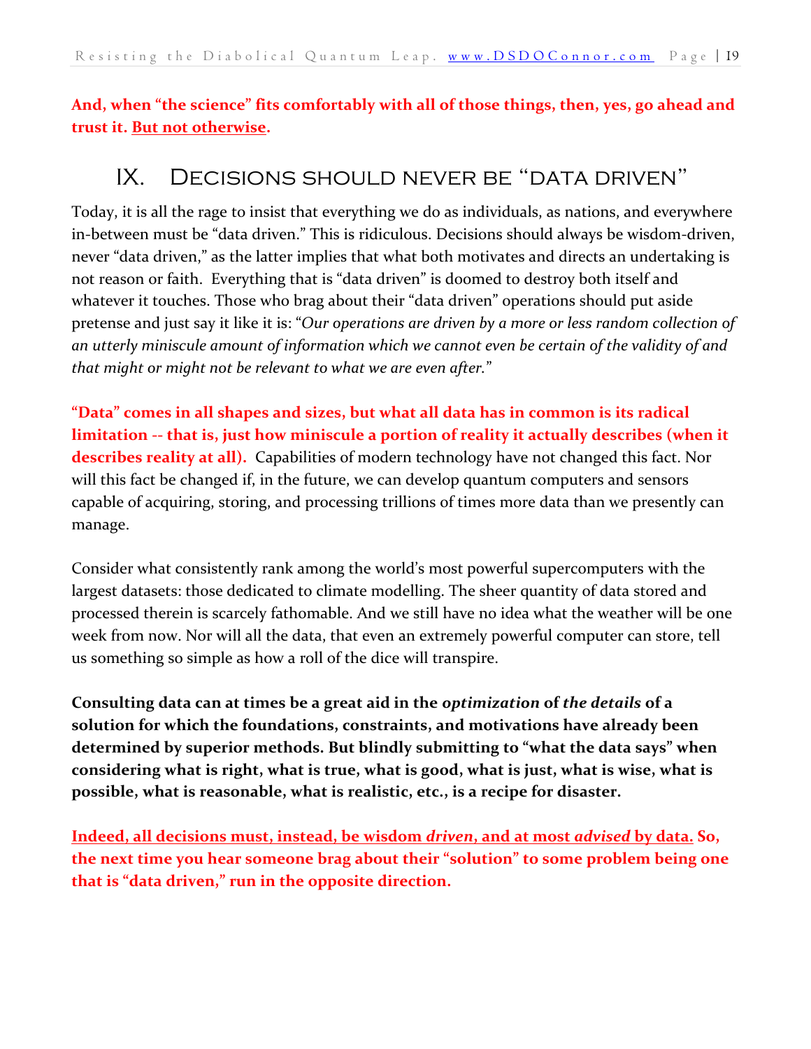**And, when "the science" fits comfortably with all of those things, then, yes, go ahead and trust it. <u>But not otherwise</u>.**

## IX. Decisions should never be "data driven"

Today, it is all the rage to insist that everything we do as individuals, as nations, and everywhere in-between must be "data driven." This is ridiculous. Decisions should always be wisdom-driven, never "data driven," as the latter implies that what both motivates and directs an undertaking is not reason or faith. Everything that is "data driven" is doomed to destroy both itself and whatever it touches. Those who brag about their "data driven" operations should put aside pretense and just say it like it is: "*Our operations are driven by a more or less random collection of an utterly miniscule amount of information which we cannot even be certain of the validity of and that might or might not be relevant to what we are even after.*"

**"Data" comes in all shapes and sizes, but what all data has in common is its radical limitation -- that is, just how miniscule a portion of reality it actually describes (when it describes reality at all).** Capabilities of modern technology have not changed this fact. Nor will this fact be changed if, in the future, we can develop quantum computers and sensors capable of acquiring, storing, and processing trillions of times more data than we presently can manage.

Consider what consistently rank among the world's most powerful supercomputers with the largest datasets: those dedicated to climate modelling. The sheer quantity of data stored and processed therein is scarcely fathomable. And we still have no idea what the weather will be one week from now. Nor will all the data, that even an extremely powerful computer can store, tell us something so simple as how a roll of the dice will transpire.

**Consulting data can at times be a great aid in the *optimization* of *the details* of a solution for which the foundations, constraints, and motivations have already been determined by superior methods. But blindly submitting to "what the data says" when considering what is right, what is true, what is good, what is just, what is wise, what is possible, what is reasonable, what is realistic, etc., is a recipe for disaster.**

**<u>Indeed, all decisions must, instead, be wisdom *driven*, and at most *advised* by data.</u> So, the next time you hear someone brag about their "solution" to some problem being one that is "data driven," run in the opposite direction.**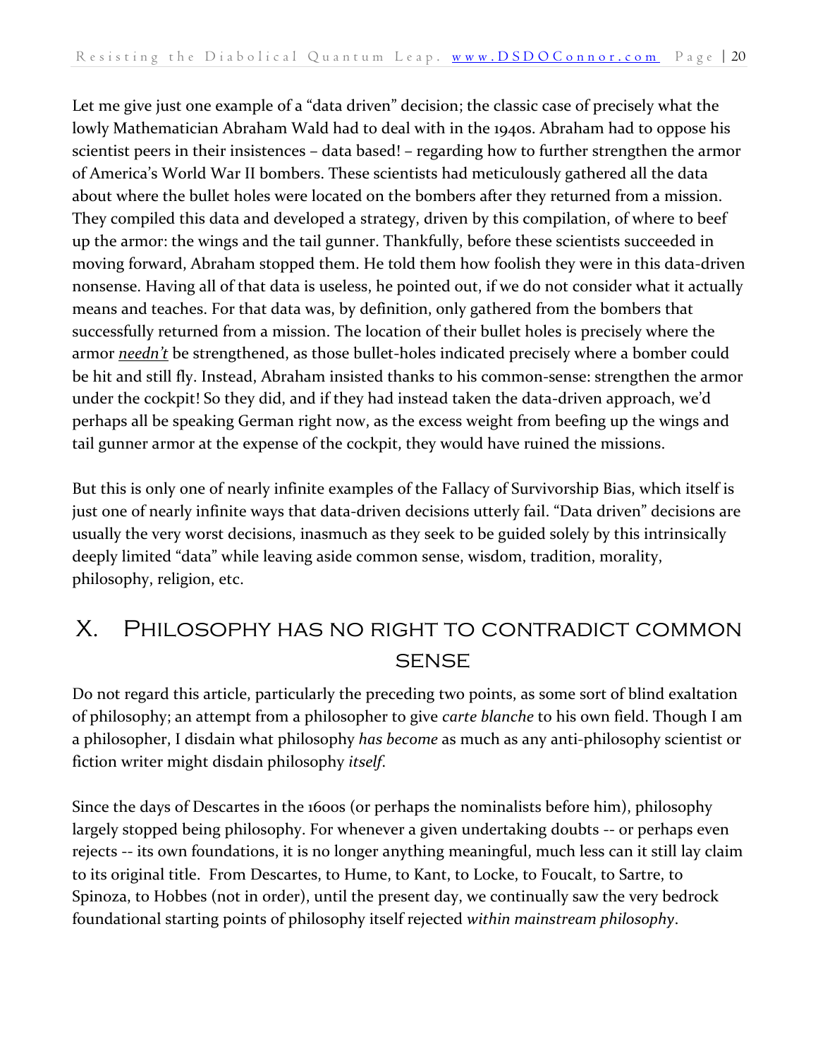Let me give just one example of a "data driven" decision; the classic case of precisely what the lowly Mathematician Abraham Wald had to deal with in the 1940s. Abraham had to oppose his scientist peers in their insistences – data based! – regarding how to further strengthen the armor of America's World War II bombers. These scientists had meticulously gathered all the data about where the bullet holes were located on the bombers after they returned from a mission. They compiled this data and developed a strategy, driven by this compilation, of where to beef up the armor: the wings and the tail gunner. Thankfully, before these scientists succeeded in moving forward, Abraham stopped them. He told them how foolish they were in this data-driven nonsense. Having all of that data is useless, he pointed out, if we do not consider what it actually means and teaches. For that data was, by definition, only gathered from the bombers that successfully returned from a mission. The location of their bullet holes is precisely where the armor ***needn't*** be strengthened, as those bullet-holes indicated precisely where a bomber could be hit and still fly. Instead, Abraham insisted thanks to his common-sense: strengthen the armor under the cockpit! So they did, and if they had instead taken the data-driven approach, we'd perhaps all be speaking German right now, as the excess weight from beefing up the wings and tail gunner armor at the expense of the cockpit, they would have ruined the missions.

But this is only one of nearly infinite examples of the Fallacy of Survivorship Bias, which itself is just one of nearly infinite ways that data-driven decisions utterly fail. "Data driven" decisions are usually the very worst decisions, inasmuch as they seek to be guided solely by this intrinsically deeply limited "data" while leaving aside common sense, wisdom, tradition, morality, philosophy, religion, etc.

# X. Philosophy has no right to contradict common sense

Do not regard this article, particularly the preceding two points, as some sort of blind exaltation of philosophy; an attempt from a philosopher to give *carte blanche* to his own field. Though I am a philosopher, I disdain what philosophy *has become* as much as any anti-philosophy scientist or fiction writer might disdain philosophy *itself*.

Since the days of Descartes in the 1600s (or perhaps the nominalists before him), philosophy largely stopped being philosophy. For whenever a given undertaking doubts -- or perhaps even rejects -- its own foundations, it is no longer anything meaningful, much less can it still lay claim to its original title. From Descartes, to Hume, to Kant, to Locke, to Foucalt, to Sartre, to Spinoza, to Hobbes (not in order), until the present day, we continually saw the very bedrock foundational starting points of philosophy itself rejected *within mainstream philosophy*.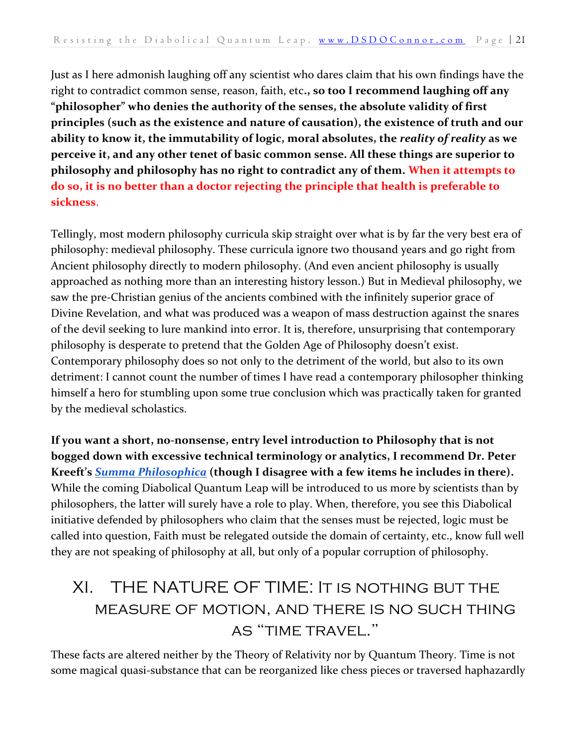Just as I here admonish laughing off any scientist who dares claim that his own findings have the right to contradict common sense, reason, faith, etc**., so too I recommend laughing off any "philosopher" who denies the authority of the senses, the absolute validity of first principles (such as the existence and nature of causation), the existence of truth and our ability to know it, the immutability of logic, moral absolutes, the *reality of reality* as we perceive it, and any other tenet of basic common sense. All these things are superior to philosophy and philosophy has no right to contradict any of them. When it attempts to do so, it is no better than a doctor rejecting the principle that health is preferable to sickness**.

Tellingly, most modern philosophy curricula skip straight over what is by far the very best era of philosophy: medieval philosophy. These curricula ignore two thousand years and go right from Ancient philosophy directly to modern philosophy. (And even ancient philosophy is usually approached as nothing more than an interesting history lesson.) But in Medieval philosophy, we saw the pre-Christian genius of the ancients combined with the infinitely superior grace of Divine Revelation, and what was produced was a weapon of mass destruction against the snares of the devil seeking to lure mankind into error. It is, therefore, unsurprising that contemporary philosophy is desperate to pretend that the Golden Age of Philosophy doesn't exist. Contemporary philosophy does so not only to the detriment of the world, but also to its own detriment: I cannot count the number of times I have read a contemporary philosopher thinking himself a hero for stumbling upon some true conclusion which was practically taken for granted by the medieval scholastics.

**If you want a short, no-nonsense, entry level introduction to Philosophy that is not bogged down with excessive technical terminology or analytics, I recommend Dr. Peter Kreeft's *Summa Philosophica* (though I disagree with a few items he includes in there).** While the coming Diabolical Quantum Leap will be introduced to us more by scientists than by philosophers, the latter will surely have a role to play. When, therefore, you see this Diabolical initiative defended by philosophers who claim that the senses must be rejected, logic must be called into question, Faith must be relegated outside the domain of certainty, etc., know full well they are not speaking of philosophy at all, but only of a popular corruption of philosophy.

# XI. THE NATURE OF TIME: It is nothing but the measure of motion, and there is no such thing as "time travel."

These facts are altered neither by the Theory of Relativity nor by Quantum Theory. Time is not some magical quasi-substance that can be reorganized like chess pieces or traversed haphazardly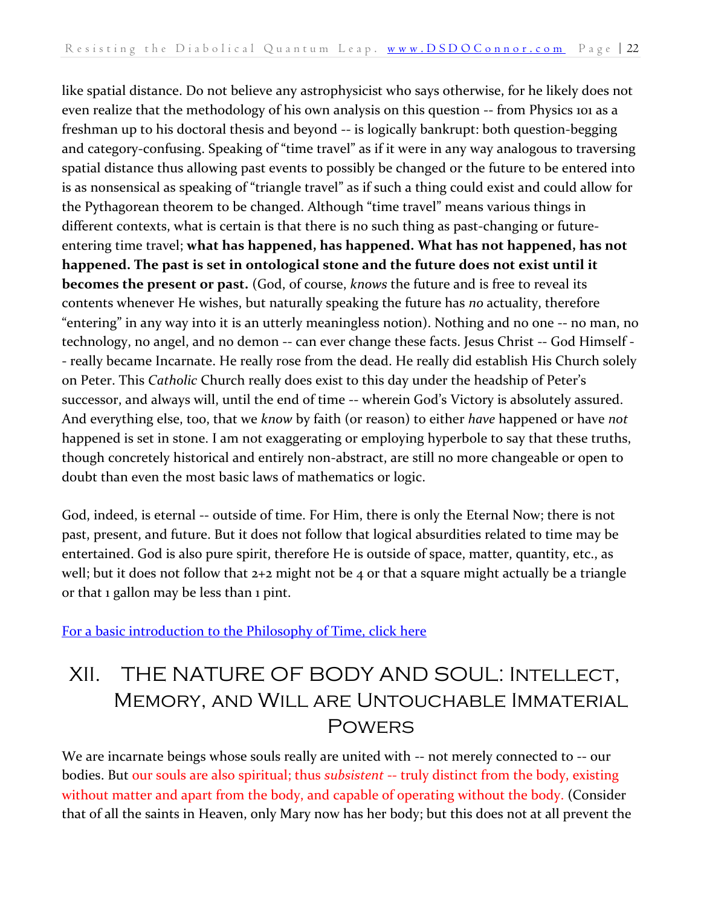like spatial distance. Do not believe any astrophysicist who says otherwise, for he likely does not even realize that the methodology of his own analysis on this question -- from Physics 101 as a freshman up to his doctoral thesis and beyond -- is logically bankrupt: both question-begging and category-confusing. Speaking of "time travel" as if it were in any way analogous to traversing spatial distance thus allowing past events to possibly be changed or the future to be entered into is as nonsensical as speaking of "triangle travel" as if such a thing could exist and could allow for the Pythagorean theorem to be changed. Although "time travel" means various things in different contexts, what is certain is that there is no such thing as past-changing or future-entering time travel; **what has happened, has happened. What has not happened, has not happened. The past is set in ontological stone and the future does not exist until it becomes the present or past.** (God, of course, *knows* the future and is free to reveal its contents whenever He wishes, but naturally speaking the future has *no* actuality, therefore "entering" in any way into it is an utterly meaningless notion). Nothing and no one -- no man, no technology, no angel, and no demon -- can ever change these facts. Jesus Christ -- God Himself -- really became Incarnate. He really rose from the dead. He really did establish His Church solely on Peter. This *Catholic* Church really does exist to this day under the headship of Peter's successor, and always will, until the end of time -- wherein God's Victory is absolutely assured. And everything else, too, that we *know* by faith (or reason) to either *have* happened or have *not* happened is set in stone. I am not exaggerating or employing hyperbole to say that these truths, though concretely historical and entirely non-abstract, are still no more changeable or open to doubt than even the most basic laws of mathematics or logic.

God, indeed, is eternal -- outside of time. For Him, there is only the Eternal Now; there is not past, present, and future. But it does not follow that logical absurdities related to time may be entertained. God is also pure spirit, therefore He is outside of space, matter, quantity, etc., as well; but it does not follow that 2+2 might not be 4 or that a square might actually be a triangle or that 1 gallon may be less than 1 pint.

[For a basic introduction to the Philosophy of Time, click here]

## XII. The Nature of Body and Soul: Intellect, Memory, and Will are Untouchable Immaterial Powers

We are incarnate beings whose souls really are united with -- not merely connected to -- our bodies. But our souls are also spiritual; thus *subsistent* -- truly distinct from the body, existing without matter and apart from the body, and capable of operating without the body. (Consider that of all the saints in Heaven, only Mary now has her body; but this does not at all prevent the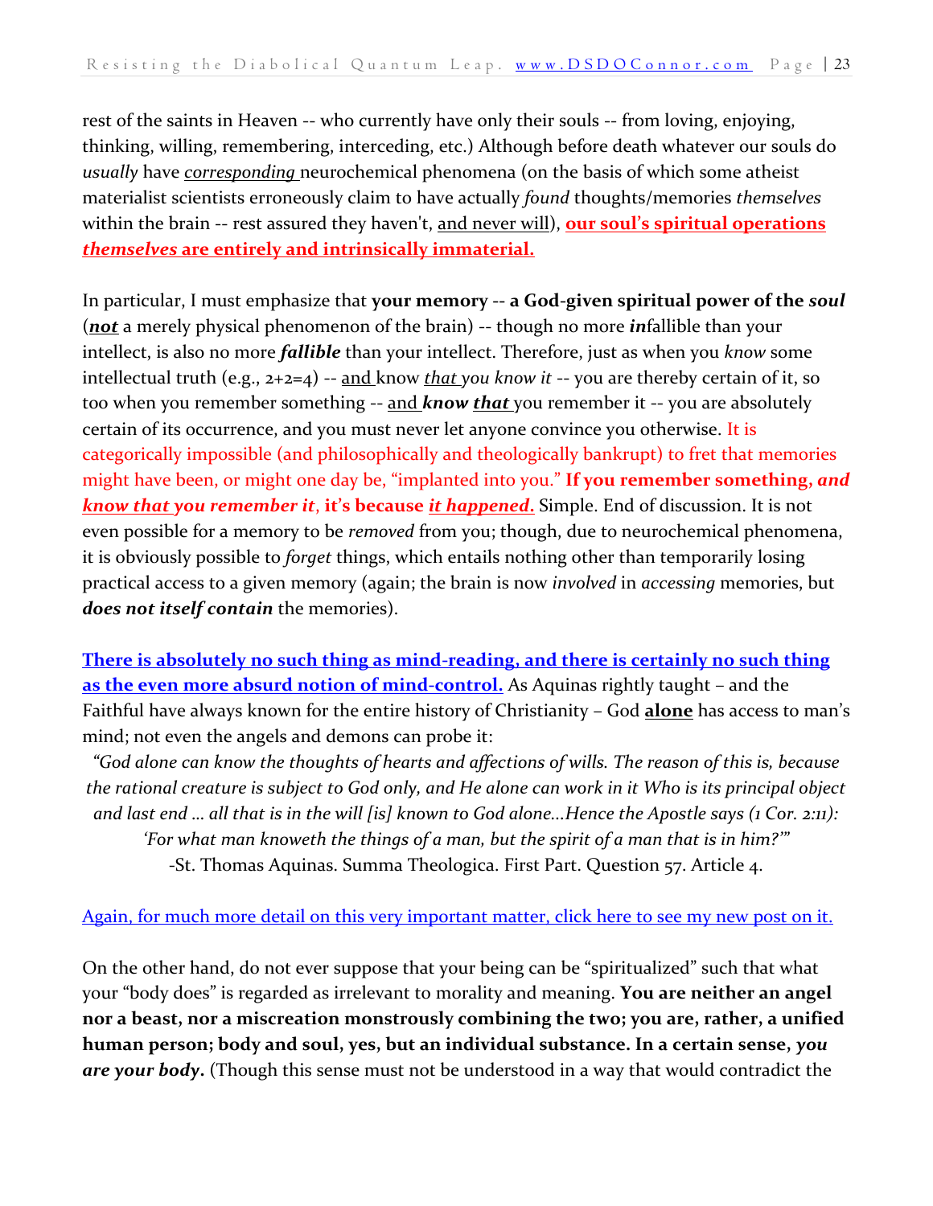rest of the saints in Heaven -- who currently have only their souls -- from loving, enjoying, thinking, willing, remembering, interceding, etc.) Although before death whatever our souls do *usually* have <u>*corresponding*</u> neurochemical phenomena (on the basis of which some atheist materialist scientists erroneously claim to have actually *found* thoughts/memories *themselves* within the brain -- rest assured they haven't, <u>and never will</u>), <u>**our soul's spiritual operations *themselves* are entirely and intrinsically immaterial.**</u>

In particular, I must emphasize that **your memory -- a God-given spiritual power of the *soul*** (<u>***not***</u> a merely physical phenomenon of the brain) -- though no more ***in***fallible than your intellect, is also no more ***fallible*** than your intellect. Therefore, just as when you *know* some intellectual truth (e.g., 2+2=4) -- <u>and</u> know <u>*that*</u> *you know it* -- you are thereby certain of it, so too when you remember something -- <u>and</u> ***know*** <u>***that***</u> you remember it -- you are absolutely certain of its occurrence, and you must never let anyone convince you otherwise. It is categorically impossible (and philosophically and theologically bankrupt) to fret that memories might have been, or might one day be, "implanted into you." **If you remember something, *and* <u>*know that*</u> *you remember it*, it's because <u>*it happened*</u>.** Simple. End of discussion. It is not even possible for a memory to be *removed* from you; though, due to neurochemical phenomena, it is obviously possible to *forget* things, which entails nothing other than temporarily losing practical access to a given memory (again; the brain is now *involved* in *accessing* memories, but ***does not itself contain*** the memories).

<u>**There is absolutely no such thing as mind-reading, and there is certainly no such thing as the even more absurd notion of mind-control.**</u> As Aquinas rightly taught – and the Faithful have always known for the entire history of Christianity – God <u>**alone**</u> has access to man's mind; not even the angels and demons can probe it:

> *"God alone can know the thoughts of hearts and affections of wills. The reason of this is, because the rational creature is subject to God only, and He alone can work in it Who is its principal object and last end ... all that is in the will [is] known to God alone...Hence the Apostle says (1 Cor. 2:11): 'For what man knoweth the things of a man, but the spirit of a man that is in him?'"*
>
> -St. Thomas Aquinas. Summa Theologica. First Part. Question 57. Article 4.

<u>Again, for much more detail on this very important matter, click here to see my new post on it.</u>

On the other hand, do not ever suppose that your being can be "spiritualized" such that what your "body does" is regarded as irrelevant to morality and meaning. **You are neither an angel nor a beast, nor a miscreation monstrously combining the two; you are, rather, a unified human person; body and soul, yes, but an individual substance. In a certain sense, *you are your body*.** (Though this sense must not be understood in a way that would contradict the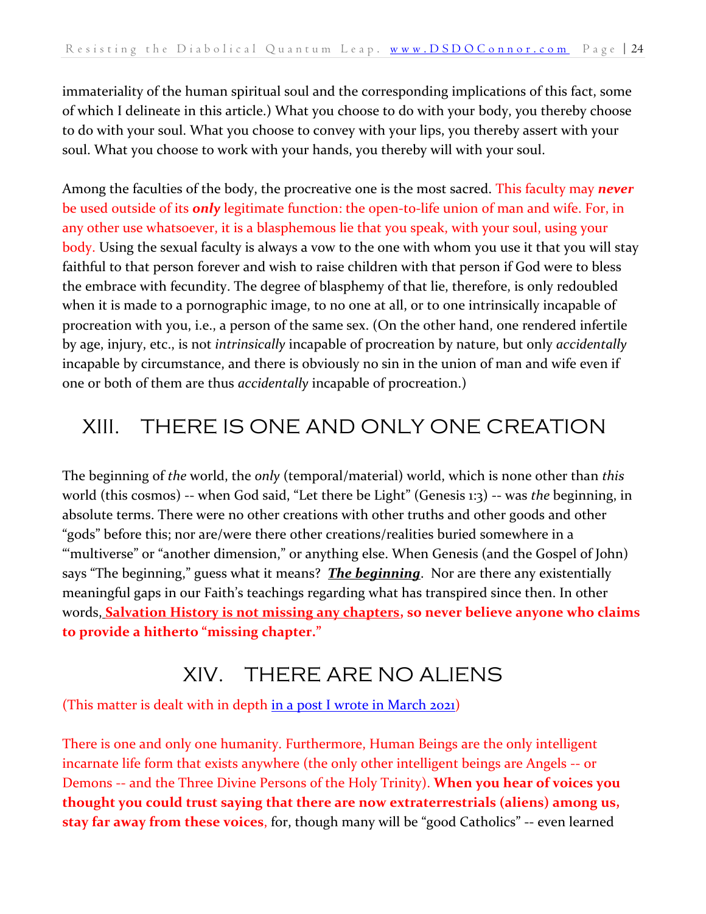immateriality of the human spiritual soul and the corresponding implications of this fact, some of which I delineate in this article.) What you choose to do with your body, you thereby choose to do with your soul. What you choose to convey with your lips, you thereby assert with your soul. What you choose to work with your hands, you thereby will with your soul.

Among the faculties of the body, the procreative one is the most sacred. This faculty may ***never*** be used outside of its ***only*** legitimate function: the open-to-life union of man and wife. For, in any other use whatsoever, it is a blasphemous lie that you speak, with your soul, using your body. Using the sexual faculty is always a vow to the one with whom you use it that you will stay faithful to that person forever and wish to raise children with that person if God were to bless the embrace with fecundity. The degree of blasphemy of that lie, therefore, is only redoubled when it is made to a pornographic image, to no one at all, or to one intrinsically incapable of procreation with you, i.e., a person of the same sex. (On the other hand, one rendered infertile by age, injury, etc., is not *intrinsically* incapable of procreation by nature, but only *accidentally* incapable by circumstance, and there is obviously no sin in the union of man and wife even if one or both of them are thus *accidentally* incapable of procreation.)

## XIII. THERE IS ONE AND ONLY ONE CREATION

The beginning of *the* world, the *only* (temporal/material) world, which is none other than *this* world (this cosmos) -- when God said, "Let there be Light" (Genesis 1:3) -- was *the* beginning, in absolute terms. There were no other creations with other truths and other goods and other "gods" before this; nor are/were there other creations/realities buried somewhere in a "'multiverse" or "another dimension," or anything else. When Genesis (and the Gospel of John) says "The beginning," guess what it means? ***The beginning***. Nor are there any existentially meaningful gaps in our Faith's teachings regarding what has transpired since then. In other words, **Salvation History is not missing any chapters, so never believe anyone who claims to provide a hitherto "missing chapter."**

## XIV. THERE ARE NO ALIENS

(This matter is dealt with in depth in a post I wrote in March 2021)

There is one and only one humanity. Furthermore, Human Beings are the only intelligent incarnate life form that exists anywhere (the only other intelligent beings are Angels -- or Demons -- and the Three Divine Persons of the Holy Trinity). **When you hear of voices you thought you could trust saying that there are now extraterrestrials (aliens) among us, stay far away from these voices**, for, though many will be "good Catholics" -- even learned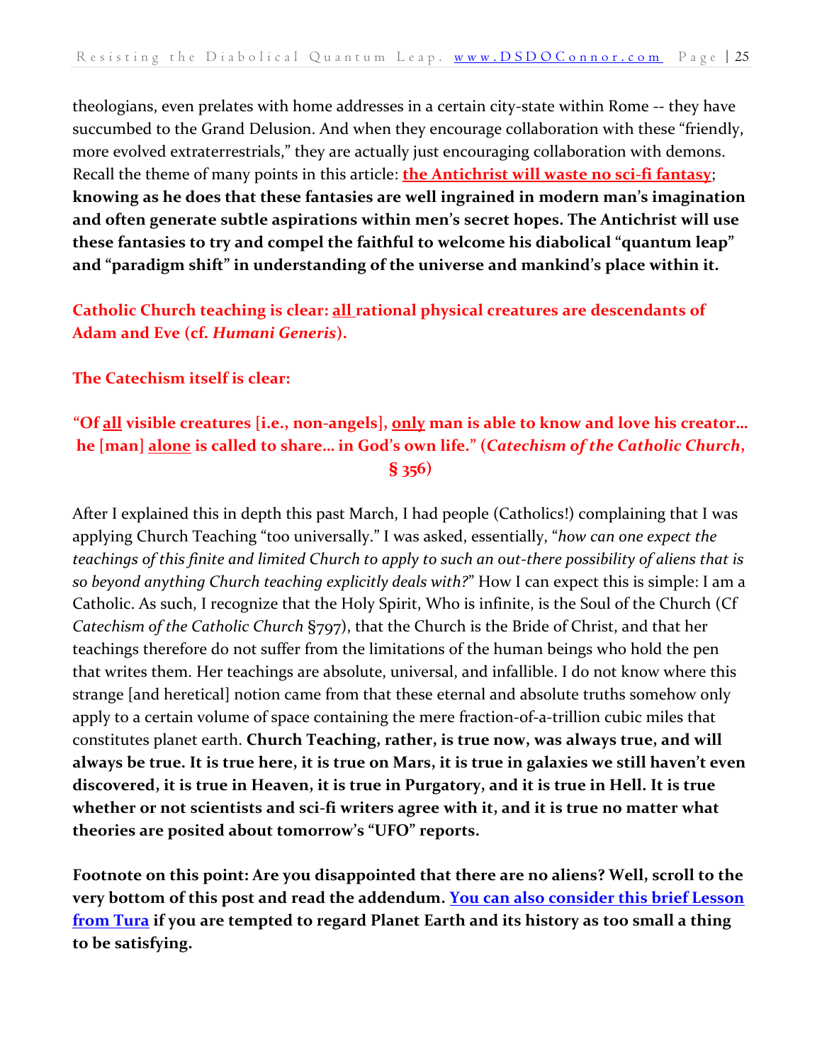theologians, even prelates with home addresses in a certain city-state within Rome -- they have succumbed to the Grand Delusion. And when they encourage collaboration with these "friendly, more evolved extraterrestrials," they are actually just encouraging collaboration with demons. Recall the theme of many points in this article: **the Antichrist will waste no sci-fi fantasy; knowing as he does that these fantasies are well ingrained in modern man's imagination and often generate subtle aspirations within men's secret hopes. The Antichrist will use these fantasies to try and compel the faithful to welcome his diabolical "quantum leap" and "paradigm shift" in understanding of the universe and mankind's place within it.**

**Catholic Church teaching is clear: all rational physical creatures are descendants of Adam and Eve (cf. *Humani Generis*).**

**The Catechism itself is clear:**

**"Of all visible creatures [i.e., non-angels], only man is able to know and love his creator… he [man] alone is called to share… in God's own life." (*Catechism of the Catholic Church*, § 356)**

After I explained this in depth this past March, I had people (Catholics!) complaining that I was applying Church Teaching "too universally." I was asked, essentially, "*how can one expect the teachings of this finite and limited Church to apply to such an out-there possibility of aliens that is so beyond anything Church teaching explicitly deals with?*" How I can expect this is simple: I am a Catholic. As such, I recognize that the Holy Spirit, Who is infinite, is the Soul of the Church (Cf *Catechism of the Catholic Church* §797), that the Church is the Bride of Christ, and that her teachings therefore do not suffer from the limitations of the human beings who hold the pen that writes them. Her teachings are absolute, universal, and infallible. I do not know where this strange [and heretical] notion came from that these eternal and absolute truths somehow only apply to a certain volume of space containing the mere fraction-of-a-trillion cubic miles that constitutes planet earth. **Church Teaching, rather, is true now, was always true, and will always be true. It is true here, it is true on Mars, it is true in galaxies we still haven't even discovered, it is true in Heaven, it is true in Purgatory, and it is true in Hell. It is true whether or not scientists and sci-fi writers agree with it, and it is true no matter what theories are posited about tomorrow's "UFO" reports.**

**Footnote on this point: Are you disappointed that there are no aliens? Well, scroll to the very bottom of this post and read the addendum. You can also consider this brief Lesson from Tura if you are tempted to regard Planet Earth and its history as too small a thing to be satisfying.**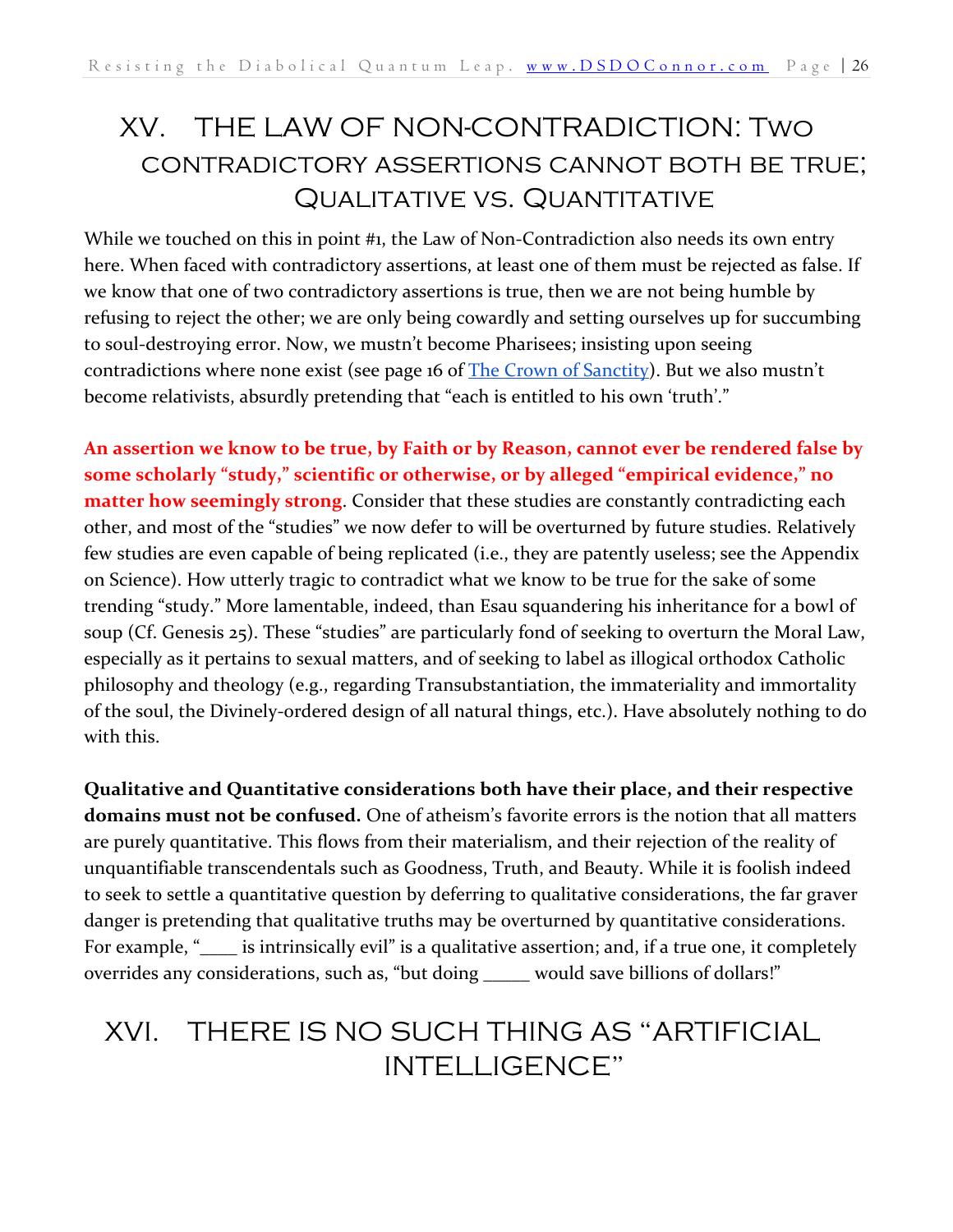# XV. THE LAW OF NON-CONTRADICTION: Two contradictory assertions cannot both be true; Qualitative vs. Quantitative

While we touched on this in point #1, the Law of Non-Contradiction also needs its own entry here. When faced with contradictory assertions, at least one of them must be rejected as false. If we know that one of two contradictory assertions is true, then we are not being humble by refusing to reject the other; we are only being cowardly and setting ourselves up for succumbing to soul-destroying error. Now, we mustn't become Pharisees; insisting upon seeing contradictions where none exist (see page 16 of The Crown of Sanctity). But we also mustn't become relativists, absurdly pretending that "each is entitled to his own 'truth'."

**An assertion we know to be true, by Faith or by Reason, cannot ever be rendered false by some scholarly "study," scientific or otherwise, or by alleged "empirical evidence," no matter how seemingly strong**. Consider that these studies are constantly contradicting each other, and most of the "studies" we now defer to will be overturned by future studies. Relatively few studies are even capable of being replicated (i.e., they are patently useless; see the Appendix on Science). How utterly tragic to contradict what we know to be true for the sake of some trending "study." More lamentable, indeed, than Esau squandering his inheritance for a bowl of soup (Cf. Genesis 25). These "studies" are particularly fond of seeking to overturn the Moral Law, especially as it pertains to sexual matters, and of seeking to label as illogical orthodox Catholic philosophy and theology (e.g., regarding Transubstantiation, the immateriality and immortality of the soul, the Divinely-ordered design of all natural things, etc.). Have absolutely nothing to do with this.

**Qualitative and Quantitative considerations both have their place, and their respective domains must not be confused.** One of atheism's favorite errors is the notion that all matters are purely quantitative. This flows from their materialism, and their rejection of the reality of unquantifiable transcendentals such as Goodness, Truth, and Beauty. While it is foolish indeed to seek to settle a quantitative question by deferring to qualitative considerations, the far graver danger is pretending that qualitative truths may be overturned by quantitative considerations. For example, "____ is intrinsically evil" is a qualitative assertion; and, if a true one, it completely overrides any considerations, such as, "but doing _____ would save billions of dollars!"

# XVI. THERE IS NO SUCH THING AS "ARTIFICIAL INTELLIGENCE"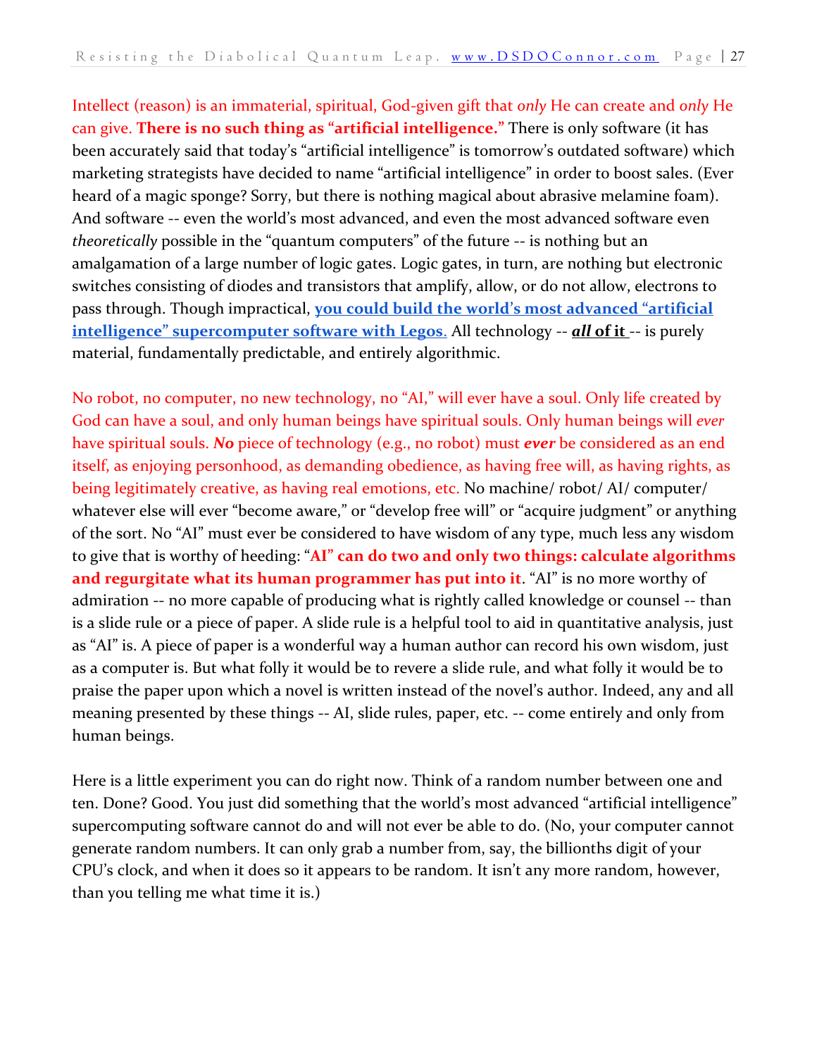Intellect (reason) is an immaterial, spiritual, God-given gift that *only* He can create and *only* He can give. **There is no such thing as "artificial intelligence."** There is only software (it has been accurately said that today's "artificial intelligence" is tomorrow's outdated software) which marketing strategists have decided to name "artificial intelligence" in order to boost sales. (Ever heard of a magic sponge? Sorry, but there is nothing magical about abrasive melamine foam). And software -- even the world's most advanced, and even the most advanced software even *theoretically* possible in the "quantum computers" of the future -- is nothing but an amalgamation of a large number of logic gates. Logic gates, in turn, are nothing but electronic switches consisting of diodes and transistors that amplify, allow, or do not allow, electrons to pass through. Though impractical, **you could build the world's most advanced "artificial intelligence" supercomputer software with Legos**. All technology -- ***all* of it** -- is purely material, fundamentally predictable, and entirely algorithmic.

No robot, no computer, no new technology, no "AI," will ever have a soul. Only life created by God can have a soul, and only human beings have spiritual souls. Only human beings will *ever* have spiritual souls. ***No*** piece of technology (e.g., no robot) must ***ever*** be considered as an end itself, as enjoying personhood, as demanding obedience, as having free will, as having rights, as being legitimately creative, as having real emotions, etc. No machine/ robot/ AI/ computer/ whatever else will ever "become aware," or "develop free will" or "acquire judgment" or anything of the sort. No "AI" must ever be considered to have wisdom of any type, much less any wisdom to give that is worthy of heeding: "**AI" can do two and only two things: calculate algorithms and regurgitate what its human programmer has put into it**. "AI" is no more worthy of admiration -- no more capable of producing what is rightly called knowledge or counsel -- than is a slide rule or a piece of paper. A slide rule is a helpful tool to aid in quantitative analysis, just as "AI" is. A piece of paper is a wonderful way a human author can record his own wisdom, just as a computer is. But what folly it would be to revere a slide rule, and what folly it would be to praise the paper upon which a novel is written instead of the novel's author. Indeed, any and all meaning presented by these things -- AI, slide rules, paper, etc. -- come entirely and only from human beings.

Here is a little experiment you can do right now. Think of a random number between one and ten. Done? Good. You just did something that the world's most advanced "artificial intelligence" supercomputing software cannot do and will not ever be able to do. (No, your computer cannot generate random numbers. It can only grab a number from, say, the billionths digit of your CPU's clock, and when it does so it appears to be random. It isn't any more random, however, than you telling me what time it is.)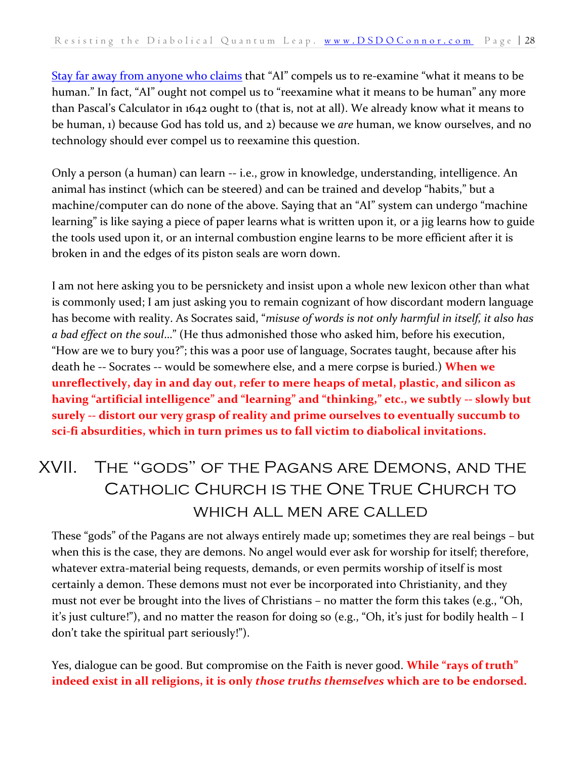Stay far away from anyone who claims that "AI" compels us to re-examine "what it means to be human." In fact, "AI" ought not compel us to "reexamine what it means to be human" any more than Pascal's Calculator in 1642 ought to (that is, not at all). We already know what it means to be human, 1) because God has told us, and 2) because we *are* human, we know ourselves, and no technology should ever compel us to reexamine this question.

Only a person (a human) can learn -- i.e., grow in knowledge, understanding, intelligence. An animal has instinct (which can be steered) and can be trained and develop "habits," but a machine/computer can do none of the above. Saying that an "AI" system can undergo "machine learning" is like saying a piece of paper learns what is written upon it, or a jig learns how to guide the tools used upon it, or an internal combustion engine learns to be more efficient after it is broken in and the edges of its piston seals are worn down.

I am not here asking you to be persnickety and insist upon a whole new lexicon other than what is commonly used; I am just asking you to remain cognizant of how discordant modern language has become with reality. As Socrates said, "*misuse of words is not only harmful in itself, it also has a bad effect on the soul…*" (He thus admonished those who asked him, before his execution, "How are we to bury you?"; this was a poor use of language, Socrates taught, because after his death he -- Socrates -- would be somewhere else, and a mere corpse is buried.) **When we unreflectively, day in and day out, refer to mere heaps of metal, plastic, and silicon as having "artificial intelligence" and "learning" and "thinking," etc., we subtly -- slowly but surely -- distort our very grasp of reality and prime ourselves to eventually succumb to sci-fi absurdities, which in turn primes us to fall victim to diabolical invitations.**

# XVII. The "gods" of the Pagans are Demons, and the Catholic Church is the One True Church to which all men are called

These "gods" of the Pagans are not always entirely made up; sometimes they are real beings – but when this is the case, they are demons. No angel would ever ask for worship for itself; therefore, whatever extra-material being requests, demands, or even permits worship of itself is most certainly a demon. These demons must not ever be incorporated into Christianity, and they must not ever be brought into the lives of Christians – no matter the form this takes (e.g., "Oh, it's just culture!"), and no matter the reason for doing so (e.g., "Oh, it's just for bodily health – I don't take the spiritual part seriously!").

Yes, dialogue can be good. But compromise on the Faith is never good. **While "rays of truth" indeed exist in all religions, it is only *those truths themselves* which are to be endorsed.**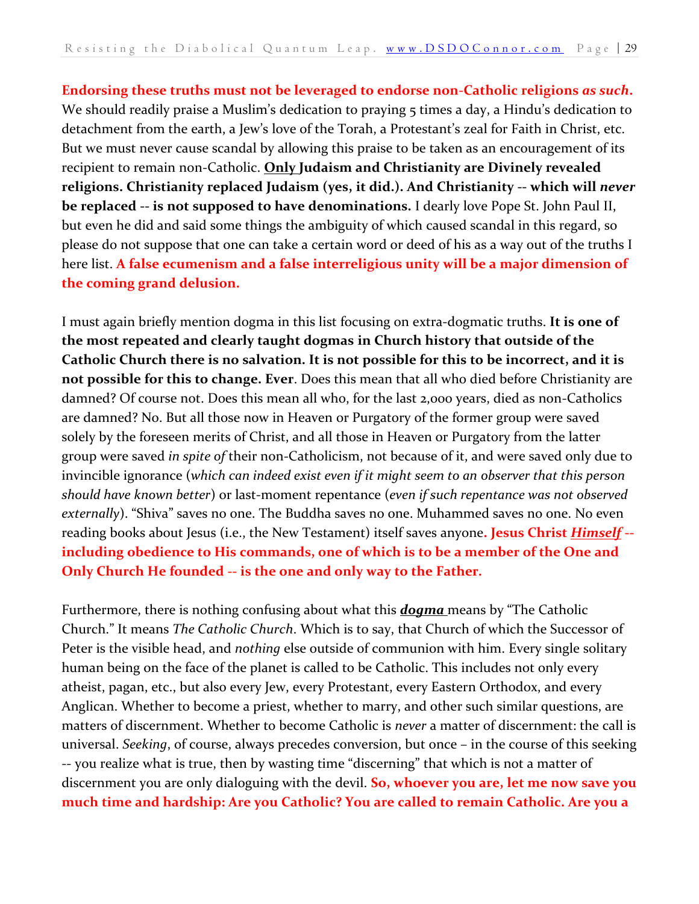**Endorsing these truths must not be leveraged to endorse non-Catholic religions *as such*.** We should readily praise a Muslim's dedication to praying 5 times a day, a Hindu's dedication to detachment from the earth, a Jew's love of the Torah, a Protestant's zeal for Faith in Christ, etc. But we must never cause scandal by allowing this praise to be taken as an encouragement of its recipient to remain non-Catholic. **<u>Only</u> Judaism and Christianity are Divinely revealed religions. Christianity replaced Judaism (yes, it did.). And Christianity -- which will *never* be replaced -- is not supposed to have denominations.** I dearly love Pope St. John Paul II, but even he did and said some things the ambiguity of which caused scandal in this regard, so please do not suppose that one can take a certain word or deed of his as a way out of the truths I here list. **A false ecumenism and a false interreligious unity will be a major dimension of the coming grand delusion.**

I must again briefly mention dogma in this list focusing on extra-dogmatic truths. **It is one of the most repeated and clearly taught dogmas in Church history that outside of the Catholic Church there is no salvation. It is not possible for this to be incorrect, and it is not possible for this to change. Ever**. Does this mean that all who died before Christianity are damned? Of course not. Does this mean all who, for the last 2,000 years, died as non-Catholics are damned? No. But all those now in Heaven or Purgatory of the former group were saved solely by the foreseen merits of Christ, and all those in Heaven or Purgatory from the latter group were saved *in spite of* their non-Catholicism, not because of it, and were saved only due to invincible ignorance (*which can indeed exist even if it might seem to an observer that this person should have known better*) or last-moment repentance (*even if such repentance was not observed externally*). "Shiva" saves no one. The Buddha saves no one. Muhammed saves no one. No even reading books about Jesus (i.e., the New Testament) itself saves anyone**. Jesus Christ *<u>Himself</u>* -- including obedience to His commands, one of which is to be a member of the One and Only Church He founded -- is the one and only way to the Father.**

Furthermore, there is nothing confusing about what this ***<u>dogma</u>*** means by "The Catholic Church." It means *The Catholic Church*. Which is to say, that Church of which the Successor of Peter is the visible head, and *nothing* else outside of communion with him. Every single solitary human being on the face of the planet is called to be Catholic. This includes not only every atheist, pagan, etc., but also every Jew, every Protestant, every Eastern Orthodox, and every Anglican. Whether to become a priest, whether to marry, and other such similar questions, are matters of discernment. Whether to become Catholic is *never* a matter of discernment: the call is universal. *Seeking*, of course, always precedes conversion, but once – in the course of this seeking -- you realize what is true, then by wasting time "discerning" that which is not a matter of discernment you are only dialoguing with the devil. **So, whoever you are, let me now save you much time and hardship: Are you Catholic? You are called to remain Catholic. Are you a**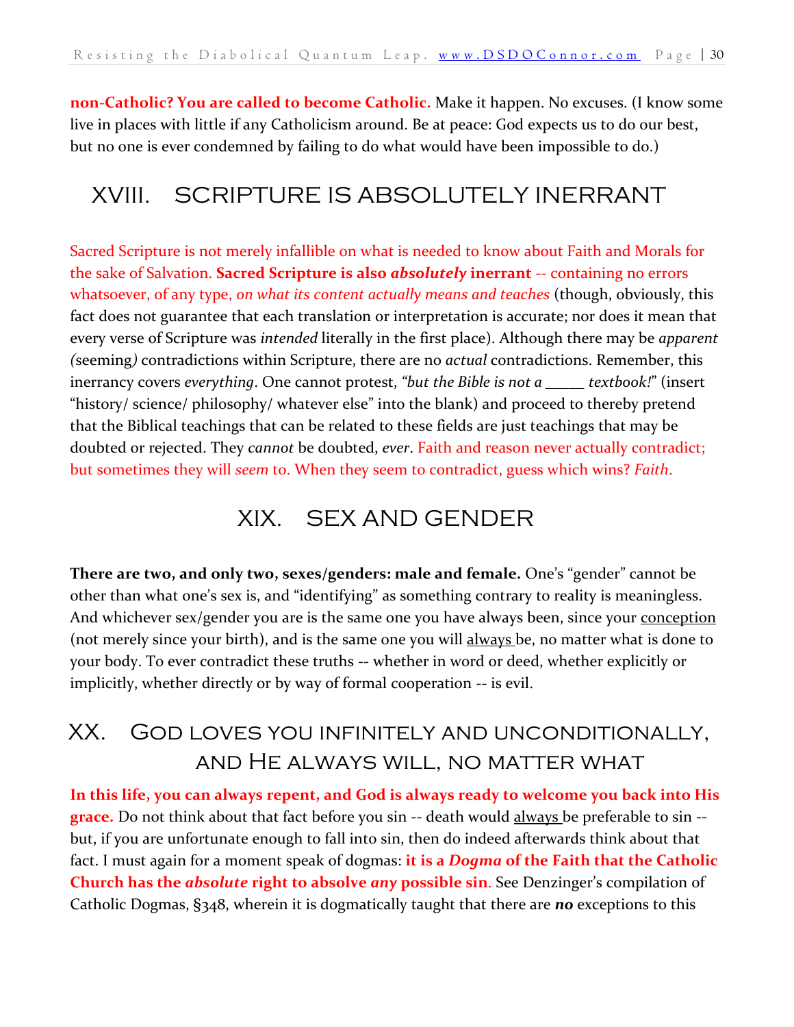**non-Catholic? You are called to become Catholic.** Make it happen. No excuses. (I know some live in places with little if any Catholicism around. Be at peace: God expects us to do our best, but no one is ever condemned by failing to do what would have been impossible to do.)

## XVIII. SCRIPTURE IS ABSOLUTELY INERRANT

Sacred Scripture is not merely infallible on what is needed to know about Faith and Morals for the sake of Salvation. **Sacred Scripture is also *absolutely* inerrant** -- containing no errors whatsoever, of any type, *on what its content actually means and teaches* (though, obviously, this fact does not guarantee that each translation or interpretation is accurate; nor does it mean that every verse of Scripture was *intended* literally in the first place). Although there may be *apparent (*seeming*)* contradictions within Scripture, there are no *actual* contradictions. Remember, this inerrancy covers *everything*. One cannot protest, *"but the Bible is not a _____ textbook!"* (insert "history/ science/ philosophy/ whatever else" into the blank) and proceed to thereby pretend that the Biblical teachings that can be related to these fields are just teachings that may be doubted or rejected. They *cannot* be doubted, *ever*. Faith and reason never actually contradict; but sometimes they will *seem* to. When they seem to contradict, guess which wins? *Faith*.

## XIX. SEX AND GENDER

**There are two, and only two, sexes/genders: male and female.** One's "gender" cannot be other than what one's sex is, and "identifying" as something contrary to reality is meaningless. And whichever sex/gender you are is the same one you have always been, since your <u>conception</u> (not merely since your birth), and is the same one you will <u>always</u> be, no matter what is done to your body. To ever contradict these truths -- whether in word or deed, whether explicitly or implicitly, whether directly or by way of formal cooperation -- is evil.

## XX. GOD LOVES YOU INFINITELY AND UNCONDITIONALLY, AND HE ALWAYS WILL, NO MATTER WHAT

**In this life, you can always repent, and God is always ready to welcome you back into His grace.** Do not think about that fact before you sin -- death would <u>always</u> be preferable to sin -- but, if you are unfortunate enough to fall into sin, then do indeed afterwards think about that fact. I must again for a moment speak of dogmas: **it is a *Dogma* of the Faith that the Catholic Church has the *absolute* right to absolve *any* possible sin**. See Denzinger's compilation of Catholic Dogmas, §348, wherein it is dogmatically taught that there are ***no*** exceptions to this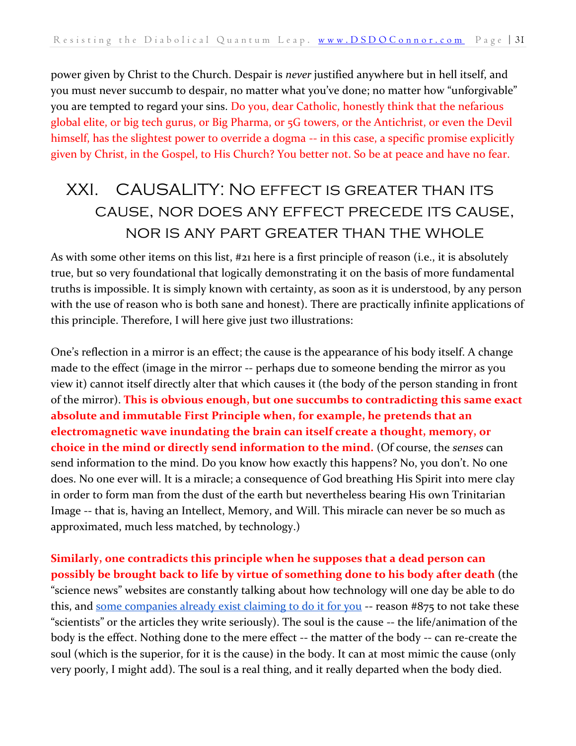power given by Christ to the Church. Despair is *never* justified anywhere but in hell itself, and you must never succumb to despair, no matter what you've done; no matter how "unforgivable" you are tempted to regard your sins. Do you, dear Catholic, honestly think that the nefarious global elite, or big tech gurus, or Big Pharma, or 5G towers, or the Antichrist, or even the Devil himself, has the slightest power to override a dogma -- in this case, a specific promise explicitly given by Christ, in the Gospel, to His Church? You better not. So be at peace and have no fear.

# XXI. Causality: No effect is greater than its cause, nor does any effect precede its cause, nor is any part greater than the whole

As with some other items on this list, #21 here is a first principle of reason (i.e., it is absolutely true, but so very foundational that logically demonstrating it on the basis of more fundamental truths is impossible. It is simply known with certainty, as soon as it is understood, by any person with the use of reason who is both sane and honest). There are practically infinite applications of this principle. Therefore, I will here give just two illustrations:

One's reflection in a mirror is an effect; the cause is the appearance of his body itself. A change made to the effect (image in the mirror -- perhaps due to someone bending the mirror as you view it) cannot itself directly alter that which causes it (the body of the person standing in front of the mirror). **This is obvious enough, but one succumbs to contradicting this same exact absolute and immutable First Principle when, for example, he pretends that an electromagnetic wave inundating the brain can itself create a thought, memory, or choice in the mind or directly send information to the mind.** (Of course, the *senses* can send information to the mind. Do you know how exactly this happens? No, you don't. No one does. No one ever will. It is a miracle; a consequence of God breathing His Spirit into mere clay in order to form man from the dust of the earth but nevertheless bearing His own Trinitarian Image -- that is, having an Intellect, Memory, and Will. This miracle can never be so much as approximated, much less matched, by technology.)

**Similarly, one contradicts this principle when he supposes that a dead person can possibly be brought back to life by virtue of something done to his body after death** (the "science news" websites are constantly talking about how technology will one day be able to do this, and some companies already exist claiming to do it for you -- reason #875 to not take these "scientists" or the articles they write seriously). The soul is the cause -- the life/animation of the body is the effect. Nothing done to the mere effect -- the matter of the body -- can re-create the soul (which is the superior, for it is the cause) in the body. It can at most mimic the cause (only very poorly, I might add). The soul is a real thing, and it really departed when the body died.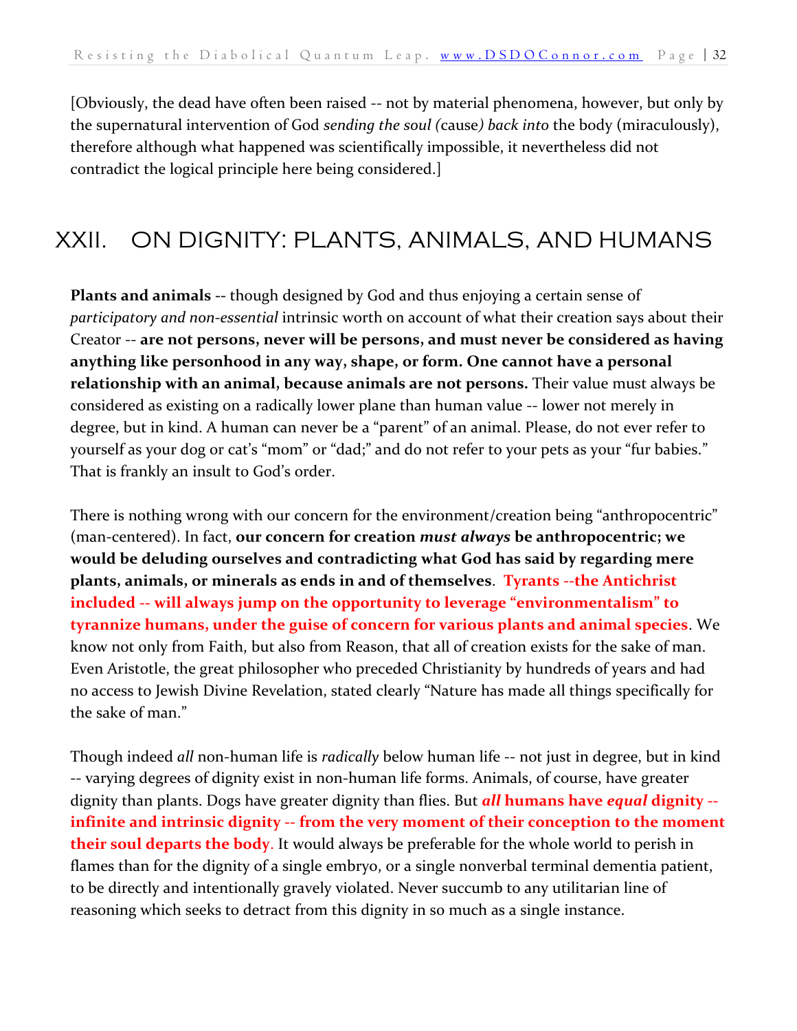[Obviously, the dead have often been raised -- not by material phenomena, however, but only by the supernatural intervention of God *sending the soul (*cause*) back into* the body (miraculously), therefore although what happened was scientifically impossible, it nevertheless did not contradict the logical principle here being considered.]

# XXII. ON DIGNITY: PLANTS, ANIMALS, AND HUMANS

**Plants and animals** -- though designed by God and thus enjoying a certain sense of *participatory and non-essential* intrinsic worth on account of what their creation says about their Creator -- **are not persons, never will be persons, and must never be considered as having anything like personhood in any way, shape, or form. One cannot have a personal relationship with an animal, because animals are not persons.** Their value must always be considered as existing on a radically lower plane than human value -- lower not merely in degree, but in kind. A human can never be a "parent" of an animal. Please, do not ever refer to yourself as your dog or cat's "mom" or "dad;" and do not refer to your pets as your "fur babies." That is frankly an insult to God's order.

There is nothing wrong with our concern for the environment/creation being "anthropocentric" (man-centered). In fact, **our concern for creation *must always* be anthropocentric; we would be deluding ourselves and contradicting what God has said by regarding mere plants, animals, or minerals as ends in and of themselves**. **Tyrants --the Antichrist included -- will always jump on the opportunity to leverage "environmentalism" to tyrannize humans, under the guise of concern for various plants and animal species**. We know not only from Faith, but also from Reason, that all of creation exists for the sake of man. Even Aristotle, the great philosopher who preceded Christianity by hundreds of years and had no access to Jewish Divine Revelation, stated clearly "Nature has made all things specifically for the sake of man."

Though indeed *all* non-human life is *radically* below human life -- not just in degree, but in kind -- varying degrees of dignity exist in non-human life forms. Animals, of course, have greater dignity than plants. Dogs have greater dignity than flies. But ***all* humans have *equal* dignity -- infinite and intrinsic dignity -- from the very moment of their conception to the moment their soul departs the body**. It would always be preferable for the whole world to perish in flames than for the dignity of a single embryo, or a single nonverbal terminal dementia patient, to be directly and intentionally gravely violated. Never succumb to any utilitarian line of reasoning which seeks to detract from this dignity in so much as a single instance.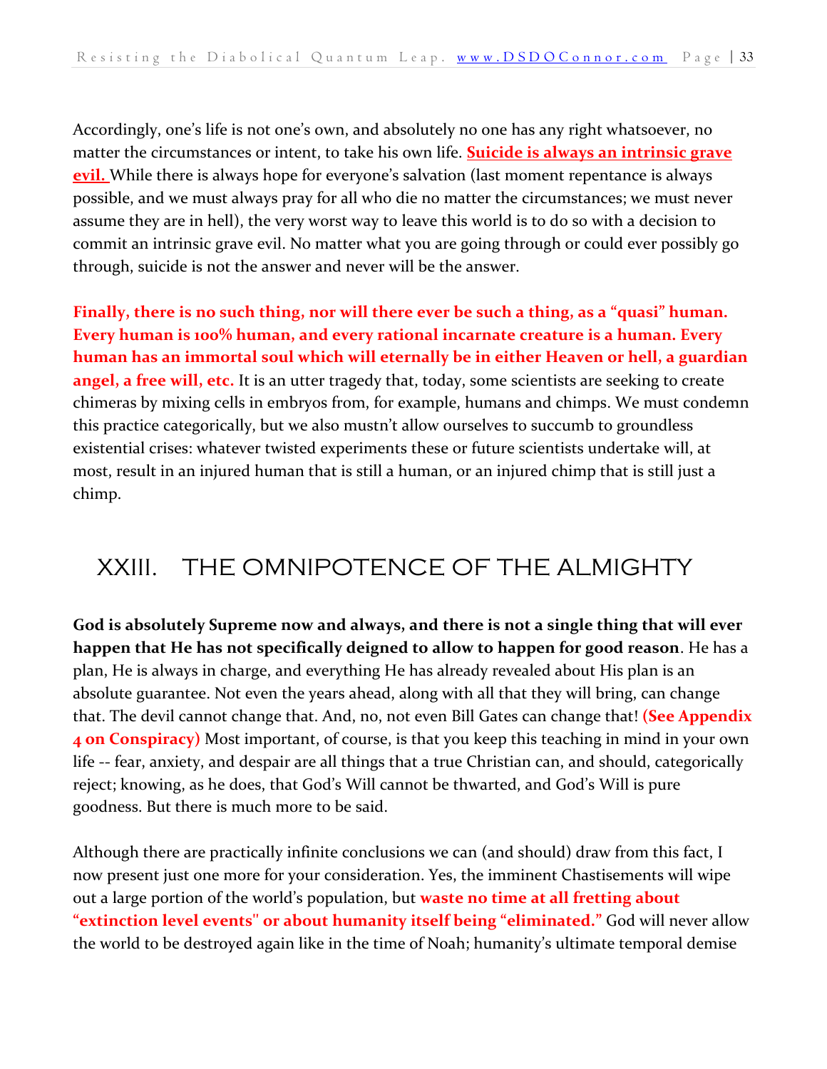Accordingly, one's life is not one's own, and absolutely no one has any right whatsoever, no matter the circumstances or intent, to take his own life. **Suicide is always an intrinsic grave evil.** While there is always hope for everyone's salvation (last moment repentance is always possible, and we must always pray for all who die no matter the circumstances; we must never assume they are in hell), the very worst way to leave this world is to do so with a decision to commit an intrinsic grave evil. No matter what you are going through or could ever possibly go through, suicide is not the answer and never will be the answer.

**Finally, there is no such thing, nor will there ever be such a thing, as a "quasi" human. Every human is 100% human, and every rational incarnate creature is a human. Every human has an immortal soul which will eternally be in either Heaven or hell, a guardian angel, a free will, etc.** It is an utter tragedy that, today, some scientists are seeking to create chimeras by mixing cells in embryos from, for example, humans and chimps. We must condemn this practice categorically, but we also mustn't allow ourselves to succumb to groundless existential crises: whatever twisted experiments these or future scientists undertake will, at most, result in an injured human that is still a human, or an injured chimp that is still just a chimp.

## XXIII. THE OMNIPOTENCE OF THE ALMIGHTY

**God is absolutely Supreme now and always, and there is not a single thing that will ever happen that He has not specifically deigned to allow to happen for good reason**. He has a plan, He is always in charge, and everything He has already revealed about His plan is an absolute guarantee. Not even the years ahead, along with all that they will bring, can change that. The devil cannot change that. And, no, not even Bill Gates can change that! **(See Appendix 4 on Conspiracy)** Most important, of course, is that you keep this teaching in mind in your own life -- fear, anxiety, and despair are all things that a true Christian can, and should, categorically reject; knowing, as he does, that God's Will cannot be thwarted, and God's Will is pure goodness. But there is much more to be said.

Although there are practically infinite conclusions we can (and should) draw from this fact, I now present just one more for your consideration. Yes, the imminent Chastisements will wipe out a large portion of the world's population, but **waste no time at all fretting about "extinction level events" or about humanity itself being "eliminated."** God will never allow the world to be destroyed again like in the time of Noah; humanity's ultimate temporal demise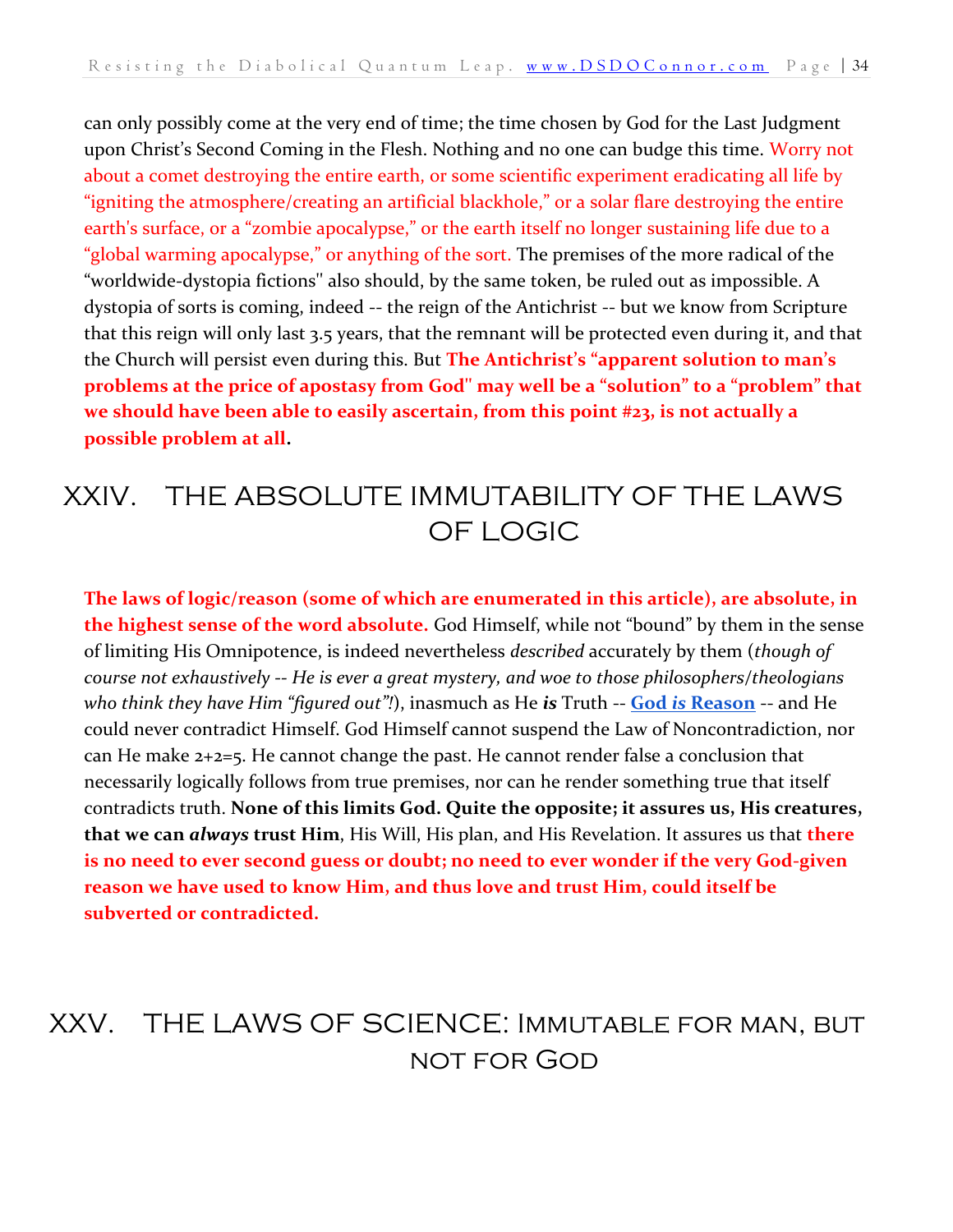can only possibly come at the very end of time; the time chosen by God for the Last Judgment upon Christ's Second Coming in the Flesh. Nothing and no one can budge this time. Worry not about a comet destroying the entire earth, or some scientific experiment eradicating all life by "igniting the atmosphere/creating an artificial blackhole," or a solar flare destroying the entire earth's surface, or a "zombie apocalypse," or the earth itself no longer sustaining life due to a "global warming apocalypse," or anything of the sort. The premises of the more radical of the "worldwide-dystopia fictions" also should, by the same token, be ruled out as impossible. A dystopia of sorts is coming, indeed -- the reign of the Antichrist -- but we know from Scripture that this reign will only last 3.5 years, that the remnant will be protected even during it, and that the Church will persist even during this. But **The Antichrist's "apparent solution to man's problems at the price of apostasy from God" may well be a "solution" to a "problem" that we should have been able to easily ascertain, from this point #23, is not actually a possible problem at all.**

## XXIV. THE ABSOLUTE IMMUTABILITY OF THE LAWS OF LOGIC

**The laws of logic/reason (some of which are enumerated in this article), are absolute, in the highest sense of the word absolute.** God Himself, while not "bound" by them in the sense of limiting His Omnipotence, is indeed nevertheless *described* accurately by them (*though of course not exhaustively -- He is ever a great mystery, and woe to those philosophers/theologians who think they have Him "figured out"!*), inasmuch as He ***is*** Truth -- **God *is* Reason** -- and He could never contradict Himself. God Himself cannot suspend the Law of Noncontradiction, nor can He make 2+2=5. He cannot change the past. He cannot render false a conclusion that necessarily logically follows from true premises, nor can he render something true that itself contradicts truth. **None of this limits God. Quite the opposite; it assures us, His creatures, that we can *always* trust Him**, His Will, His plan, and His Revelation. It assures us that **there is no need to ever second guess or doubt; no need to ever wonder if the very God-given reason we have used to know Him, and thus love and trust Him, could itself be subverted or contradicted.**

## XXV. THE LAWS OF SCIENCE: IMMUTABLE FOR MAN, BUT NOT FOR GOD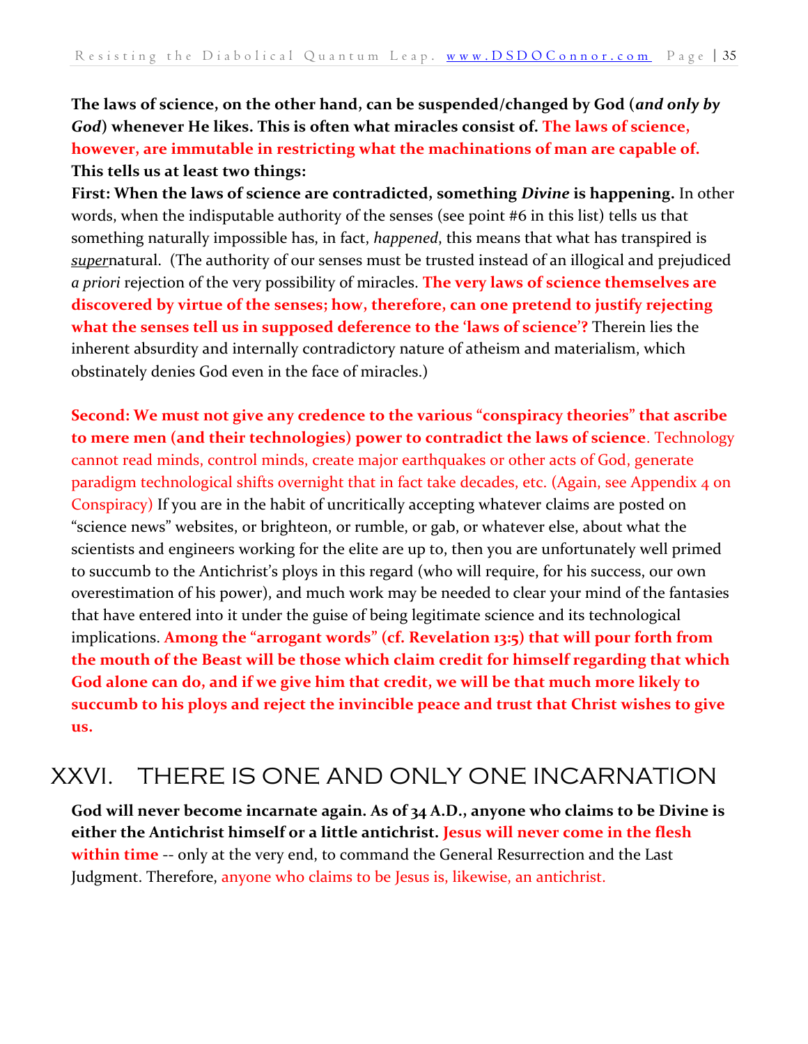**The laws of science, on the other hand, can be suspended/changed by God (*and only by God*) whenever He likes. This is often what miracles consist of. The laws of science, however, are immutable in restricting what the machinations of man are capable of. This tells us at least two things:**

**First: When the laws of science are contradicted, something *Divine* is happening.** In other words, when the indisputable authority of the senses (see point #6 in this list) tells us that something naturally impossible has, in fact, *happened*, this means that what has transpired is *super*natural. (The authority of our senses must be trusted instead of an illogical and prejudiced *a priori* rejection of the very possibility of miracles. **The very laws of science themselves are discovered by virtue of the senses; how, therefore, can one pretend to justify rejecting what the senses tell us in supposed deference to the 'laws of science'?** Therein lies the inherent absurdity and internally contradictory nature of atheism and materialism, which obstinately denies God even in the face of miracles.)

**Second: We must not give any credence to the various "conspiracy theories" that ascribe to mere men (and their technologies) power to contradict the laws of science**. Technology cannot read minds, control minds, create major earthquakes or other acts of God, generate paradigm technological shifts overnight that in fact take decades, etc. (Again, see Appendix 4 on Conspiracy) If you are in the habit of uncritically accepting whatever claims are posted on "science news" websites, or brighteon, or rumble, or gab, or whatever else, about what the scientists and engineers working for the elite are up to, then you are unfortunately well primed to succumb to the Antichrist's ploys in this regard (who will require, for his success, our own overestimation of his power), and much work may be needed to clear your mind of the fantasies that have entered into it under the guise of being legitimate science and its technological implications. **Among the "arrogant words" (cf. Revelation 13:5) that will pour forth from the mouth of the Beast will be those which claim credit for himself regarding that which God alone can do, and if we give him that credit, we will be that much more likely to succumb to his ploys and reject the invincible peace and trust that Christ wishes to give us.**

## XXVI. THERE IS ONE AND ONLY ONE INCARNATION

**God will never become incarnate again. As of 34 A.D., anyone who claims to be Divine is either the Antichrist himself or a little antichrist. Jesus will never come in the flesh within time** -- only at the very end, to command the General Resurrection and the Last Judgment. Therefore, anyone who claims to be Jesus is, likewise, an antichrist.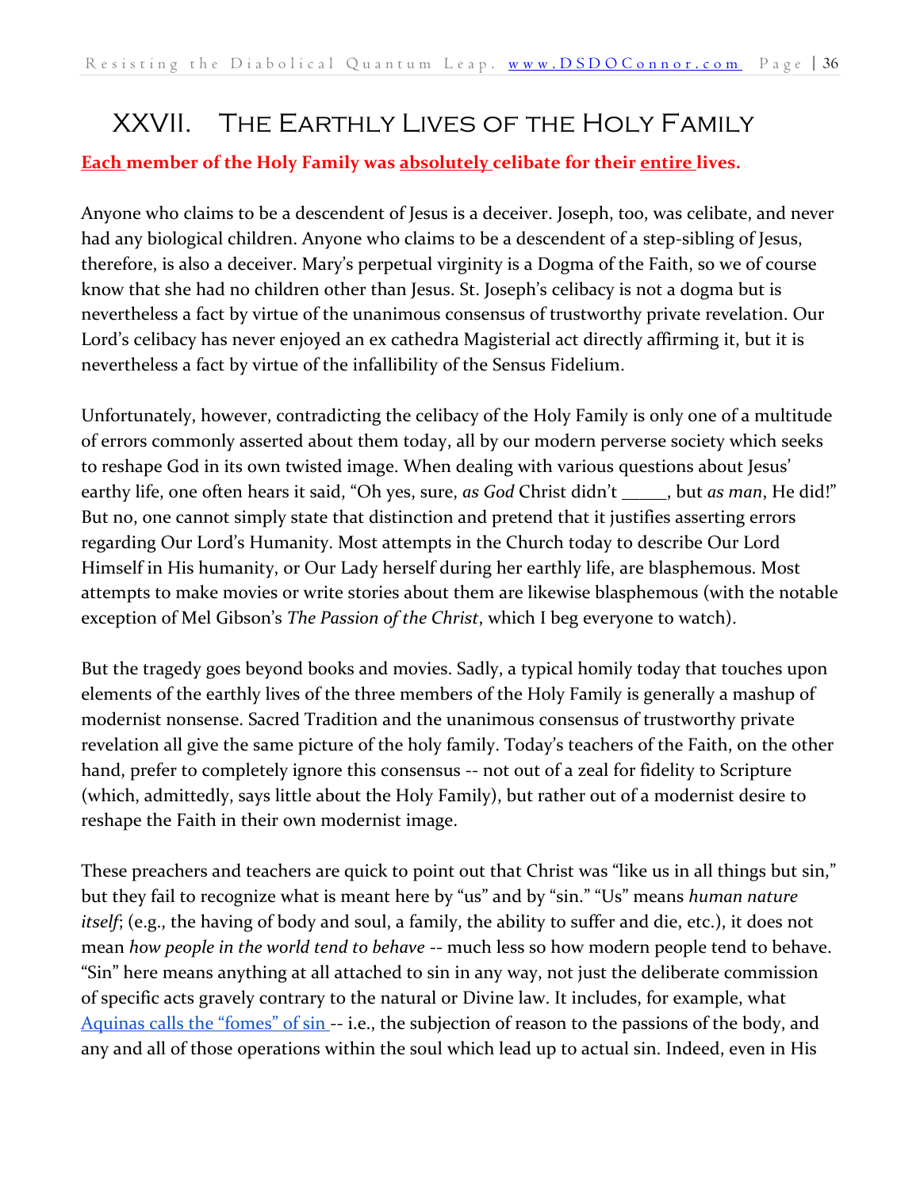# XXVII. The Earthly Lives of the Holy Family

**Each member of the Holy Family was absolutely celibate for their entire lives.**

Anyone who claims to be a descendent of Jesus is a deceiver. Joseph, too, was celibate, and never had any biological children. Anyone who claims to be a descendent of a step-sibling of Jesus, therefore, is also a deceiver. Mary's perpetual virginity is a Dogma of the Faith, so we of course know that she had no children other than Jesus. St. Joseph's celibacy is not a dogma but is nevertheless a fact by virtue of the unanimous consensus of trustworthy private revelation. Our Lord's celibacy has never enjoyed an ex cathedra Magisterial act directly affirming it, but it is nevertheless a fact by virtue of the infallibility of the Sensus Fidelium.

Unfortunately, however, contradicting the celibacy of the Holy Family is only one of a multitude of errors commonly asserted about them today, all by our modern perverse society which seeks to reshape God in its own twisted image. When dealing with various questions about Jesus' earthy life, one often hears it said, "Oh yes, sure, *as God* Christ didn't _____, but *as man*, He did!" But no, one cannot simply state that distinction and pretend that it justifies asserting errors regarding Our Lord's Humanity. Most attempts in the Church today to describe Our Lord Himself in His humanity, or Our Lady herself during her earthly life, are blasphemous. Most attempts to make movies or write stories about them are likewise blasphemous (with the notable exception of Mel Gibson's *The Passion of the Christ*, which I beg everyone to watch).

But the tragedy goes beyond books and movies. Sadly, a typical homily today that touches upon elements of the earthly lives of the three members of the Holy Family is generally a mashup of modernist nonsense. Sacred Tradition and the unanimous consensus of trustworthy private revelation all give the same picture of the holy family. Today's teachers of the Faith, on the other hand, prefer to completely ignore this consensus -- not out of a zeal for fidelity to Scripture (which, admittedly, says little about the Holy Family), but rather out of a modernist desire to reshape the Faith in their own modernist image.

These preachers and teachers are quick to point out that Christ was "like us in all things but sin," but they fail to recognize what is meant here by "us" and by "sin." "Us" means *human nature itself*; (e.g., the having of body and soul, a family, the ability to suffer and die, etc.), it does not mean *how people in the world tend to behave* -- much less so how modern people tend to behave. "Sin" here means anything at all attached to sin in any way, not just the deliberate commission of specific acts gravely contrary to the natural or Divine law. It includes, for example, what Aquinas calls the "fomes" of sin -- i.e., the subjection of reason to the passions of the body, and any and all of those operations within the soul which lead up to actual sin. Indeed, even in His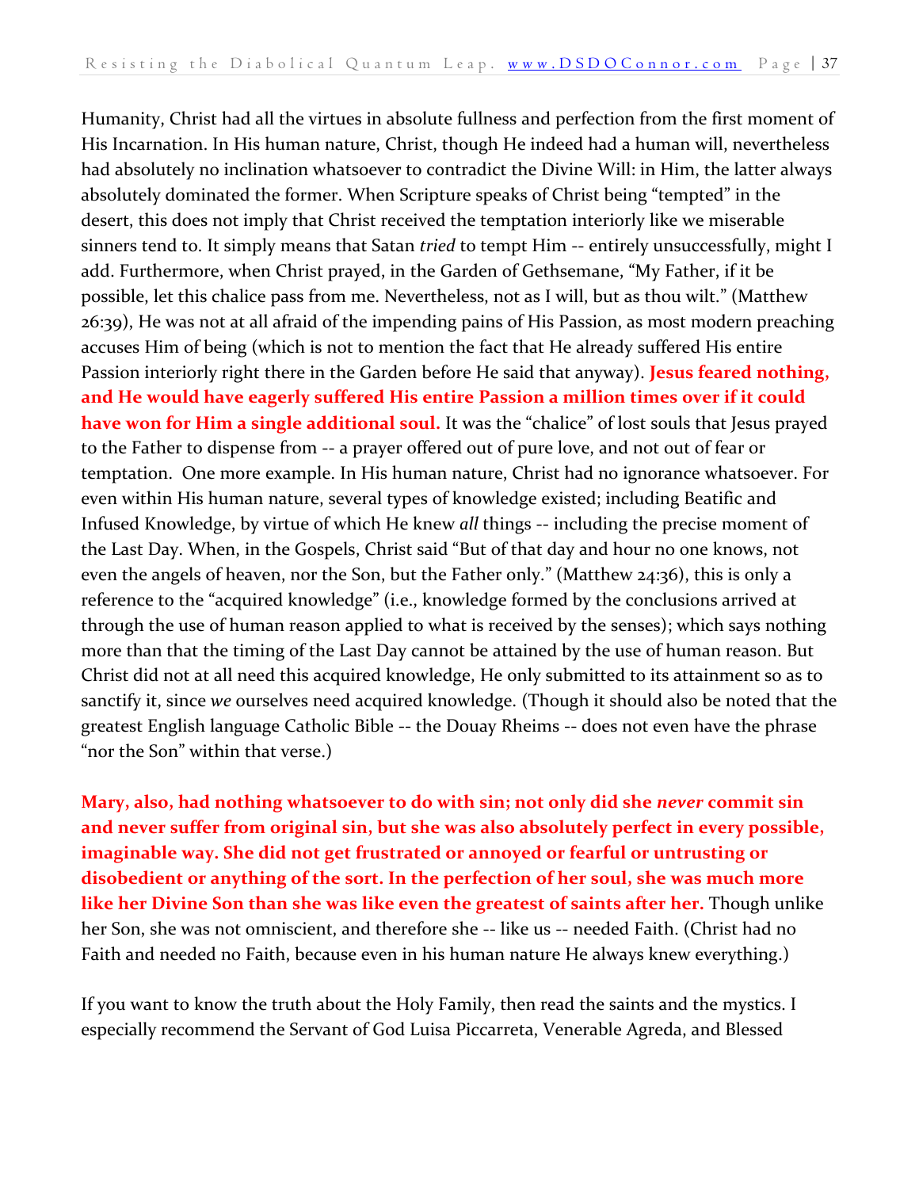Humanity, Christ had all the virtues in absolute fullness and perfection from the first moment of His Incarnation. In His human nature, Christ, though He indeed had a human will, nevertheless had absolutely no inclination whatsoever to contradict the Divine Will: in Him, the latter always absolutely dominated the former. When Scripture speaks of Christ being "tempted" in the desert, this does not imply that Christ received the temptation interiorly like we miserable sinners tend to. It simply means that Satan *tried* to tempt Him -- entirely unsuccessfully, might I add. Furthermore, when Christ prayed, in the Garden of Gethsemane, "My Father, if it be possible, let this chalice pass from me. Nevertheless, not as I will, but as thou wilt." (Matthew 26:39), He was not at all afraid of the impending pains of His Passion, as most modern preaching accuses Him of being (which is not to mention the fact that He already suffered His entire Passion interiorly right there in the Garden before He said that anyway). **Jesus feared nothing, and He would have eagerly suffered His entire Passion a million times over if it could have won for Him a single additional soul.** It was the "chalice" of lost souls that Jesus prayed to the Father to dispense from -- a prayer offered out of pure love, and not out of fear or temptation. One more example. In His human nature, Christ had no ignorance whatsoever. For even within His human nature, several types of knowledge existed; including Beatific and Infused Knowledge, by virtue of which He knew *all* things -- including the precise moment of the Last Day. When, in the Gospels, Christ said "But of that day and hour no one knows, not even the angels of heaven, nor the Son, but the Father only." (Matthew 24:36), this is only a reference to the "acquired knowledge" (i.e., knowledge formed by the conclusions arrived at through the use of human reason applied to what is received by the senses); which says nothing more than that the timing of the Last Day cannot be attained by the use of human reason. But Christ did not at all need this acquired knowledge, He only submitted to its attainment so as to sanctify it, since *we* ourselves need acquired knowledge. (Though it should also be noted that the greatest English language Catholic Bible -- the Douay Rheims -- does not even have the phrase "nor the Son" within that verse.)

**Mary, also, had nothing whatsoever to do with sin; not only did she *never* commit sin and never suffer from original sin, but she was also absolutely perfect in every possible, imaginable way. She did not get frustrated or annoyed or fearful or untrusting or disobedient or anything of the sort. In the perfection of her soul, she was much more like her Divine Son than she was like even the greatest of saints after her.** Though unlike her Son, she was not omniscient, and therefore she -- like us -- needed Faith. (Christ had no Faith and needed no Faith, because even in his human nature He always knew everything.)

If you want to know the truth about the Holy Family, then read the saints and the mystics. I especially recommend the Servant of God Luisa Piccarreta, Venerable Agreda, and Blessed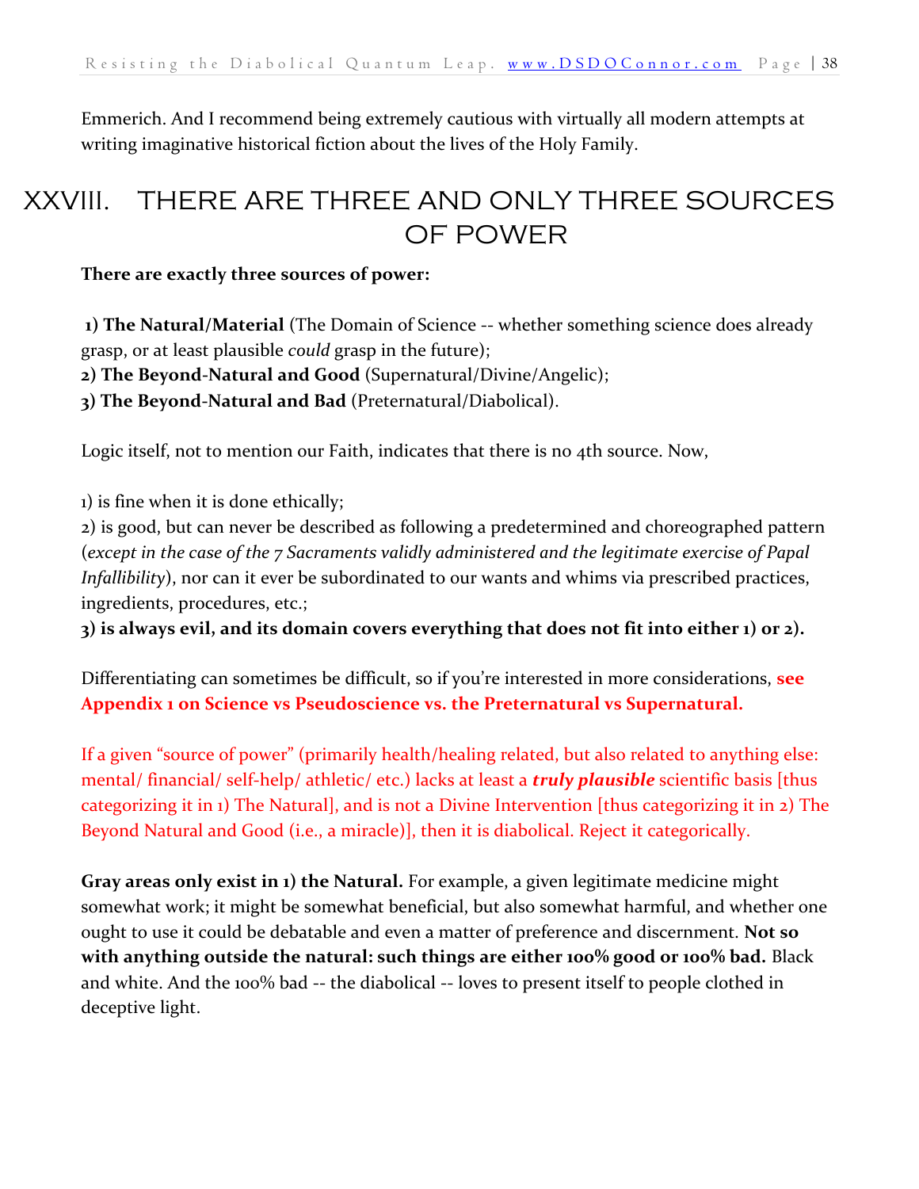Emmerich. And I recommend being extremely cautious with virtually all modern attempts at writing imaginative historical fiction about the lives of the Holy Family.

# XXVIII. THERE ARE THREE AND ONLY THREE SOURCES OF POWER

**There are exactly three sources of power:**

**1) The Natural/Material** (The Domain of Science -- whether something science does already grasp, or at least plausible *could* grasp in the future);
**2) The Beyond-Natural and Good** (Supernatural/Divine/Angelic);
**3) The Beyond-Natural and Bad** (Preternatural/Diabolical).

Logic itself, not to mention our Faith, indicates that there is no 4th source. Now,

1) is fine when it is done ethically;
2) is good, but can never be described as following a predetermined and choreographed pattern (*except in the case of the 7 Sacraments validly administered and the legitimate exercise of Papal Infallibility*), nor can it ever be subordinated to our wants and whims via prescribed practices, ingredients, procedures, etc.;
**3) is always evil, and its domain covers everything that does not fit into either 1) or 2).**

Differentiating can sometimes be difficult, so if you're interested in more considerations, **see Appendix 1 on Science vs Pseudoscience vs. the Preternatural vs Supernatural.**

If a given "source of power" (primarily health/healing related, but also related to anything else: mental/ financial/ self-help/ athletic/ etc.) lacks at least a ***truly plausible*** scientific basis [thus categorizing it in 1) The Natural], and is not a Divine Intervention [thus categorizing it in 2) The Beyond Natural and Good (i.e., a miracle)], then it is diabolical. Reject it categorically.

**Gray areas only exist in 1) the Natural.** For example, a given legitimate medicine might somewhat work; it might be somewhat beneficial, but also somewhat harmful, and whether one ought to use it could be debatable and even a matter of preference and discernment. **Not so with anything outside the natural: such things are either 100% good or 100% bad.** Black and white. And the 100% bad -- the diabolical -- loves to present itself to people clothed in deceptive light.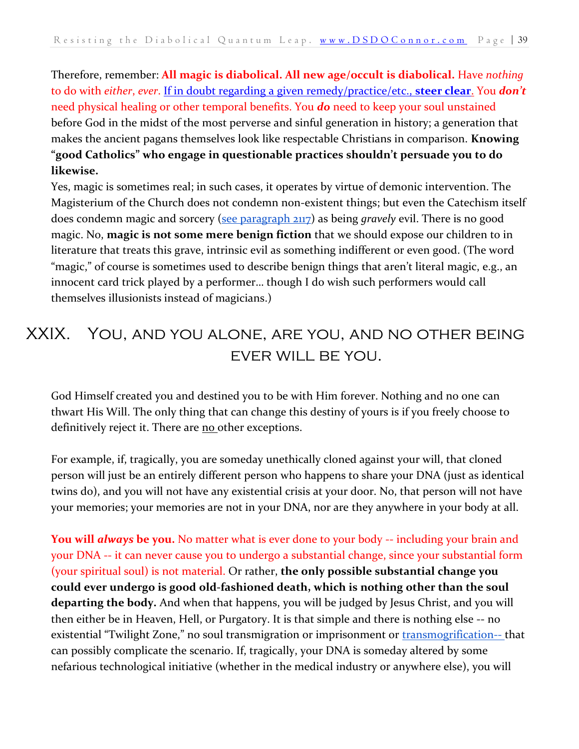Therefore, remember: **All magic is diabolical. All new age/occult is diabolical.** Have *nothing* to do with *either*, *ever*. If in doubt regarding a given remedy/practice/etc., **steer clear**. You ***don't*** need physical healing or other temporal benefits. You ***do*** need to keep your soul unstained before God in the midst of the most perverse and sinful generation in history; a generation that makes the ancient pagans themselves look like respectable Christians in comparison. **Knowing "good Catholics" who engage in questionable practices shouldn't persuade you to do likewise.**

Yes, magic is sometimes real; in such cases, it operates by virtue of demonic intervention. The Magisterium of the Church does not condemn non-existent things; but even the Catechism itself does condemn magic and sorcery (see paragraph 2117) as being *gravely* evil. There is no good magic. No, **magic is not some mere benign fiction** that we should expose our children to in literature that treats this grave, intrinsic evil as something indifferent or even good. (The word "magic," of course is sometimes used to describe benign things that aren't literal magic, e.g., an innocent card trick played by a performer… though I do wish such performers would call themselves illusionists instead of magicians.)

## XXIX. You, and you alone, are you, and no other being ever will be you.

God Himself created you and destined you to be with Him forever. Nothing and no one can thwart His Will. The only thing that can change this destiny of yours is if you freely choose to definitively reject it. There are no other exceptions.

For example, if, tragically, you are someday unethically cloned against your will, that cloned person will just be an entirely different person who happens to share your DNA (just as identical twins do), and you will not have any existential crisis at your door. No, that person will not have your memories; your memories are not in your DNA, nor are they anywhere in your body at all.

**You will *always* be you.** No matter what is ever done to your body -- including your brain and your DNA -- it can never cause you to undergo a substantial change, since your substantial form (your spiritual soul) is not material. Or rather, **the only possible substantial change you could ever undergo is good old-fashioned death, which is nothing other than the soul departing the body.** And when that happens, you will be judged by Jesus Christ, and you will then either be in Heaven, Hell, or Purgatory. It is that simple and there is nothing else -- no existential "Twilight Zone," no soul transmigration or imprisonment or transmogrification-- that can possibly complicate the scenario. If, tragically, your DNA is someday altered by some nefarious technological initiative (whether in the medical industry or anywhere else), you will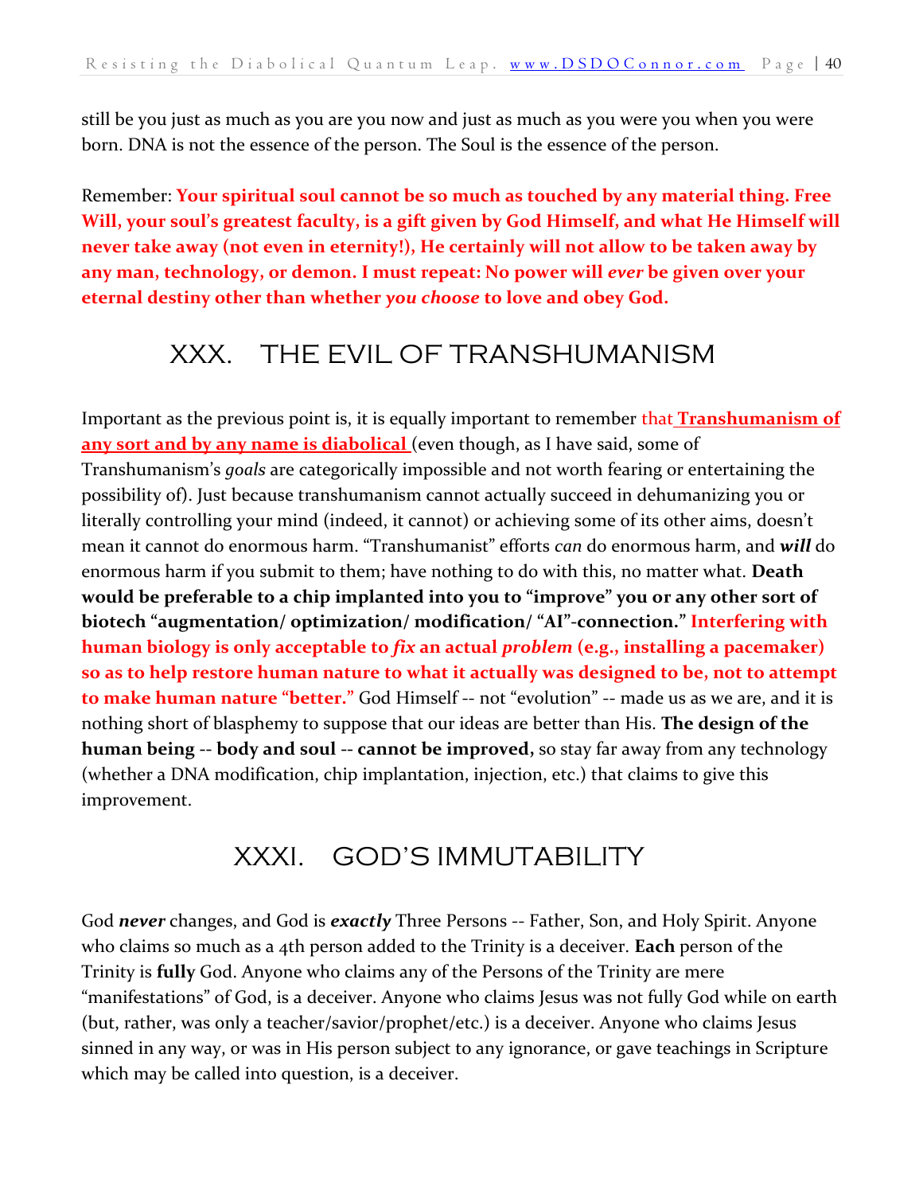still be you just as much as you are you now and just as much as you were you when you were born. DNA is not the essence of the person. The Soul is the essence of the person.

Remember: **Your spiritual soul cannot be so much as touched by any material thing. Free Will, your soul's greatest faculty, is a gift given by God Himself, and what He Himself will never take away (not even in eternity!), He certainly will not allow to be taken away by any man, technology, or demon. I must repeat: No power will *ever* be given over your eternal destiny other than whether *you choose* to love and obey God.**

## XXX. THE EVIL OF TRANSHUMANISM

Important as the previous point is, it is equally important to remember that **Transhumanism of any sort and by any name is diabolical** (even though, as I have said, some of Transhumanism's *goals* are categorically impossible and not worth fearing or entertaining the possibility of). Just because transhumanism cannot actually succeed in dehumanizing you or literally controlling your mind (indeed, it cannot) or achieving some of its other aims, doesn't mean it cannot do enormous harm. "Transhumanist" efforts *can* do enormous harm, and ***will*** do enormous harm if you submit to them; have nothing to do with this, no matter what. **Death would be preferable to a chip implanted into you to "improve" you or any other sort of biotech "augmentation/ optimization/ modification/ "AI"-connection." Interfering with human biology is only acceptable to *fix* an actual *problem* (e.g., installing a pacemaker) so as to help restore human nature to what it actually was designed to be, not to attempt to make human nature "better."** God Himself -- not "evolution" -- made us as we are, and it is nothing short of blasphemy to suppose that our ideas are better than His. **The design of the human being -- body and soul -- cannot be improved,** so stay far away from any technology (whether a DNA modification, chip implantation, injection, etc.) that claims to give this improvement.

## XXXI. GOD'S IMMUTABILITY

God ***never*** changes, and God is ***exactly*** Three Persons -- Father, Son, and Holy Spirit. Anyone who claims so much as a 4th person added to the Trinity is a deceiver. **Each** person of the Trinity is **fully** God. Anyone who claims any of the Persons of the Trinity are mere "manifestations" of God, is a deceiver. Anyone who claims Jesus was not fully God while on earth (but, rather, was only a teacher/savior/prophet/etc.) is a deceiver. Anyone who claims Jesus sinned in any way, or was in His person subject to any ignorance, or gave teachings in Scripture which may be called into question, is a deceiver.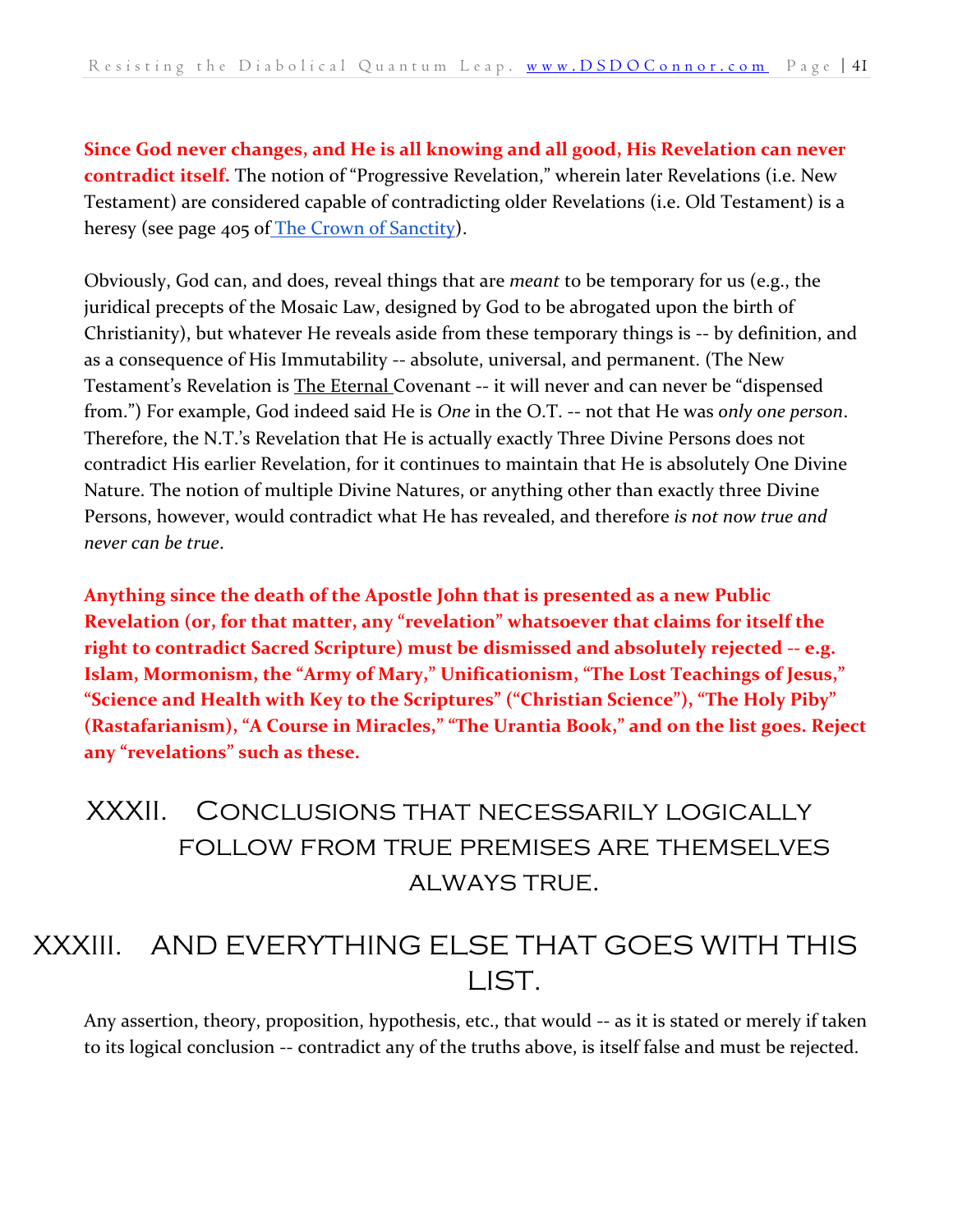**Since God never changes, and He is all knowing and all good, His Revelation can never contradict itself.** The notion of "Progressive Revelation," wherein later Revelations (i.e. New Testament) are considered capable of contradicting older Revelations (i.e. Old Testament) is a heresy (see page 405 of The Crown of Sanctity).

Obviously, God can, and does, reveal things that are *meant* to be temporary for us (e.g., the juridical precepts of the Mosaic Law, designed by God to be abrogated upon the birth of Christianity), but whatever He reveals aside from these temporary things is -- by definition, and as a consequence of His Immutability -- absolute, universal, and permanent. (The New Testament's Revelation is The Eternal Covenant -- it will never and can never be "dispensed from.") For example, God indeed said He is *One* in the O.T. -- not that He was *only one person*. Therefore, the N.T.'s Revelation that He is actually exactly Three Divine Persons does not contradict His earlier Revelation, for it continues to maintain that He is absolutely One Divine Nature. The notion of multiple Divine Natures, or anything other than exactly three Divine Persons, however, would contradict what He has revealed, and therefore *is not now true and never can be true*.

**Anything since the death of the Apostle John that is presented as a new Public Revelation (or, for that matter, any "revelation" whatsoever that claims for itself the right to contradict Sacred Scripture) must be dismissed and absolutely rejected -- e.g. Islam, Mormonism, the "Army of Mary," Unificationism, "The Lost Teachings of Jesus," "Science and Health with Key to the Scriptures" ("Christian Science"), "The Holy Piby" (Rastafarianism), "A Course in Miracles," "The Urantia Book," and on the list goes. Reject any "revelations" such as these.**

## XXXII. Conclusions that necessarily logically follow from true premises are themselves always true.

## XXXIII. And everything else that goes with this list.

Any assertion, theory, proposition, hypothesis, etc., that would -- as it is stated or merely if taken to its logical conclusion -- contradict any of the truths above, is itself false and must be rejected.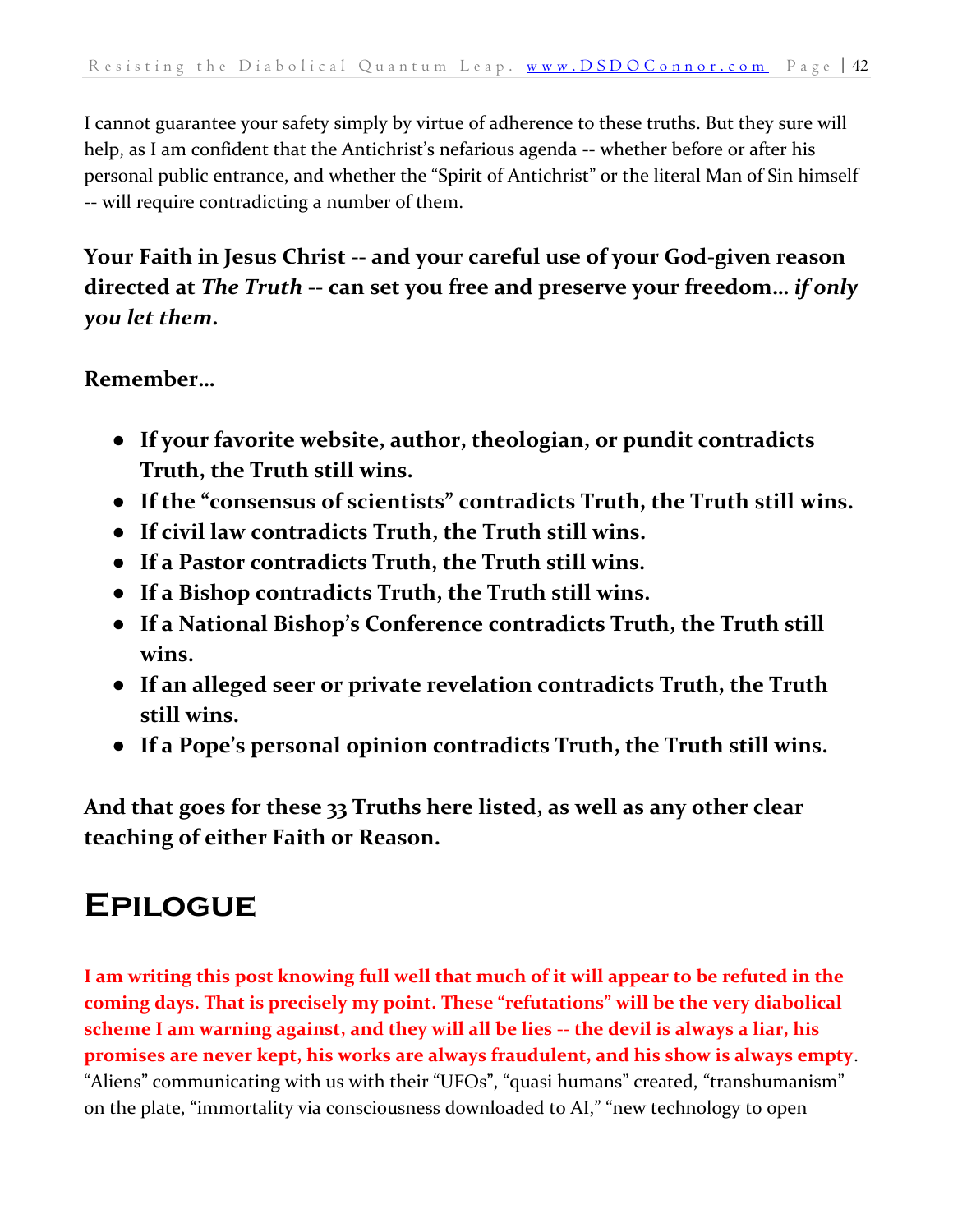I cannot guarantee your safety simply by virtue of adherence to these truths. But they sure will help, as I am confident that the Antichrist's nefarious agenda -- whether before or after his personal public entrance, and whether the "Spirit of Antichrist" or the literal Man of Sin himself -- will require contradicting a number of them.

**Your Faith in Jesus Christ -- and your careful use of your God-given reason directed at *The Truth* -- can set you free and preserve your freedom… *if only you let them.***

**Remember…**

- **If your favorite website, author, theologian, or pundit contradicts Truth, the Truth still wins.**
- **If the "consensus of scientists" contradicts Truth, the Truth still wins.**
- **If civil law contradicts Truth, the Truth still wins.**
- **If a Pastor contradicts Truth, the Truth still wins.**
- **If a Bishop contradicts Truth, the Truth still wins.**
- **If a National Bishop's Conference contradicts Truth, the Truth still wins.**
- **If an alleged seer or private revelation contradicts Truth, the Truth still wins.**
- **If a Pope's personal opinion contradicts Truth, the Truth still wins.**

**And that goes for these 33 Truths here listed, as well as any other clear teaching of either Faith or Reason.**

# Epilogue

**I am writing this post knowing full well that much of it will appear to be refuted in the coming days. That is precisely my point. These "refutations" will be the very diabolical scheme I am warning against, <u>and they will all be lies</u> -- the devil is always a liar, his promises are never kept, his works are always fraudulent, and his show is always empty**. "Aliens" communicating with us with their "UFOs", "quasi humans" created, "transhumanism" on the plate, "immortality via consciousness downloaded to AI," "new technology to open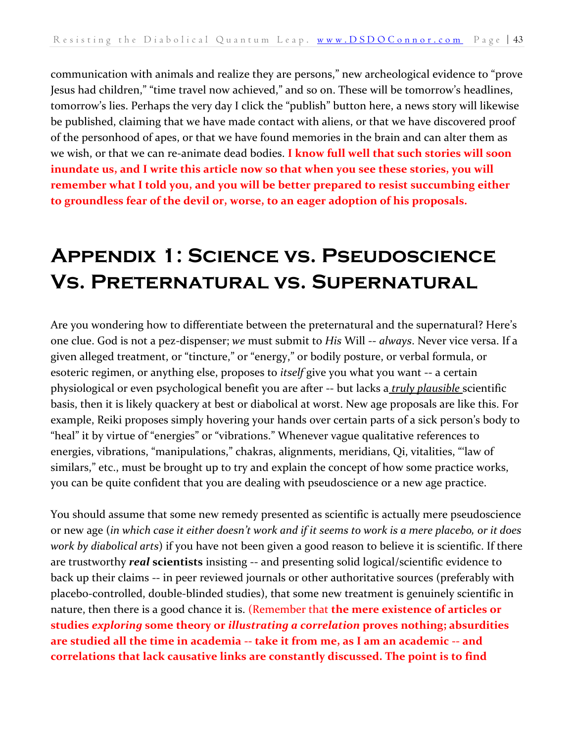communication with animals and realize they are persons," new archeological evidence to "prove Jesus had children," "time travel now achieved," and so on. These will be tomorrow's headlines, tomorrow's lies. Perhaps the very day I click the "publish" button here, a news story will likewise be published, claiming that we have made contact with aliens, or that we have discovered proof of the personhood of apes, or that we have found memories in the brain and can alter them as we wish, or that we can re-animate dead bodies. **I know full well that such stories will soon inundate us, and I write this article now so that when you see these stories, you will remember what I told you, and you will be better prepared to resist succumbing either to groundless fear of the devil or, worse, to an eager adoption of his proposals.**

# Appendix 1: Science vs. Pseudoscience Vs. Preternatural vs. Supernatural

Are you wondering how to differentiate between the preternatural and the supernatural? Here's one clue. God is not a pez-dispenser; *we* must submit to *His* Will -- *always*. Never vice versa. If a given alleged treatment, or "tincture," or "energy," or bodily posture, or verbal formula, or esoteric regimen, or anything else, proposes to *itself* give you what you want -- a certain physiological or even psychological benefit you are after -- but lacks a ***truly plausible*** scientific basis, then it is likely quackery at best or diabolical at worst. New age proposals are like this. For example, Reiki proposes simply hovering your hands over certain parts of a sick person's body to "heal" it by virtue of "energies" or "vibrations." Whenever vague qualitative references to energies, vibrations, "manipulations," chakras, alignments, meridians, Qi, vitalities, "'law of similars," etc., must be brought up to try and explain the concept of how some practice works, you can be quite confident that you are dealing with pseudoscience or a new age practice.

You should assume that some new remedy presented as scientific is actually mere pseudoscience or new age (*in which case it either doesn't work and if it seems to work is a mere placebo, or it does work by diabolical arts*) if you have not been given a good reason to believe it is scientific. If there are trustworthy ***real* scientists** insisting -- and presenting solid logical/scientific evidence to back up their claims -- in peer reviewed journals or other authoritative sources (preferably with placebo-controlled, double-blinded studies), that some new treatment is genuinely scientific in nature, then there is a good chance it is. (Remember that **the mere existence of articles or studies *exploring* some theory or *illustrating a correlation* proves nothing; absurdities are studied all the time in academia -- take it from me, as I am an academic -- and correlations that lack causative links are constantly discussed. The point is to find**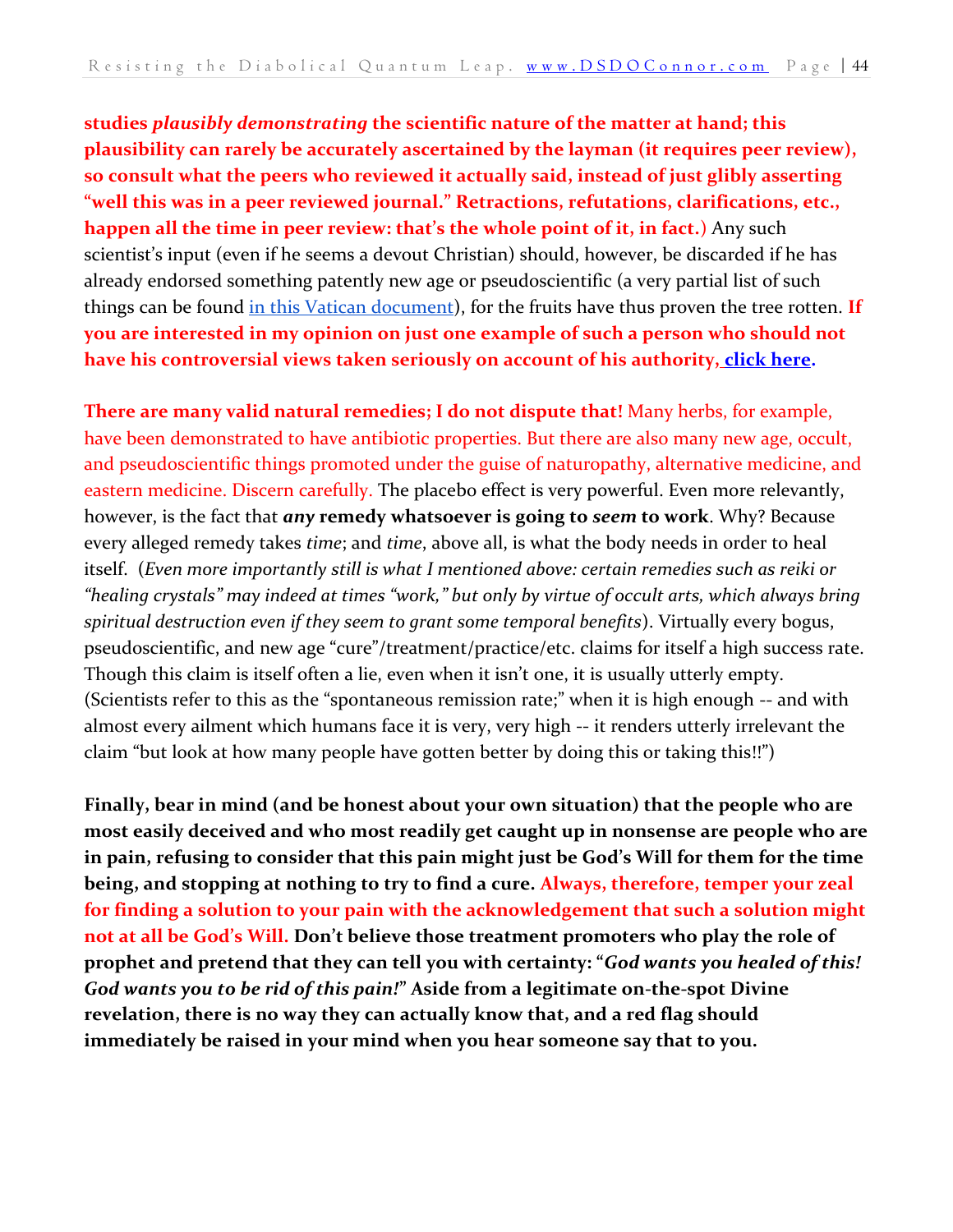**studies *plausibly demonstrating* the scientific nature of the matter at hand; this plausibility can rarely be accurately ascertained by the layman (it requires peer review), so consult what the peers who reviewed it actually said, instead of just glibly asserting "well this was in a peer reviewed journal." Retractions, refutations, clarifications, etc., happen all the time in peer review: that's the whole point of it, in fact.**) Any such scientist's input (even if he seems a devout Christian) should, however, be discarded if he has already endorsed something patently new age or pseudoscientific (a very partial list of such things can be found [in this Vatican document]), for the fruits have thus proven the tree rotten. **If you are interested in my opinion on just one example of such a person who should not have his controversial views taken seriously on account of his authority, [click here].**

**There are many valid natural remedies; I do not dispute that!** Many herbs, for example, have been demonstrated to have antibiotic properties. But there are also many new age, occult, and pseudoscientific things promoted under the guise of naturopathy, alternative medicine, and eastern medicine. Discern carefully. The placebo effect is very powerful. Even more relevantly, however, is the fact that ***any* remedy whatsoever is going to *seem* to work**. Why? Because every alleged remedy takes *time*; and *time*, above all, is what the body needs in order to heal itself. (*Even more importantly still is what I mentioned above: certain remedies such as reiki or "healing crystals" may indeed at times "work," but only by virtue of occult arts, which always bring spiritual destruction even if they seem to grant some temporal benefits*). Virtually every bogus, pseudoscientific, and new age "cure"/treatment/practice/etc. claims for itself a high success rate. Though this claim is itself often a lie, even when it isn't one, it is usually utterly empty. (Scientists refer to this as the "spontaneous remission rate;" when it is high enough -- and with almost every ailment which humans face it is very, very high -- it renders utterly irrelevant the claim "but look at how many people have gotten better by doing this or taking this!!")

**Finally, bear in mind (and be honest about your own situation) that the people who are most easily deceived and who most readily get caught up in nonsense are people who are in pain, refusing to consider that this pain might just be God's Will for them for the time being, and stopping at nothing to try to find a cure. Always, therefore, temper your zeal for finding a solution to your pain with the acknowledgement that such a solution might not at all be God's Will. Don't believe those treatment promoters who play the role of prophet and pretend that they can tell you with certainty: "*God wants you healed of this! God wants you to be rid of this pain!*" Aside from a legitimate on-the-spot Divine revelation, there is no way they can actually know that, and a red flag should immediately be raised in your mind when you hear someone say that to you.**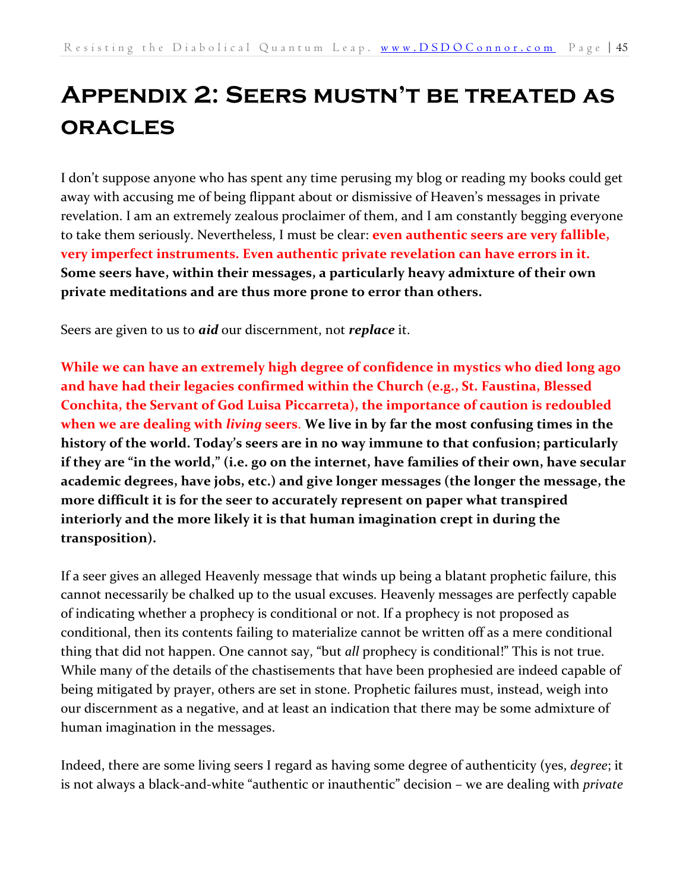# Appendix 2: Seers mustn't be treated as oracles

I don't suppose anyone who has spent any time perusing my blog or reading my books could get away with accusing me of being flippant about or dismissive of Heaven's messages in private revelation. I am an extremely zealous proclaimer of them, and I am constantly begging everyone to take them seriously. Nevertheless, I must be clear: **even authentic seers are very fallible, very imperfect instruments. Even authentic private revelation can have errors in it. Some seers have, within their messages, a particularly heavy admixture of their own private meditations and are thus more prone to error than others.**

Seers are given to us to ***aid*** our discernment, not ***replace*** it.

**While we can have an extremely high degree of confidence in mystics who died long ago and have had their legacies confirmed within the Church (e.g., St. Faustina, Blessed Conchita, the Servant of God Luisa Piccarreta), the importance of caution is redoubled when we are dealing with *living* seers. We live in by far the most confusing times in the history of the world. Today's seers are in no way immune to that confusion; particularly if they are "in the world," (i.e. go on the internet, have families of their own, have secular academic degrees, have jobs, etc.) and give longer messages (the longer the message, the more difficult it is for the seer to accurately represent on paper what transpired interiorly and the more likely it is that human imagination crept in during the transposition).**

If a seer gives an alleged Heavenly message that winds up being a blatant prophetic failure, this cannot necessarily be chalked up to the usual excuses. Heavenly messages are perfectly capable of indicating whether a prophecy is conditional or not. If a prophecy is not proposed as conditional, then its contents failing to materialize cannot be written off as a mere conditional thing that did not happen. One cannot say, "but *all* prophecy is conditional!" This is not true. While many of the details of the chastisements that have been prophesied are indeed capable of being mitigated by prayer, others are set in stone. Prophetic failures must, instead, weigh into our discernment as a negative, and at least an indication that there may be some admixture of human imagination in the messages.

Indeed, there are some living seers I regard as having some degree of authenticity (yes, *degree*; it is not always a black-and-white "authentic or inauthentic" decision – we are dealing with *private*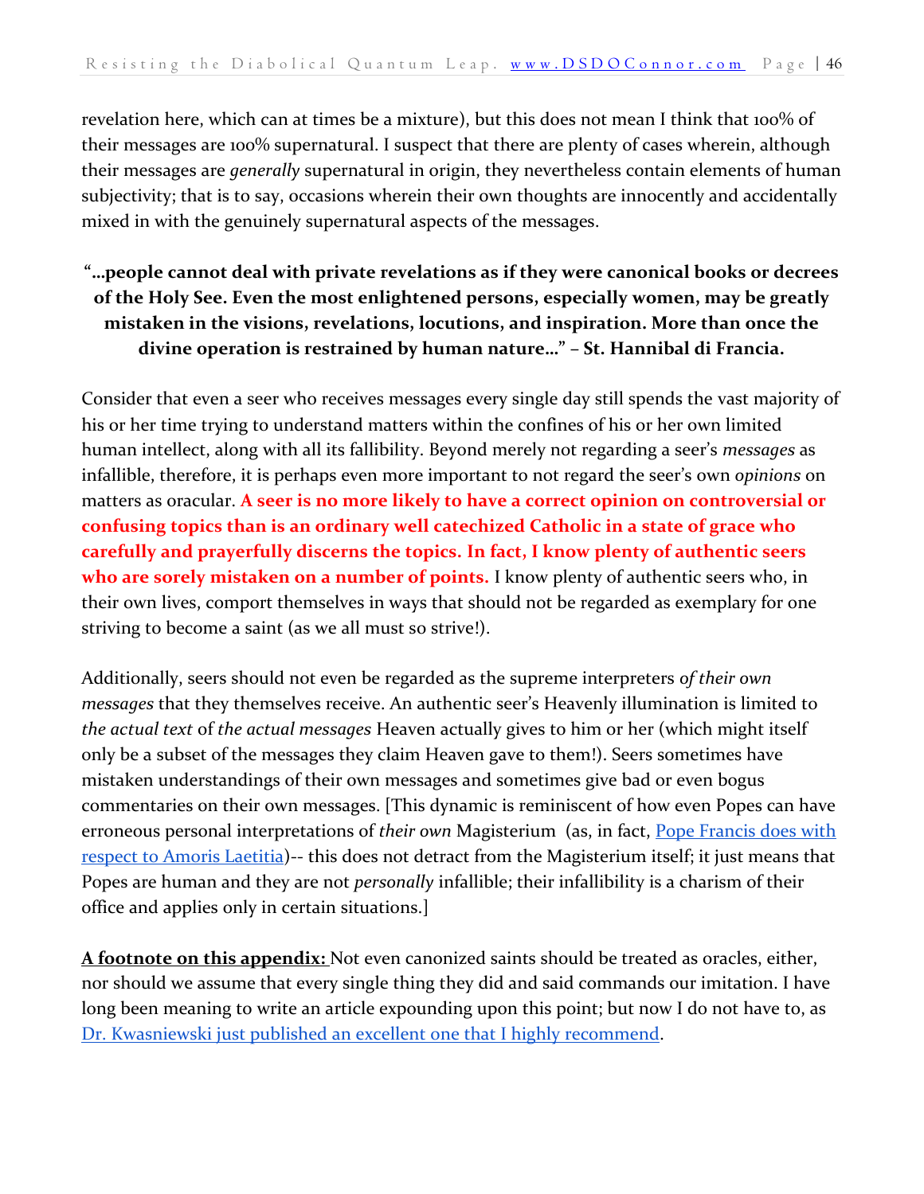revelation here, which can at times be a mixture), but this does not mean I think that 100% of their messages are 100% supernatural. I suspect that there are plenty of cases wherein, although their messages are *generally* supernatural in origin, they nevertheless contain elements of human subjectivity; that is to say, occasions wherein their own thoughts are innocently and accidentally mixed in with the genuinely supernatural aspects of the messages.

**"…people cannot deal with private revelations as if they were canonical books or decrees of the Holy See. Even the most enlightened persons, especially women, may be greatly mistaken in the visions, revelations, locutions, and inspiration. More than once the divine operation is restrained by human nature…" – St. Hannibal di Francia.**

Consider that even a seer who receives messages every single day still spends the vast majority of his or her time trying to understand matters within the confines of his or her own limited human intellect, along with all its fallibility. Beyond merely not regarding a seer's *messages* as infallible, therefore, it is perhaps even more important to not regard the seer's own *opinions* on matters as oracular. **A seer is no more likely to have a correct opinion on controversial or confusing topics than is an ordinary well catechized Catholic in a state of grace who carefully and prayerfully discerns the topics. In fact, I know plenty of authentic seers who are sorely mistaken on a number of points.** I know plenty of authentic seers who, in their own lives, comport themselves in ways that should not be regarded as exemplary for one striving to become a saint (as we all must so strive!).

Additionally, seers should not even be regarded as the supreme interpreters *of their own messages* that they themselves receive. An authentic seer's Heavenly illumination is limited to *the actual text* of *the actual messages* Heaven actually gives to him or her (which might itself only be a subset of the messages they claim Heaven gave to them!). Seers sometimes have mistaken understandings of their own messages and sometimes give bad or even bogus commentaries on their own messages. [This dynamic is reminiscent of how even Popes can have erroneous personal interpretations of *their own* Magisterium (as, in fact, Pope Francis does with respect to Amoris Laetitia)-- this does not detract from the Magisterium itself; it just means that Popes are human and they are not *personally* infallible; their infallibility is a charism of their office and applies only in certain situations.]

**A footnote on this appendix:** Not even canonized saints should be treated as oracles, either, nor should we assume that every single thing they did and said commands our imitation. I have long been meaning to write an article expounding upon this point; but now I do not have to, as Dr. Kwasniewski just published an excellent one that I highly recommend.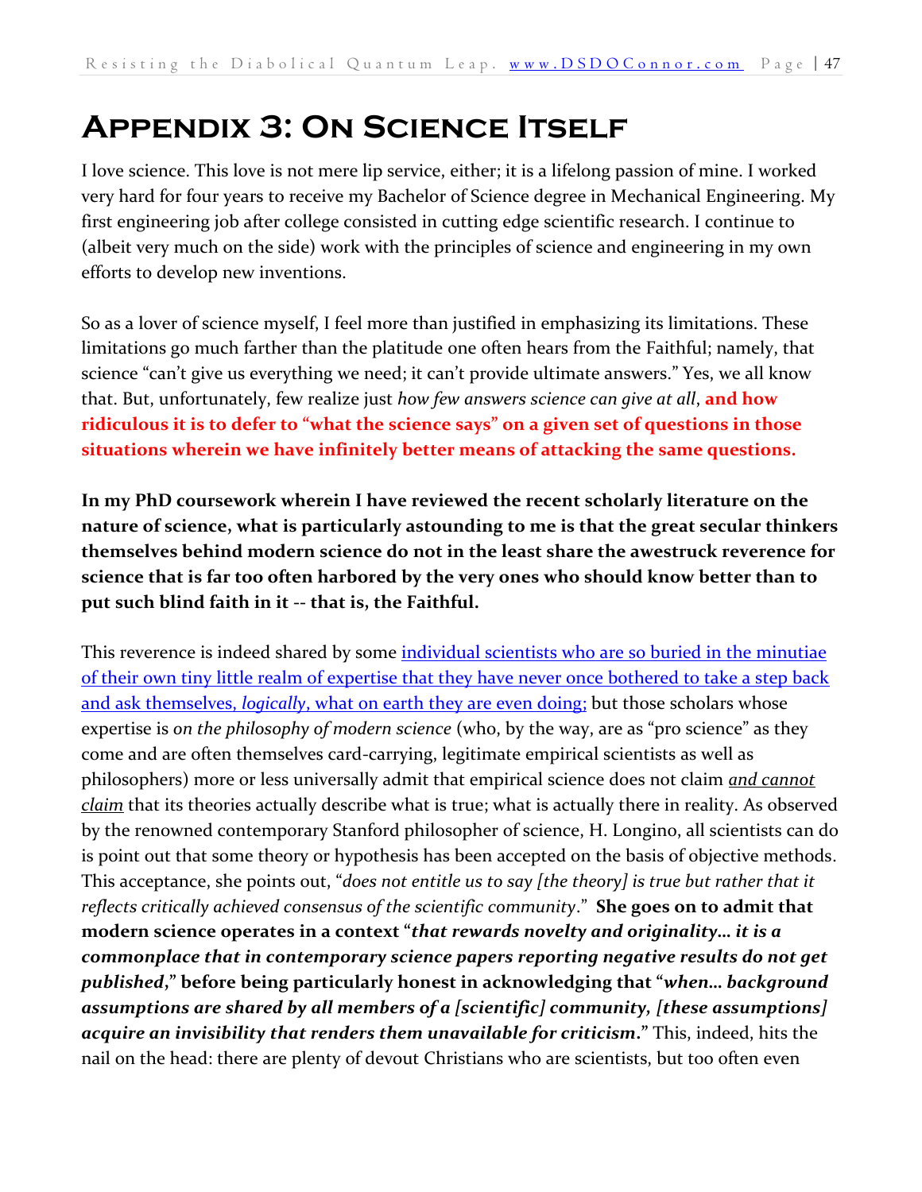# Appendix 3: On Science Itself

I love science. This love is not mere lip service, either; it is a lifelong passion of mine. I worked very hard for four years to receive my Bachelor of Science degree in Mechanical Engineering. My first engineering job after college consisted in cutting edge scientific research. I continue to (albeit very much on the side) work with the principles of science and engineering in my own efforts to develop new inventions.

So as a lover of science myself, I feel more than justified in emphasizing its limitations. These limitations go much farther than the platitude one often hears from the Faithful; namely, that science "can't give us everything we need; it can't provide ultimate answers." Yes, we all know that. But, unfortunately, few realize just *how few answers science can give at all*, **and how ridiculous it is to defer to "what the science says" on a given set of questions in those situations wherein we have infinitely better means of attacking the same questions.**

**In my PhD coursework wherein I have reviewed the recent scholarly literature on the nature of science, what is particularly astounding to me is that the great secular thinkers themselves behind modern science do not in the least share the awestruck reverence for science that is far too often harbored by the very ones who should know better than to put such blind faith in it -- that is, the Faithful.**

This reverence is indeed shared by some individual scientists who are so buried in the minutiae of their own tiny little realm of expertise that they have never once bothered to take a step back and ask themselves, *logically*, what on earth they are even doing; but those scholars whose expertise is *on the philosophy of modern science* (who, by the way, are as "pro science" as they come and are often themselves card-carrying, legitimate empirical scientists as well as philosophers) more or less universally admit that empirical science does not claim *and cannot claim* that its theories actually describe what is true; what is actually there in reality. As observed by the renowned contemporary Stanford philosopher of science, H. Longino, all scientists can do is point out that some theory or hypothesis has been accepted on the basis of objective methods. This acceptance, she points out, "*does not entitle us to say [the theory] is true but rather that it reflects critically achieved consensus of the scientific community*." **She goes on to admit that modern science operates in a context "*that rewards novelty and originality… it is a commonplace that in contemporary science papers reporting negative results do not get published*," before being particularly honest in acknowledging that "*when… background assumptions are shared by all members of a [scientific] community, [these assumptions] acquire an invisibility that renders them unavailable for criticism*."** This, indeed, hits the nail on the head: there are plenty of devout Christians who are scientists, but too often even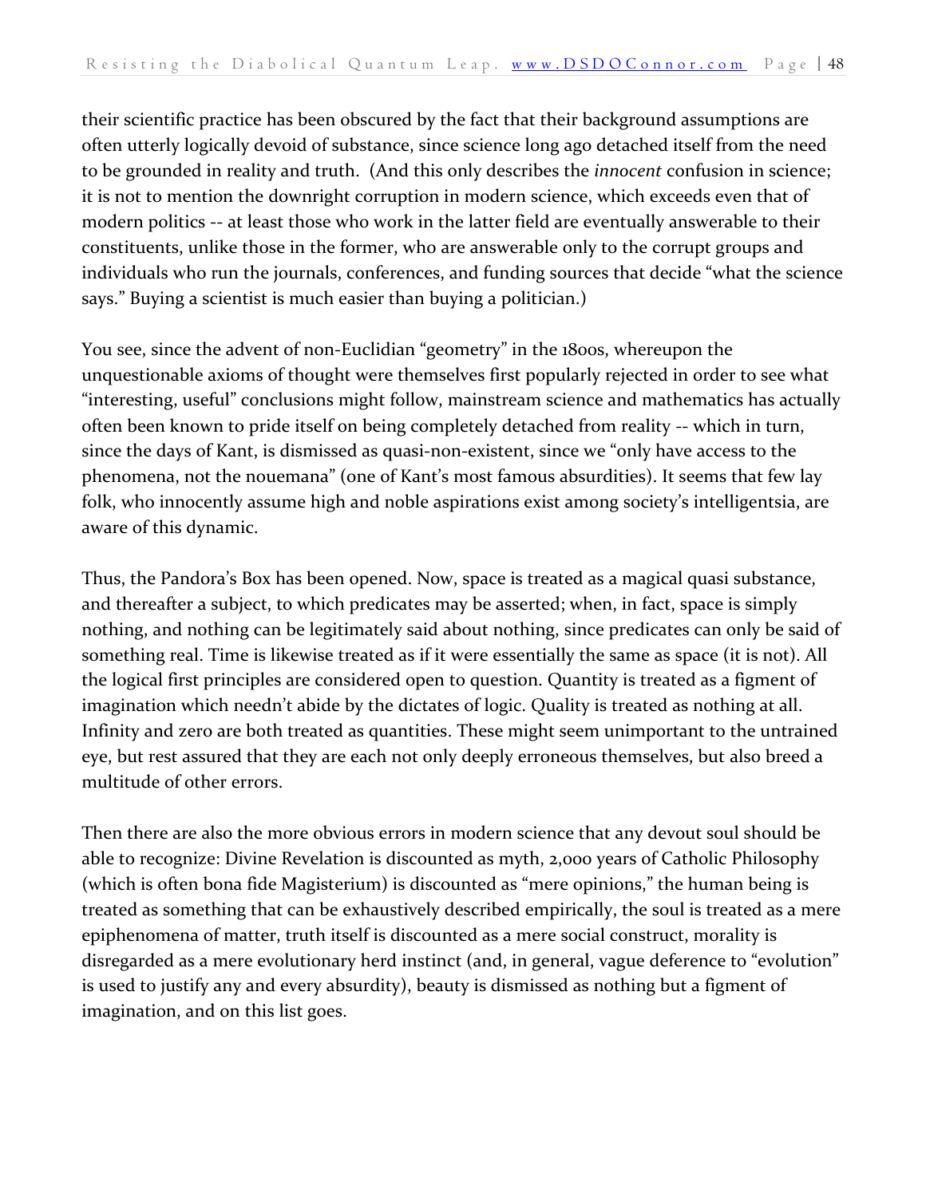their scientific practice has been obscured by the fact that their background assumptions are often utterly logically devoid of substance, since science long ago detached itself from the need to be grounded in reality and truth. (And this only describes the *innocent* confusion in science; it is not to mention the downright corruption in modern science, which exceeds even that of modern politics -- at least those who work in the latter field are eventually answerable to their constituents, unlike those in the former, who are answerable only to the corrupt groups and individuals who run the journals, conferences, and funding sources that decide "what the science says." Buying a scientist is much easier than buying a politician.)

You see, since the advent of non-Euclidian "geometry" in the 1800s, whereupon the unquestionable axioms of thought were themselves first popularly rejected in order to see what "interesting, useful" conclusions might follow, mainstream science and mathematics has actually often been known to pride itself on being completely detached from reality -- which in turn, since the days of Kant, is dismissed as quasi-non-existent, since we "only have access to the phenomena, not the nouemana" (one of Kant's most famous absurdities). It seems that few lay folk, who innocently assume high and noble aspirations exist among society's intelligentsia, are aware of this dynamic.

Thus, the Pandora's Box has been opened. Now, space is treated as a magical quasi substance, and thereafter a subject, to which predicates may be asserted; when, in fact, space is simply nothing, and nothing can be legitimately said about nothing, since predicates can only be said of something real. Time is likewise treated as if it were essentially the same as space (it is not). All the logical first principles are considered open to question. Quantity is treated as a figment of imagination which needn't abide by the dictates of logic. Quality is treated as nothing at all. Infinity and zero are both treated as quantities. These might seem unimportant to the untrained eye, but rest assured that they are each not only deeply erroneous themselves, but also breed a multitude of other errors.

Then there are also the more obvious errors in modern science that any devout soul should be able to recognize: Divine Revelation is discounted as myth, 2,000 years of Catholic Philosophy (which is often bona fide Magisterium) is discounted as "mere opinions," the human being is treated as something that can be exhaustively described empirically, the soul is treated as a mere epiphenomena of matter, truth itself is discounted as a mere social construct, morality is disregarded as a mere evolutionary herd instinct (and, in general, vague deference to "evolution" is used to justify any and every absurdity), beauty is dismissed as nothing but a figment of imagination, and on this list goes.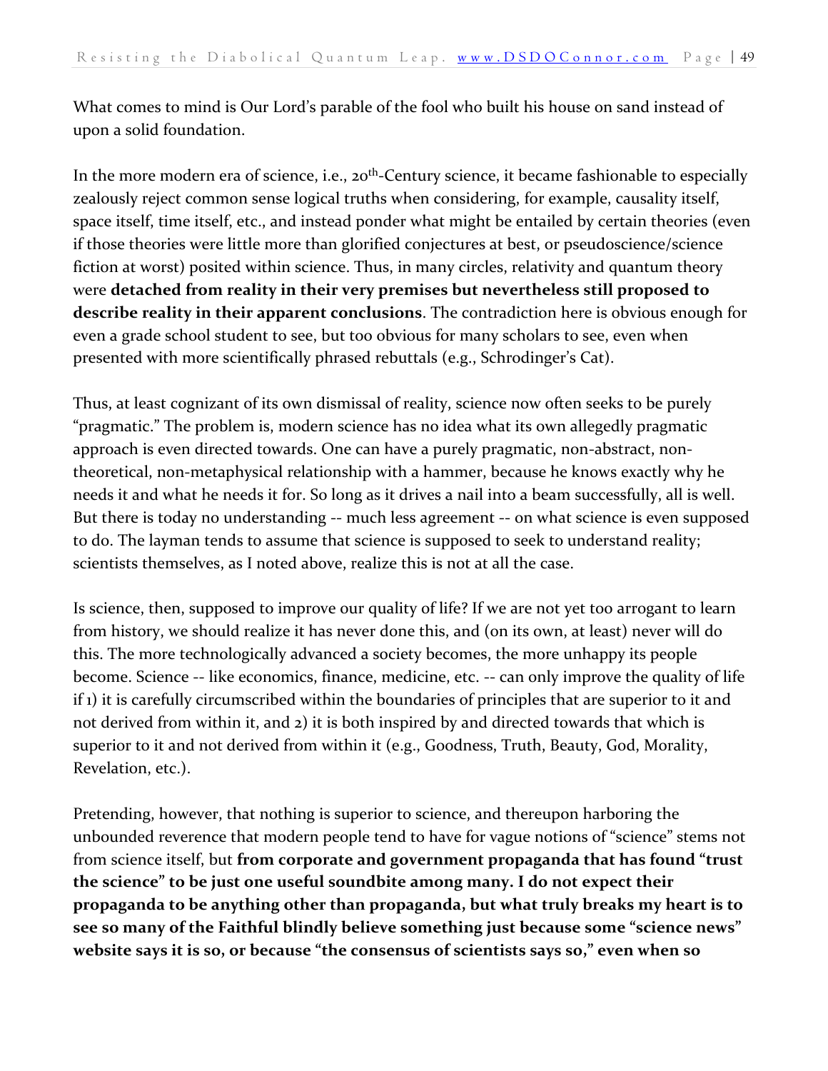What comes to mind is Our Lord's parable of the fool who built his house on sand instead of upon a solid foundation.

In the more modern era of science, i.e., 20th-Century science, it became fashionable to especially zealously reject common sense logical truths when considering, for example, causality itself, space itself, time itself, etc., and instead ponder what might be entailed by certain theories (even if those theories were little more than glorified conjectures at best, or pseudoscience/science fiction at worst) posited within science. Thus, in many circles, relativity and quantum theory were **detached from reality in their very premises but nevertheless still proposed to describe reality in their apparent conclusions**. The contradiction here is obvious enough for even a grade school student to see, but too obvious for many scholars to see, even when presented with more scientifically phrased rebuttals (e.g., Schrodinger's Cat).

Thus, at least cognizant of its own dismissal of reality, science now often seeks to be purely "pragmatic." The problem is, modern science has no idea what its own allegedly pragmatic approach is even directed towards. One can have a purely pragmatic, non-abstract, non-theoretical, non-metaphysical relationship with a hammer, because he knows exactly why he needs it and what he needs it for. So long as it drives a nail into a beam successfully, all is well. But there is today no understanding -- much less agreement -- on what science is even supposed to do. The layman tends to assume that science is supposed to seek to understand reality; scientists themselves, as I noted above, realize this is not at all the case.

Is science, then, supposed to improve our quality of life? If we are not yet too arrogant to learn from history, we should realize it has never done this, and (on its own, at least) never will do this. The more technologically advanced a society becomes, the more unhappy its people become. Science -- like economics, finance, medicine, etc. -- can only improve the quality of life if 1) it is carefully circumscribed within the boundaries of principles that are superior to it and not derived from within it, and 2) it is both inspired by and directed towards that which is superior to it and not derived from within it (e.g., Goodness, Truth, Beauty, God, Morality, Revelation, etc.).

Pretending, however, that nothing is superior to science, and thereupon harboring the unbounded reverence that modern people tend to have for vague notions of "science" stems not from science itself, but **from corporate and government propaganda that has found "trust the science" to be just one useful soundbite among many. I do not expect their propaganda to be anything other than propaganda, but what truly breaks my heart is to see so many of the Faithful blindly believe something just because some "science news" website says it is so, or because "the consensus of scientists says so," even when so**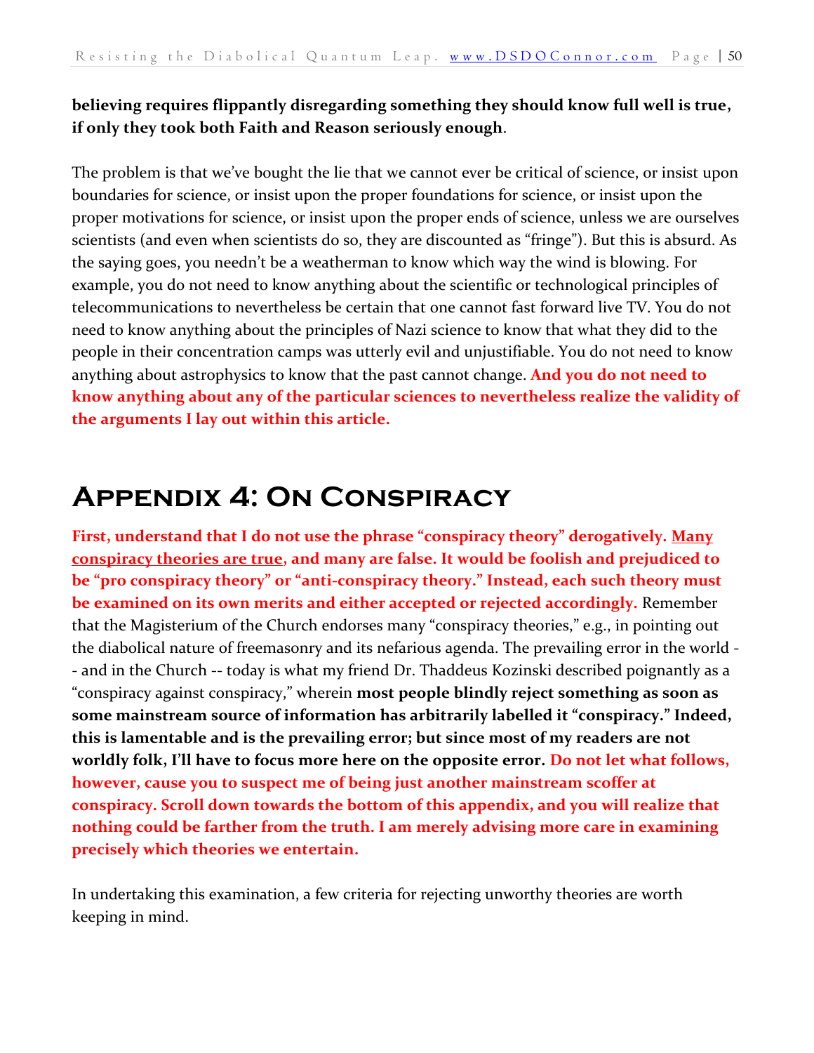**believing requires flippantly disregarding something they should know full well is true, if only they took both Faith and Reason seriously enough**.

The problem is that we've bought the lie that we cannot ever be critical of science, or insist upon boundaries for science, or insist upon the proper foundations for science, or insist upon the proper motivations for science, or insist upon the proper ends of science, unless we are ourselves scientists (and even when scientists do so, they are discounted as "fringe"). But this is absurd. As the saying goes, you needn't be a weatherman to know which way the wind is blowing. For example, you do not need to know anything about the scientific or technological principles of telecommunications to nevertheless be certain that one cannot fast forward live TV. You do not need to know anything about the principles of Nazi science to know that what they did to the people in their concentration camps was utterly evil and unjustifiable. You do not need to know anything about astrophysics to know that the past cannot change. **And you do not need to know anything about any of the particular sciences to nevertheless realize the validity of the arguments I lay out within this article.**

# Appendix 4: On Conspiracy

**First, understand that I do not use the phrase "conspiracy theory" derogatively. Many conspiracy theories are true, and many are false. It would be foolish and prejudiced to be "pro conspiracy theory" or "anti-conspiracy theory." Instead, each such theory must be examined on its own merits and either accepted or rejected accordingly.** Remember that the Magisterium of the Church endorses many "conspiracy theories," e.g., in pointing out the diabolical nature of freemasonry and its nefarious agenda. The prevailing error in the world -- and in the Church -- today is what my friend Dr. Thaddeus Kozinski described poignantly as a "conspiracy against conspiracy," wherein **most people blindly reject something as soon as some mainstream source of information has arbitrarily labelled it "conspiracy." Indeed, this is lamentable and is the prevailing error; but since most of my readers are not worldly folk, I'll have to focus more here on the opposite error. Do not let what follows, however, cause you to suspect me of being just another mainstream scoffer at conspiracy. Scroll down towards the bottom of this appendix, and you will realize that nothing could be farther from the truth. I am merely advising more care in examining precisely which theories we entertain.**

In undertaking this examination, a few criteria for rejecting unworthy theories are worth keeping in mind.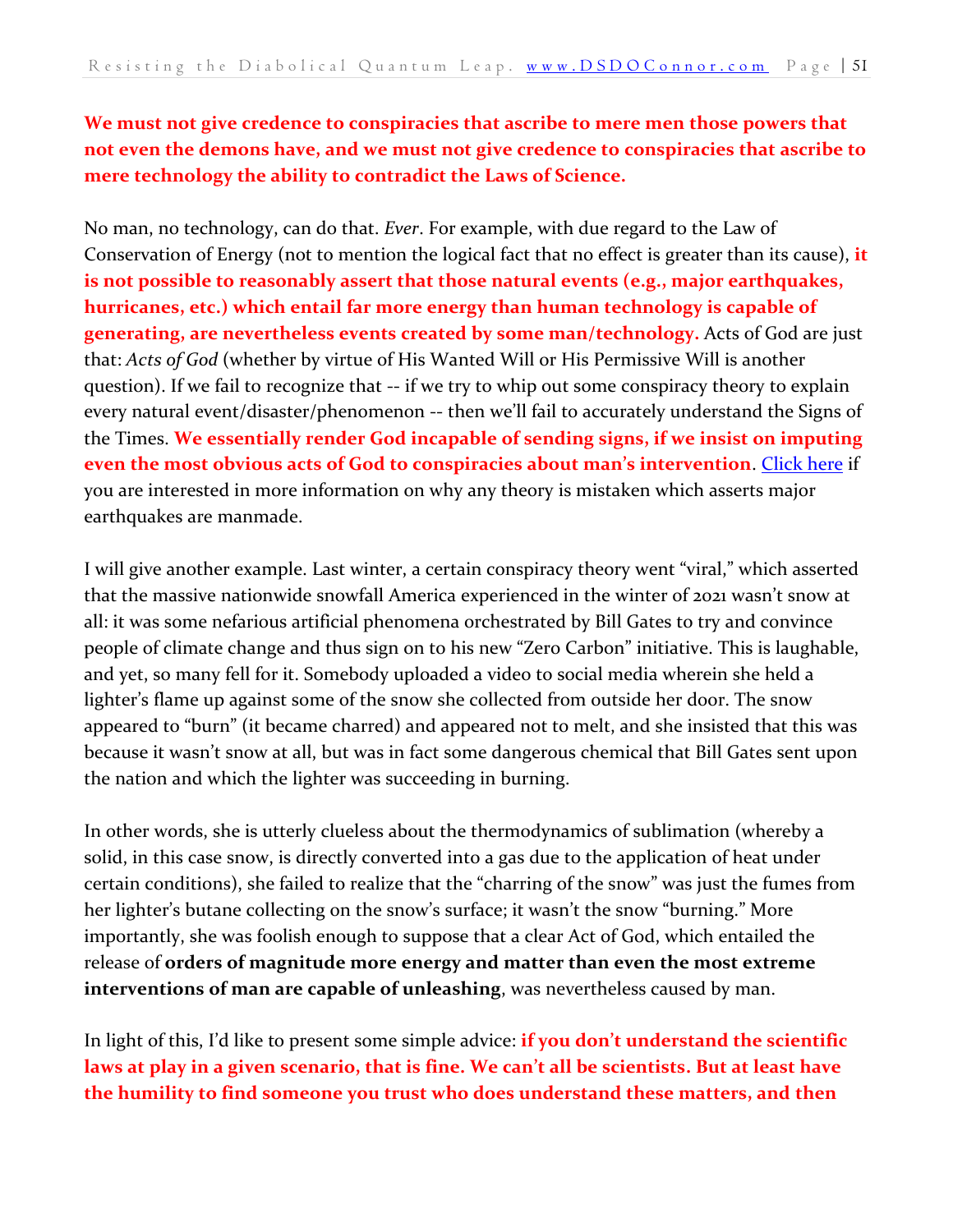**We must not give credence to conspiracies that ascribe to mere men those powers that not even the demons have, and we must not give credence to conspiracies that ascribe to mere technology the ability to contradict the Laws of Science.**

No man, no technology, can do that. *Ever*. For example, with due regard to the Law of Conservation of Energy (not to mention the logical fact that no effect is greater than its cause), **it is not possible to reasonably assert that those natural events (e.g., major earthquakes, hurricanes, etc.) which entail far more energy than human technology is capable of generating, are nevertheless events created by some man/technology.** Acts of God are just that: *Acts of God* (whether by virtue of His Wanted Will or His Permissive Will is another question). If we fail to recognize that -- if we try to whip out some conspiracy theory to explain every natural event/disaster/phenomenon -- then we'll fail to accurately understand the Signs of the Times. **We essentially render God incapable of sending signs, if we insist on imputing even the most obvious acts of God to conspiracies about man's intervention**. Click here if you are interested in more information on why any theory is mistaken which asserts major earthquakes are manmade.

I will give another example. Last winter, a certain conspiracy theory went "viral," which asserted that the massive nationwide snowfall America experienced in the winter of 2021 wasn't snow at all: it was some nefarious artificial phenomena orchestrated by Bill Gates to try and convince people of climate change and thus sign on to his new "Zero Carbon" initiative. This is laughable, and yet, so many fell for it. Somebody uploaded a video to social media wherein she held a lighter's flame up against some of the snow she collected from outside her door. The snow appeared to "burn" (it became charred) and appeared not to melt, and she insisted that this was because it wasn't snow at all, but was in fact some dangerous chemical that Bill Gates sent upon the nation and which the lighter was succeeding in burning.

In other words, she is utterly clueless about the thermodynamics of sublimation (whereby a solid, in this case snow, is directly converted into a gas due to the application of heat under certain conditions), she failed to realize that the "charring of the snow" was just the fumes from her lighter's butane collecting on the snow's surface; it wasn't the snow "burning." More importantly, she was foolish enough to suppose that a clear Act of God, which entailed the release of **orders of magnitude more energy and matter than even the most extreme interventions of man are capable of unleashing**, was nevertheless caused by man.

In light of this, I'd like to present some simple advice: **if you don't understand the scientific laws at play in a given scenario, that is fine. We can't all be scientists. But at least have the humility to find someone you trust who does understand these matters, and then**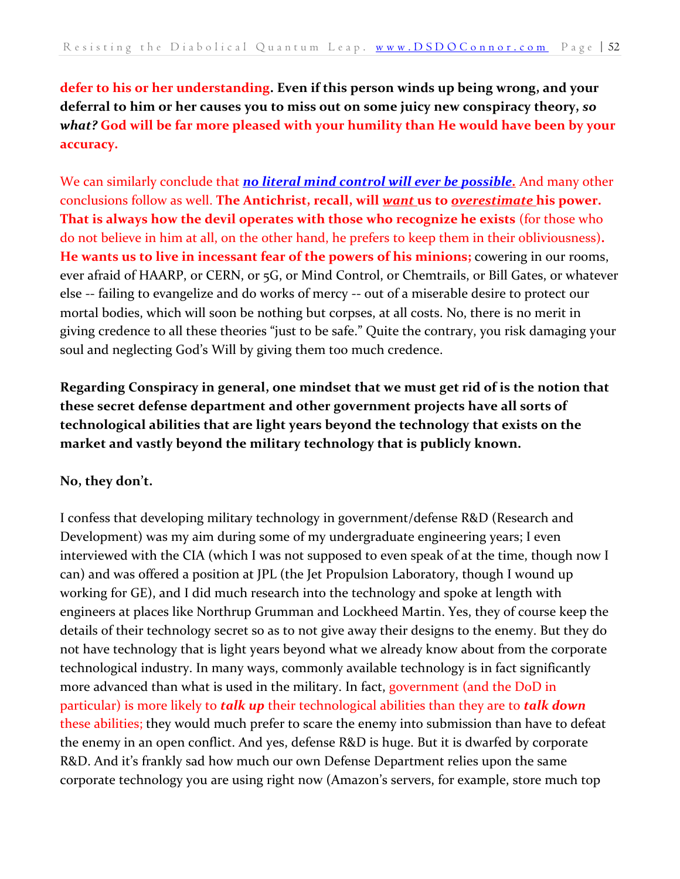**defer to his or her understanding. Even if this person winds up being wrong, and your deferral to him or her causes you to miss out on some juicy new conspiracy theory, *so what?* God will be far more pleased with your humility than He would have been by your accuracy.**

We can similarly conclude that ***no literal mind control will ever be possible.*** And many other conclusions follow as well. **The Antichrist, recall, will *want* us to *overestimate* his power. That is always how the devil operates with those who recognize he exists** (for those who do not believe in him at all, on the other hand, he prefers to keep them in their obliviousness)**. He wants us to live in incessant fear of the powers of his minions;** cowering in our rooms, ever afraid of HAARP, or CERN, or 5G, or Mind Control, or Chemtrails, or Bill Gates, or whatever else -- failing to evangelize and do works of mercy -- out of a miserable desire to protect our mortal bodies, which will soon be nothing but corpses, at all costs. No, there is no merit in giving credence to all these theories "just to be safe." Quite the contrary, you risk damaging your soul and neglecting God's Will by giving them too much credence.

**Regarding Conspiracy in general, one mindset that we must get rid of is the notion that these secret defense department and other government projects have all sorts of technological abilities that are light years beyond the technology that exists on the market and vastly beyond the military technology that is publicly known.**

**No, they don't.**

I confess that developing military technology in government/defense R&D (Research and Development) was my aim during some of my undergraduate engineering years; I even interviewed with the CIA (which I was not supposed to even speak of at the time, though now I can) and was offered a position at JPL (the Jet Propulsion Laboratory, though I wound up working for GE), and I did much research into the technology and spoke at length with engineers at places like Northrup Grumman and Lockheed Martin. Yes, they of course keep the details of their technology secret so as to not give away their designs to the enemy. But they do not have technology that is light years beyond what we already know about from the corporate technological industry. In many ways, commonly available technology is in fact significantly more advanced than what is used in the military. In fact, government (and the DoD in particular) is more likely to ***talk up*** their technological abilities than they are to ***talk down*** these abilities; they would much prefer to scare the enemy into submission than have to defeat the enemy in an open conflict. And yes, defense R&D is huge. But it is dwarfed by corporate R&D. And it's frankly sad how much our own Defense Department relies upon the same corporate technology you are using right now (Amazon's servers, for example, store much top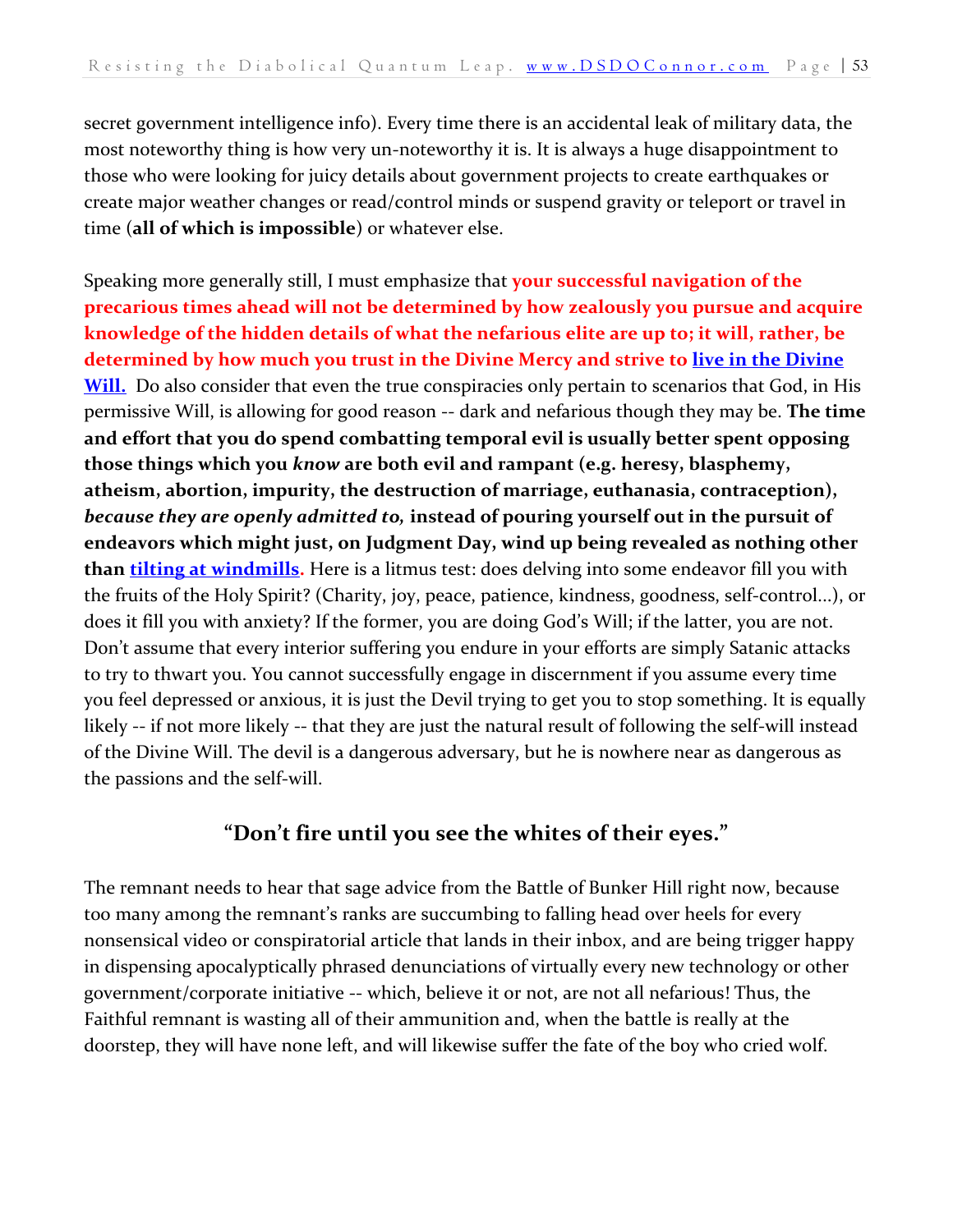secret government intelligence info). Every time there is an accidental leak of military data, the most noteworthy thing is how very un-noteworthy it is. It is always a huge disappointment to those who were looking for juicy details about government projects to create earthquakes or create major weather changes or read/control minds or suspend gravity or teleport or travel in time (**all of which is impossible**) or whatever else.

Speaking more generally still, I must emphasize that **your successful navigation of the precarious times ahead will not be determined by how zealously you pursue and acquire knowledge of the hidden details of what the nefarious elite are up to; it will, rather, be determined by how much you trust in the Divine Mercy and strive to live in the Divine Will.** Do also consider that even the true conspiracies only pertain to scenarios that God, in His permissive Will, is allowing for good reason -- dark and nefarious though they may be. **The time and effort that you do spend combatting temporal evil is usually better spent opposing those things which you *know* are both evil and rampant (e.g. heresy, blasphemy, atheism, abortion, impurity, the destruction of marriage, euthanasia, contraception), *because they are openly admitted to,* instead of pouring yourself out in the pursuit of endeavors which might just, on Judgment Day, wind up being revealed as nothing other than tilting at windmills.** Here is a litmus test: does delving into some endeavor fill you with the fruits of the Holy Spirit? (Charity, joy, peace, patience, kindness, goodness, self-control…), or does it fill you with anxiety? If the former, you are doing God's Will; if the latter, you are not. Don't assume that every interior suffering you endure in your efforts are simply Satanic attacks to try to thwart you. You cannot successfully engage in discernment if you assume every time you feel depressed or anxious, it is just the Devil trying to get you to stop something. It is equally likely -- if not more likely -- that they are just the natural result of following the self-will instead of the Divine Will. The devil is a dangerous adversary, but he is nowhere near as dangerous as the passions and the self-will.

## "Don't fire until you see the whites of their eyes."

The remnant needs to hear that sage advice from the Battle of Bunker Hill right now, because too many among the remnant's ranks are succumbing to falling head over heels for every nonsensical video or conspiratorial article that lands in their inbox, and are being trigger happy in dispensing apocalyptically phrased denunciations of virtually every new technology or other government/corporate initiative -- which, believe it or not, are not all nefarious! Thus, the Faithful remnant is wasting all of their ammunition and, when the battle is really at the doorstep, they will have none left, and will likewise suffer the fate of the boy who cried wolf.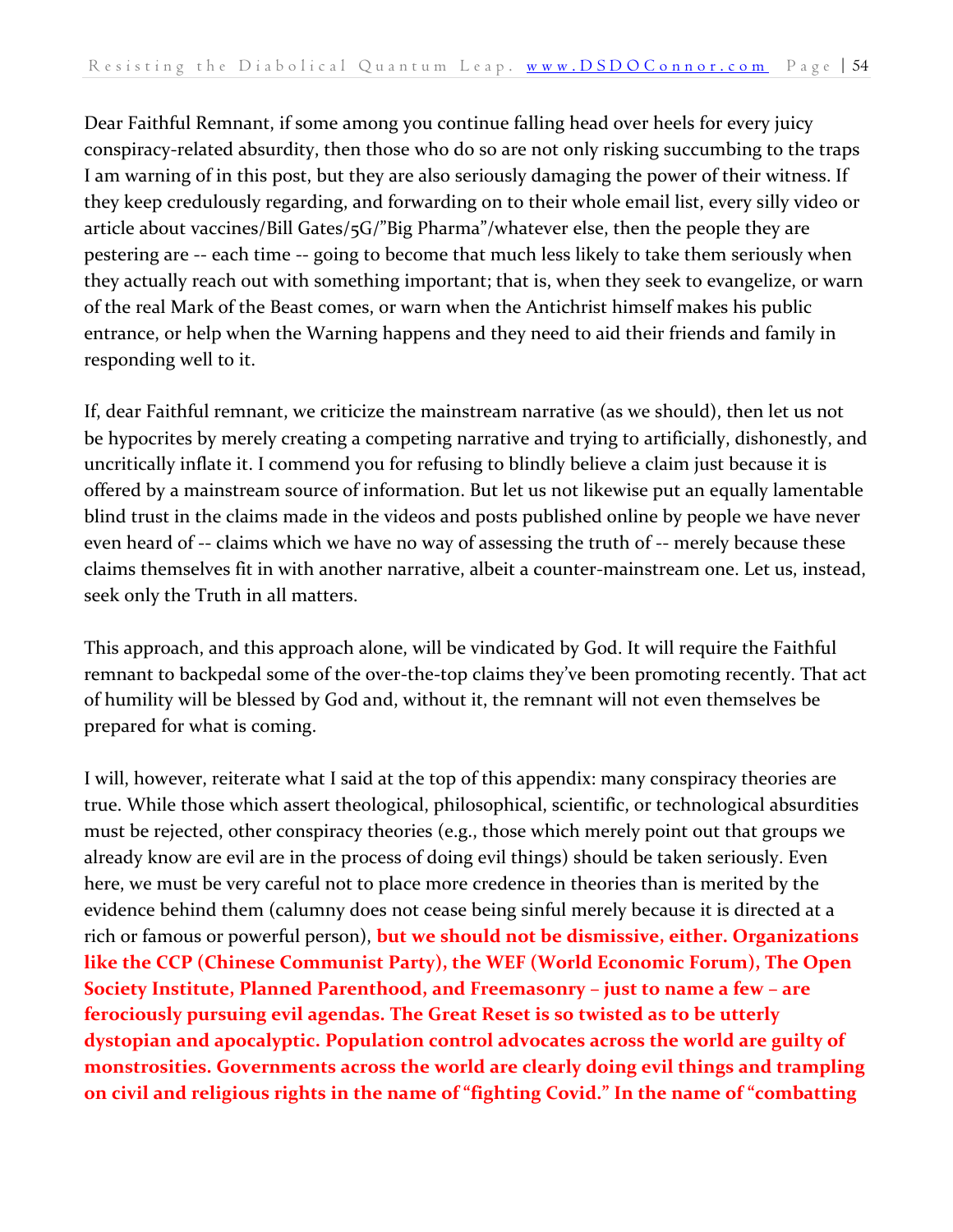Dear Faithful Remnant, if some among you continue falling head over heels for every juicy conspiracy-related absurdity, then those who do so are not only risking succumbing to the traps I am warning of in this post, but they are also seriously damaging the power of their witness. If they keep credulously regarding, and forwarding on to their whole email list, every silly video or article about vaccines/Bill Gates/5G/"Big Pharma"/whatever else, then the people they are pestering are -- each time -- going to become that much less likely to take them seriously when they actually reach out with something important; that is, when they seek to evangelize, or warn of the real Mark of the Beast comes, or warn when the Antichrist himself makes his public entrance, or help when the Warning happens and they need to aid their friends and family in responding well to it.

If, dear Faithful remnant, we criticize the mainstream narrative (as we should), then let us not be hypocrites by merely creating a competing narrative and trying to artificially, dishonestly, and uncritically inflate it. I commend you for refusing to blindly believe a claim just because it is offered by a mainstream source of information. But let us not likewise put an equally lamentable blind trust in the claims made in the videos and posts published online by people we have never even heard of -- claims which we have no way of assessing the truth of -- merely because these claims themselves fit in with another narrative, albeit a counter-mainstream one. Let us, instead, seek only the Truth in all matters.

This approach, and this approach alone, will be vindicated by God. It will require the Faithful remnant to backpedal some of the over-the-top claims they've been promoting recently. That act of humility will be blessed by God and, without it, the remnant will not even themselves be prepared for what is coming.

I will, however, reiterate what I said at the top of this appendix: many conspiracy theories are true. While those which assert theological, philosophical, scientific, or technological absurdities must be rejected, other conspiracy theories (e.g., those which merely point out that groups we already know are evil are in the process of doing evil things) should be taken seriously. Even here, we must be very careful not to place more credence in theories than is merited by the evidence behind them (calumny does not cease being sinful merely because it is directed at a rich or famous or powerful person), **but we should not be dismissive, either. Organizations like the CCP (Chinese Communist Party), the WEF (World Economic Forum), The Open Society Institute, Planned Parenthood, and Freemasonry – just to name a few – are ferociously pursuing evil agendas. The Great Reset is so twisted as to be utterly dystopian and apocalyptic. Population control advocates across the world are guilty of monstrosities. Governments across the world are clearly doing evil things and trampling on civil and religious rights in the name of "fighting Covid." In the name of "combatting**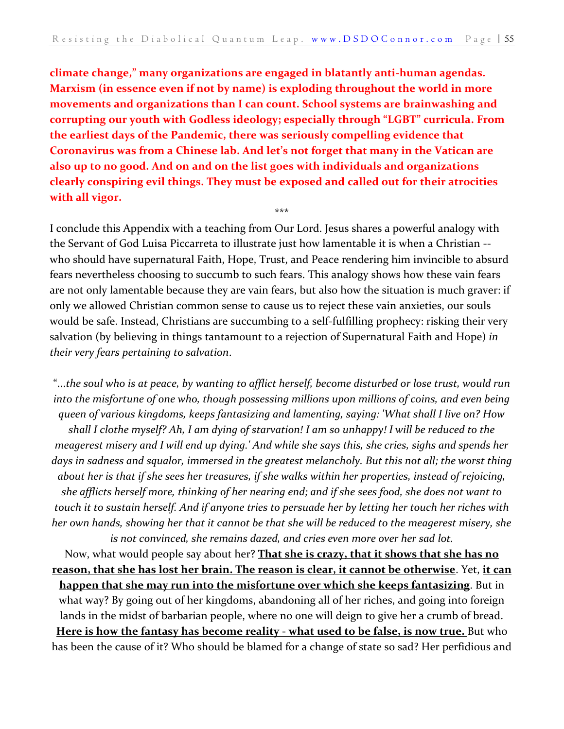**climate change," many organizations are engaged in blatantly anti-human agendas. Marxism (in essence even if not by name) is exploding throughout the world in more movements and organizations than I can count. School systems are brainwashing and corrupting our youth with Godless ideology; especially through "LGBT" curricula. From the earliest days of the Pandemic, there was seriously compelling evidence that Coronavirus was from a Chinese lab. And let's not forget that many in the Vatican are also up to no good. And on and on the list goes with individuals and organizations clearly conspiring evil things. They must be exposed and called out for their atrocities with all vigor.**

\*\*\*

I conclude this Appendix with a teaching from Our Lord. Jesus shares a powerful analogy with the Servant of God Luisa Piccarreta to illustrate just how lamentable it is when a Christian -- who should have supernatural Faith, Hope, Trust, and Peace rendering him invincible to absurd fears nevertheless choosing to succumb to such fears. This analogy shows how these vain fears are not only lamentable because they are vain fears, but also how the situation is much graver: if only we allowed Christian common sense to cause us to reject these vain anxieties, our souls would be safe. Instead, Christians are succumbing to a self-fulfilling prophecy: risking their very salvation (by believing in things tantamount to a rejection of Supernatural Faith and Hope) *in their very fears pertaining to salvation*.

*"...the soul who is at peace, by wanting to afflict herself, become disturbed or lose trust, would run into the misfortune of one who, though possessing millions upon millions of coins, and even being queen of various kingdoms, keeps fantasizing and lamenting, saying: 'What shall I live on? How shall I clothe myself? Ah, I am dying of starvation! I am so unhappy! I will be reduced to the meagerest misery and I will end up dying.' And while she says this, she cries, sighs and spends her days in sadness and squalor, immersed in the greatest melancholy. But this not all; the worst thing about her is that if she sees her treasures, if she walks within her properties, instead of rejoicing, she afflicts herself more, thinking of her nearing end; and if she sees food, she does not want to touch it to sustain herself. And if anyone tries to persuade her by letting her touch her riches with her own hands, showing her that it cannot be that she will be reduced to the meagerest misery, she is not convinced, she remains dazed, and cries even more over her sad lot.*

Now, what would people say about her? **That she is crazy, that it shows that she has no reason, that she has lost her brain. The reason is clear, it cannot be otherwise**. Yet, **it can happen that she may run into the misfortune over which she keeps fantasizing**. But in what way? By going out of her kingdoms, abandoning all of her riches, and going into foreign lands in the midst of barbarian people, where no one will deign to give her a crumb of bread. **Here is how the fantasy has become reality - what used to be false, is now true.** But who has been the cause of it? Who should be blamed for a change of state so sad? Her perfidious and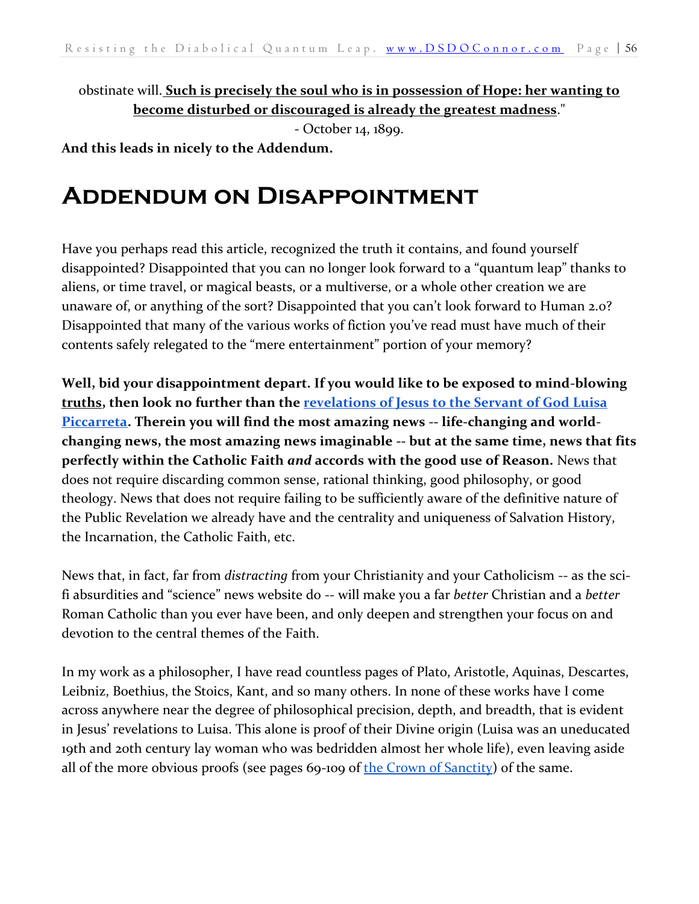obstinate will. **<u>Such is precisely the soul who is in possession of Hope: her wanting to become disturbed or discouraged is already the greatest madness</u>**."

- October 14, 1899.

**And this leads in nicely to the Addendum.**

# Addendum on Disappointment

Have you perhaps read this article, recognized the truth it contains, and found yourself disappointed? Disappointed that you can no longer look forward to a "quantum leap" thanks to aliens, or time travel, or magical beasts, or a multiverse, or a whole other creation we are unaware of, or anything of the sort? Disappointed that you can't look forward to Human 2.0? Disappointed that many of the various works of fiction you've read must have much of their contents safely relegated to the "mere entertainment" portion of your memory?

**Well, bid your disappointment depart. If you would like to be exposed to mind-blowing <u>truths</u>, then look no further than the [revelations of Jesus to the Servant of God Luisa Piccarreta](). Therein you will find the most amazing news -- life-changing and world-changing news, the most amazing news imaginable -- but at the same time, news that fits perfectly within the Catholic Faith *and* accords with the good use of Reason.** News that does not require discarding common sense, rational thinking, good philosophy, or good theology. News that does not require failing to be sufficiently aware of the definitive nature of the Public Revelation we already have and the centrality and uniqueness of Salvation History, the Incarnation, the Catholic Faith, etc.

News that, in fact, far from *distracting* from your Christianity and your Catholicism -- as the sci-fi absurdities and "science" news website do -- will make you a far *better* Christian and a *better* Roman Catholic than you ever have been, and only deepen and strengthen your focus on and devotion to the central themes of the Faith.

In my work as a philosopher, I have read countless pages of Plato, Aristotle, Aquinas, Descartes, Leibniz, Boethius, the Stoics, Kant, and so many others. In none of these works have I come across anywhere near the degree of philosophical precision, depth, and breadth, that is evident in Jesus' revelations to Luisa. This alone is proof of their Divine origin (Luisa was an uneducated 19th and 20th century lay woman who was bedridden almost her whole life), even leaving aside all of the more obvious proofs (see pages 69-109 of [the Crown of Sanctity]()) of the same.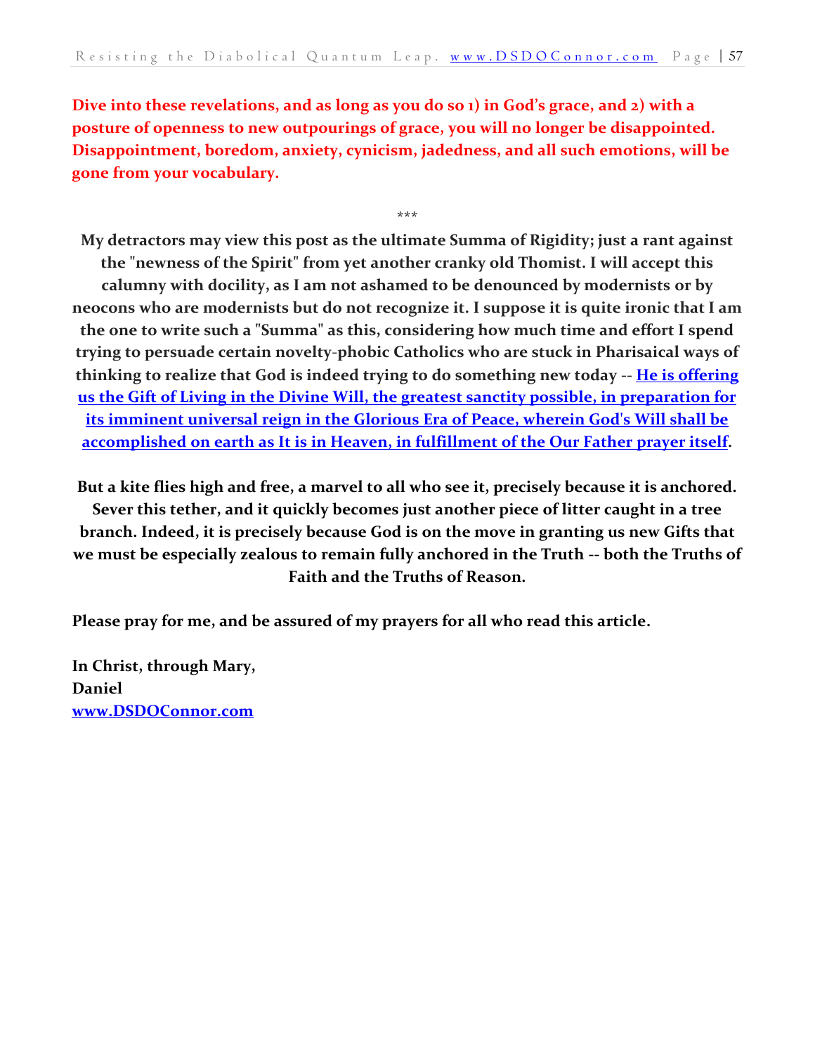**Dive into these revelations, and as long as you do so 1) in God's grace, and 2) with a posture of openness to new outpourings of grace, you will no longer be disappointed. Disappointment, boredom, anxiety, cynicism, jadedness, and all such emotions, will be gone from your vocabulary.**

\*\*\*

**My detractors may view this post as the ultimate Summa of Rigidity; just a rant against the "newness of the Spirit" from yet another cranky old Thomist. I will accept this calumny with docility, as I am not ashamed to be denounced by modernists or by neocons who are modernists but do not recognize it. I suppose it is quite ironic that I am the one to write such a "Summa" as this, considering how much time and effort I spend trying to persuade certain novelty-phobic Catholics who are stuck in Pharisaical ways of thinking to realize that God is indeed trying to do something new today -- He is offering us the Gift of Living in the Divine Will, the greatest sanctity possible, in preparation for its imminent universal reign in the Glorious Era of Peace, wherein God's Will shall be accomplished on earth as It is in Heaven, in fulfillment of the Our Father prayer itself.**

**But a kite flies high and free, a marvel to all who see it, precisely because it is anchored. Sever this tether, and it quickly becomes just another piece of litter caught in a tree branch. Indeed, it is precisely because God is on the move in granting us new Gifts that we must be especially zealous to remain fully anchored in the Truth -- both the Truths of Faith and the Truths of Reason.**

**Please pray for me, and be assured of my prayers for all who read this article.**

**In Christ, through Mary,**
**Daniel**
**www.DSDOConnor.com**